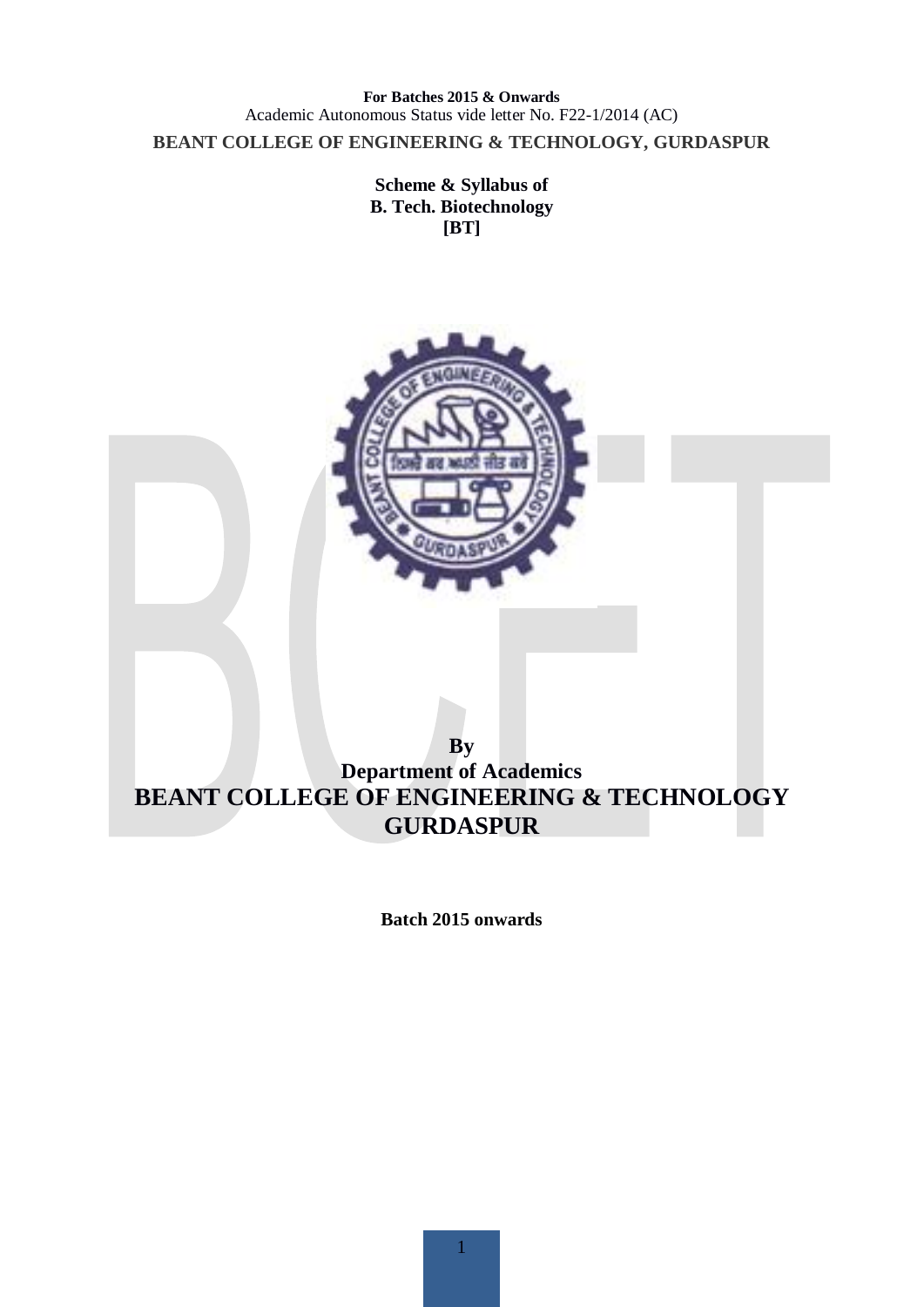**For Batches 2015 & Onwards**

Academic Autonomous Status vide letter No. F22-1/2014 (AC)

**BEANT COLLEGE OF ENGINEERING & TECHNOLOGY, GURDASPUR**

**Scheme & Syllabus of**
**B. Tech. Biotechnology**
**[BT]**

**By**
**Department of Academics**

# BEANT COLLEGE OF ENGINEERING & TECHNOLOGY GURDASPUR

**Batch 2015 onwards**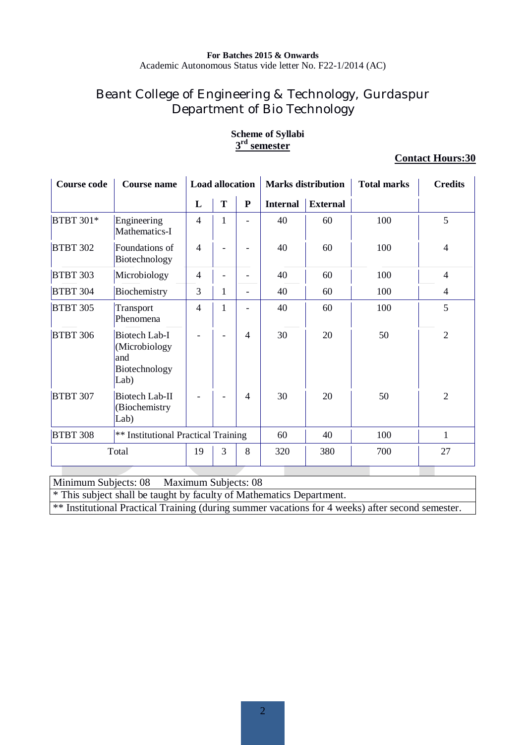**For Batches 2015 & Onwards**
Academic Autonomous Status vide letter No. F22-1/2014 (AC)

# Beant College of Engineering & Technology, Gurdaspur
## Department of Bio Technology

**Scheme of Syllabi**
**3rd semester**

**Contact Hours:30**

| Course code | Course name | Load allocation | | | Marks distribution | | Total marks | Credits |
|---|---|---|---|---|---|---|---|---|
| | | L | T | P | Internal | External | | |
| BTBT 301* | Engineering Mathematics-I | 4 | 1 | - | 40 | 60 | 100 | 5 |
| BTBT 302 | Foundations of Biotechnology | 4 | - | - | 40 | 60 | 100 | 4 |
| BTBT 303 | Microbiology | 4 | - | - | 40 | 60 | 100 | 4 |
| BTBT 304 | Biochemistry | 3 | 1 | - | 40 | 60 | 100 | 4 |
| BTBT 305 | Transport Phenomena | 4 | 1 | - | 40 | 60 | 100 | 5 |
| BTBT 306 | Biotech Lab-I (Microbiology and Biotechnology Lab) | - | - | 4 | 30 | 20 | 50 | 2 |
| BTBT 307 | Biotech Lab-II (Biochemistry Lab) | - | - | 4 | 30 | 20 | 50 | 2 |
| BTBT 308 | ** Institutional Practical Training | | | | 60 | 40 | 100 | 1 |
| Total | | 19 | 3 | 8 | 320 | 380 | 700 | 27 |

| Minimum Subjects: 08 Maximum Subjects: 08 |
|---|
| * This subject shall be taught by faculty of Mathematics Department. |
| ** Institutional Practical Training (during summer vacations for 4 weeks) after second semester. |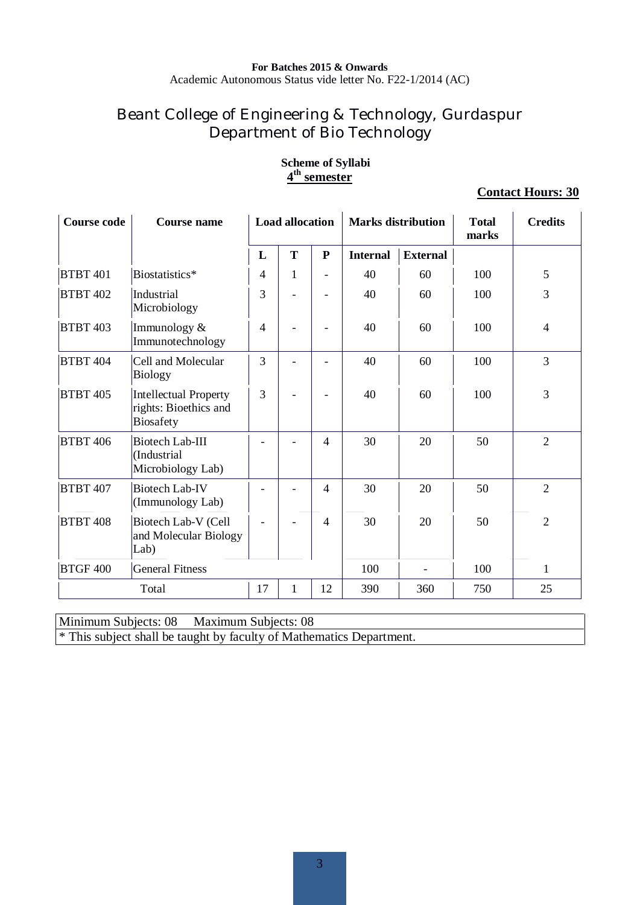**For Batches 2015 & Onwards**
Academic Autonomous Status vide letter No. F22-1/2014 (AC)

# Beant College of Engineering & Technology, Gurdaspur
## Department of Bio Technology

**Scheme of Syllabi**
**4th semester**

**Contact Hours: 30**

| Course code | Course name | Load allocation | | | Marks distribution | | Total marks | Credits |
|---|---|---|---|---|---|---|---|---|
| | | L | T | P | Internal | External | | |
| BTBT 401 | Biostatistics* | 4 | 1 | - | 40 | 60 | 100 | 5 |
| BTBT 402 | Industrial Microbiology | 3 | - | - | 40 | 60 | 100 | 3 |
| BTBT 403 | Immunology & Immunotechnology | 4 | - | - | 40 | 60 | 100 | 4 |
| BTBT 404 | Cell and Molecular Biology | 3 | - | - | 40 | 60 | 100 | 3 |
| BTBT 405 | Intellectual Property rights: Bioethics and Biosafety | 3 | - | - | 40 | 60 | 100 | 3 |
| BTBT 406 | Biotech Lab-III (Industrial Microbiology Lab) | - | - | 4 | 30 | 20 | 50 | 2 |
| BTBT 407 | Biotech Lab-IV (Immunology Lab) | - | - | 4 | 30 | 20 | 50 | 2 |
| BTBT 408 | Biotech Lab-V (Cell and Molecular Biology Lab) | - | - | 4 | 30 | 20 | 50 | 2 |
| BTGF 400 | General Fitness | | | | 100 | - | 100 | 1 |
| Total | | 17 | 1 | 12 | 390 | 360 | 750 | 25 |

Minimum Subjects: 08 Maximum Subjects: 08

* This subject shall be taught by faculty of Mathematics Department.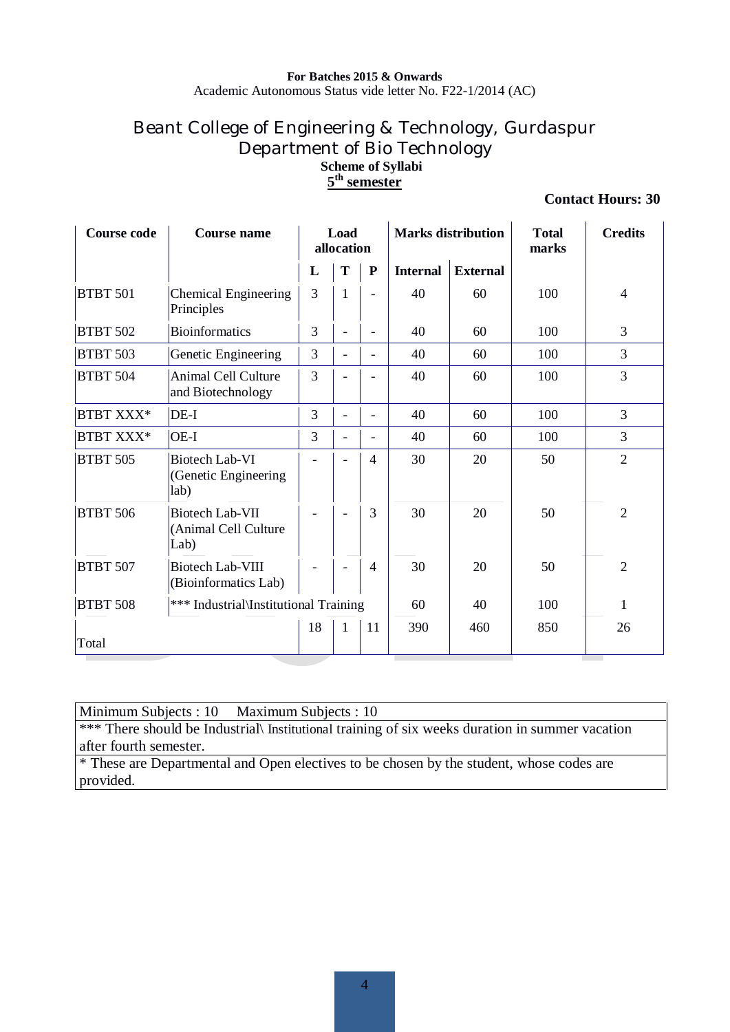**For Batches 2015 & Onwards**
Academic Autonomous Status vide letter No. F22-1/2014 (AC)

# Beant College of Engineering & Technology, Gurdaspur
## Department of Bio Technology
**Scheme of Syllabi**
**5th semester**

**Contact Hours: 30**

| Course code | Course name | Load allocation | | | Marks distribution | | Total marks | Credits |
|---|---|---|---|---|---|---|---|---|
| | | L | T | P | Internal | External | | |
| BTBT 501 | Chemical Engineering Principles | 3 | 1 | - | 40 | 60 | 100 | 4 |
| BTBT 502 | Bioinformatics | 3 | - | - | 40 | 60 | 100 | 3 |
| BTBT 503 | Genetic Engineering | 3 | - | - | 40 | 60 | 100 | 3 |
| BTBT 504 | Animal Cell Culture and Biotechnology | 3 | - | - | 40 | 60 | 100 | 3 |
| BTBT XXX* | DE-I | 3 | - | - | 40 | 60 | 100 | 3 |
| BTBT XXX* | OE-I | 3 | - | - | 40 | 60 | 100 | 3 |
| BTBT 505 | Biotech Lab-VI (Genetic Engineering lab) | - | - | 4 | 30 | 20 | 50 | 2 |
| BTBT 506 | Biotech Lab-VII (Animal Cell Culture Lab) | - | - | 3 | 30 | 20 | 50 | 2 |
| BTBT 507 | Biotech Lab-VIII (Bioinformatics Lab) | - | - | 4 | 30 | 20 | 50 | 2 |
| BTBT 508 | *** Industrial\Institutional Training | | | | 60 | 40 | 100 | 1 |
| Total | | 18 | 1 | 11 | 390 | 460 | 850 | 26 |

| Minimum Subjects : 10 Maximum Subjects : 10 |
|---|
| *** There should be Industrial\ Institutional training of six weeks duration in summer vacation after fourth semester. |
| * These are Departmental and Open electives to be chosen by the student, whose codes are provided. |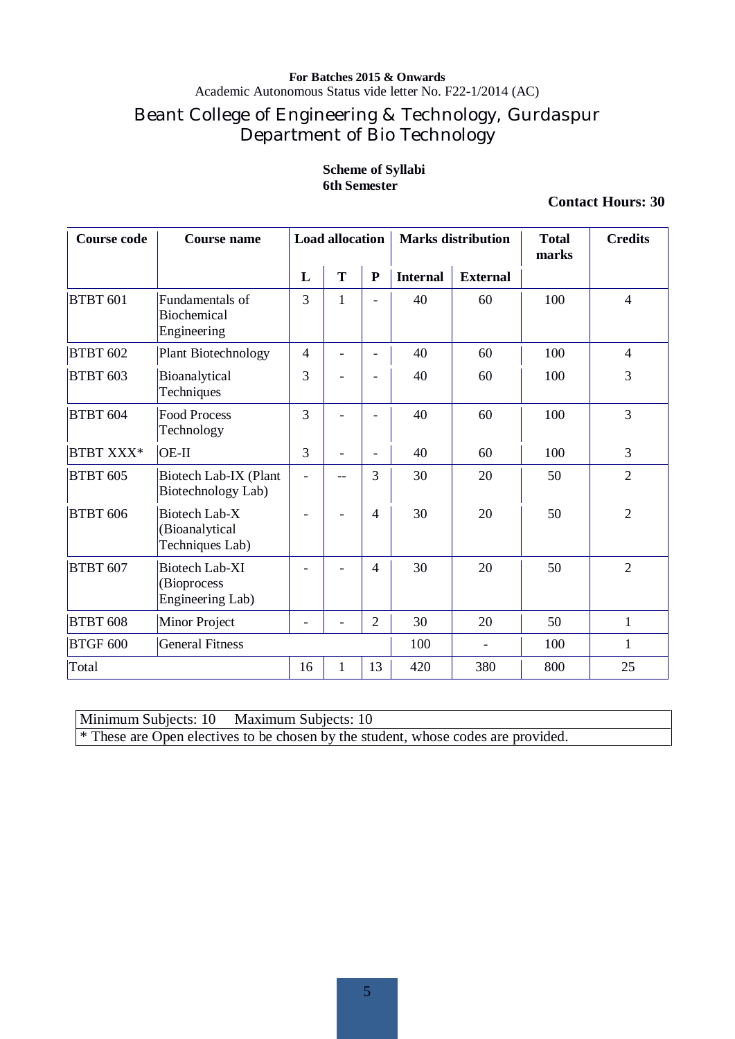**For Batches 2015 & Onwards**

Academic Autonomous Status vide letter No. F22-1/2014 (AC)

# Beant College of Engineering & Technology, Gurdaspur
## Department of Bio Technology

**Scheme of Syllabi**
**6th Semester**

**Contact Hours: 30**

| Course code | Course name | Load allocation | | | Marks distribution | | Total marks | Credits |
|---|---|---|---|---|---|---|---|---|
| | | L | T | P | Internal | External | | |
| BTBT 601 | Fundamentals of Biochemical Engineering | 3 | 1 | - | 40 | 60 | 100 | 4 |
| BTBT 602 | Plant Biotechnology | 4 | - | - | 40 | 60 | 100 | 4 |
| BTBT 603 | Bioanalytical Techniques | 3 | - | - | 40 | 60 | 100 | 3 |
| BTBT 604 | Food Process Technology | 3 | - | - | 40 | 60 | 100 | 3 |
| BTBT XXX* | OE-II | 3 | - | - | 40 | 60 | 100 | 3 |
| BTBT 605 | Biotech Lab-IX (Plant Biotechnology Lab) | - | -- | 3 | 30 | 20 | 50 | 2 |
| BTBT 606 | Biotech Lab-X (Bioanalytical Techniques Lab) | - | - | 4 | 30 | 20 | 50 | 2 |
| BTBT 607 | Biotech Lab-XI (Bioprocess Engineering Lab) | - | - | 4 | 30 | 20 | 50 | 2 |
| BTBT 608 | Minor Project | - | - | 2 | 30 | 20 | 50 | 1 |
| BTGF 600 | General Fitness | | | | 100 | - | 100 | 1 |
| Total | | 16 | 1 | 13 | 420 | 380 | 800 | 25 |

| Minimum Subjects: 10 Maximum Subjects: 10 |
|---|
| * These are Open electives to be chosen by the student, whose codes are provided. |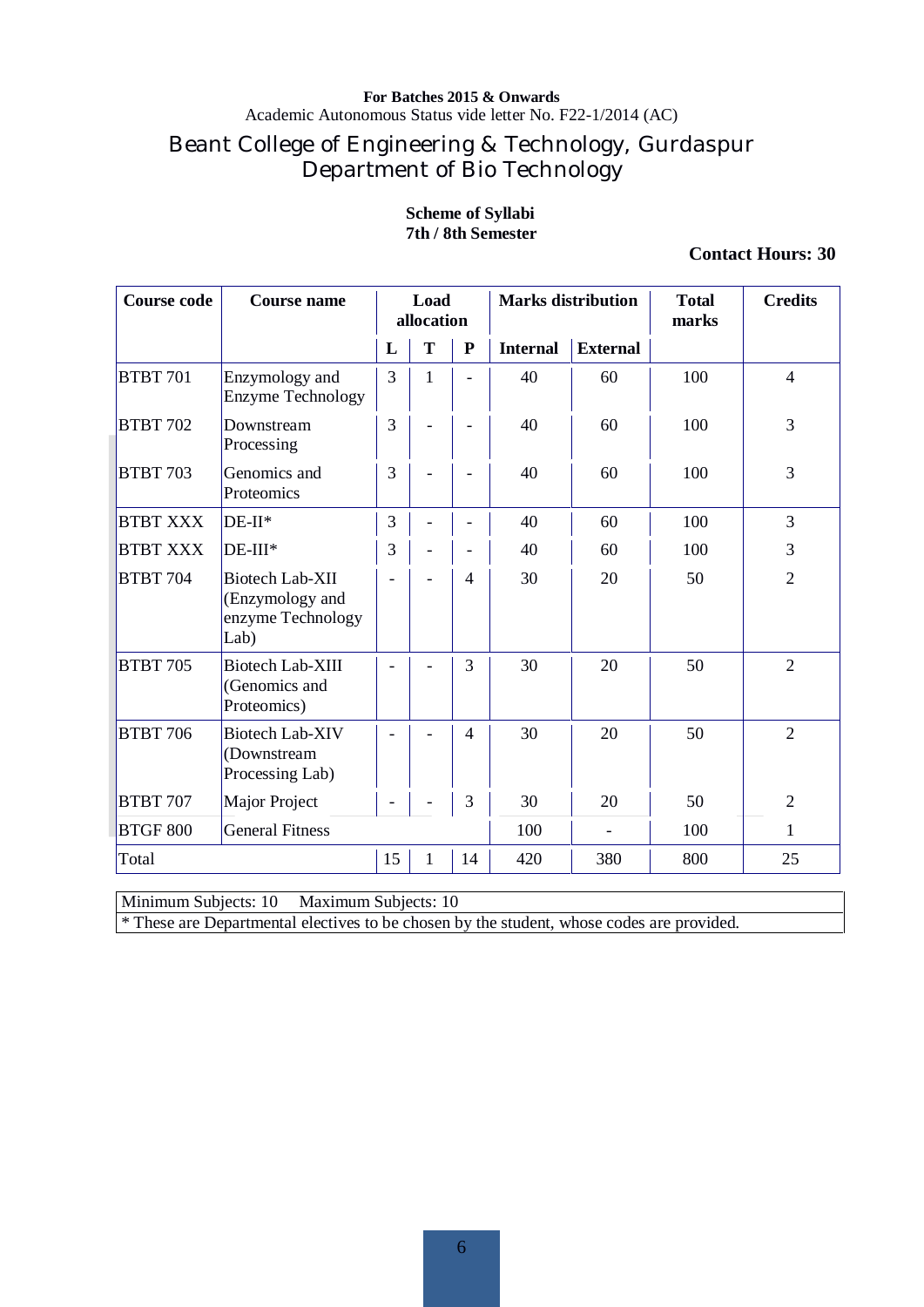**For Batches 2015 & Onwards**
Academic Autonomous Status vide letter No. F22-1/2014 (AC)

# Beant College of Engineering & Technology, Gurdaspur
## Department of Bio Technology

**Scheme of Syllabi**
**7th / 8th Semester**

**Contact Hours: 30**

| Course code | Course name | Load allocation | | | Marks distribution | | Total marks | Credits |
|---|---|---|---|---|---|---|---|---|
| | | L | T | P | Internal | External | | |
| BTBT 701 | Enzymology and Enzyme Technology | 3 | 1 | - | 40 | 60 | 100 | 4 |
| BTBT 702 | Downstream Processing | 3 | - | - | 40 | 60 | 100 | 3 |
| BTBT 703 | Genomics and Proteomics | 3 | - | - | 40 | 60 | 100 | 3 |
| BTBT XXX | DE-II* | 3 | - | - | 40 | 60 | 100 | 3 |
| BTBT XXX | DE-III* | 3 | - | - | 40 | 60 | 100 | 3 |
| BTBT 704 | Biotech Lab-XII (Enzymology and enzyme Technology Lab) | - | - | 4 | 30 | 20 | 50 | 2 |
| BTBT 705 | Biotech Lab-XIII (Genomics and Proteomics) | - | - | 3 | 30 | 20 | 50 | 2 |
| BTBT 706 | Biotech Lab-XIV (Downstream Processing Lab) | - | - | 4 | 30 | 20 | 50 | 2 |
| BTBT 707 | Major Project | - | - | 3 | 30 | 20 | 50 | 2 |
| BTGF 800 | General Fitness | | | | 100 | - | 100 | 1 |
| Total | | 15 | 1 | 14 | 420 | 380 | 800 | 25 |

Minimum Subjects: 10 Maximum Subjects: 10

* These are Departmental electives to be chosen by the student, whose codes are provided.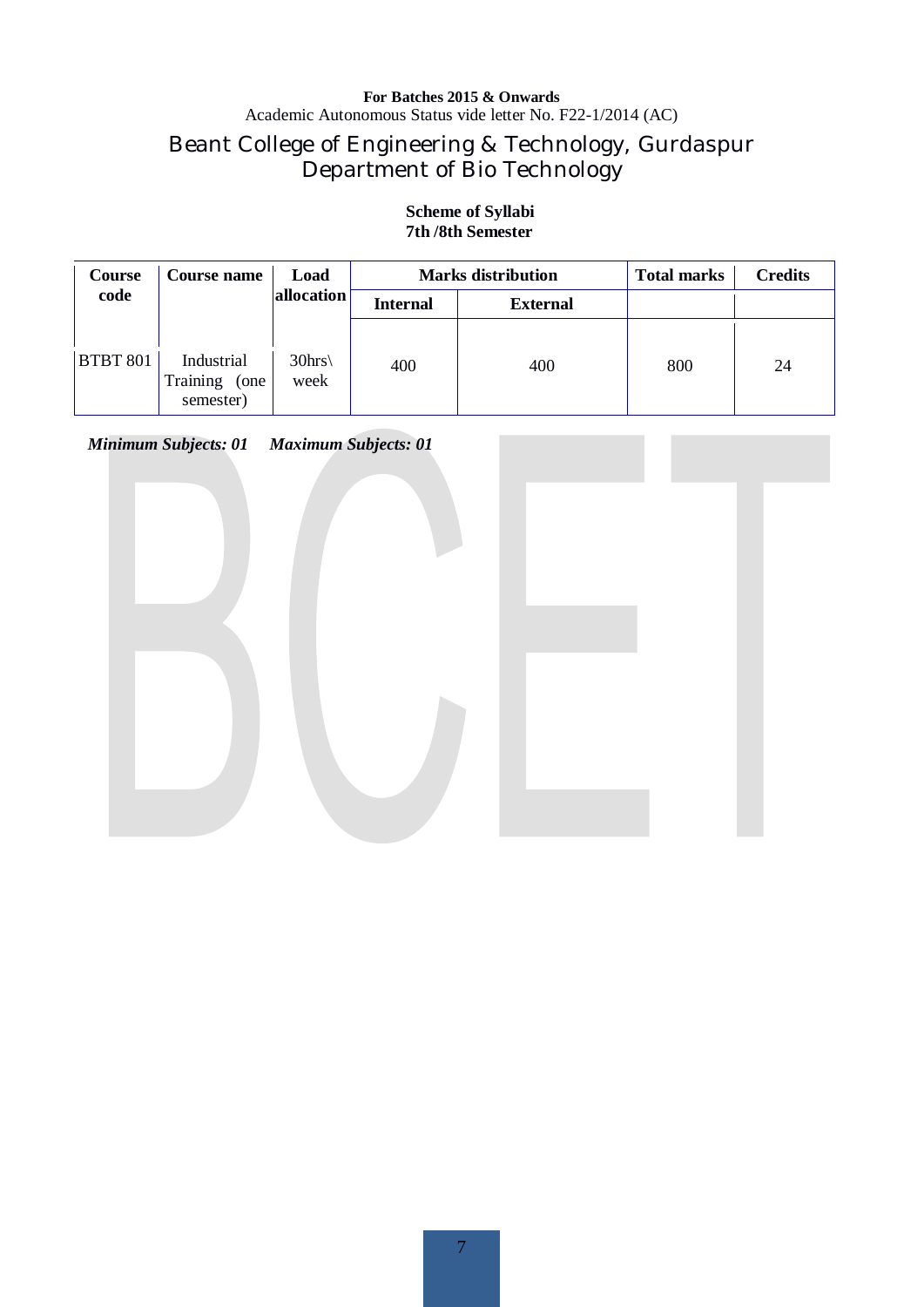**For Batches 2015 & Onwards**
Academic Autonomous Status vide letter No. F22-1/2014 (AC)

# Beant College of Engineering & Technology, Gurdaspur
## Department of Bio Technology

**Scheme of Syllabi**
**7th /8th Semester**

| Course code | Course name | Load allocation | Marks distribution | | Total marks | Credits |
|---|---|---|---|---|---|---|
| | | | Internal | External | | |
| BTBT 801 | Industrial Training (one semester) | 30hrs\ week | 400 | 400 | 800 | 24 |

***Minimum Subjects: 01 Maximum Subjects: 01***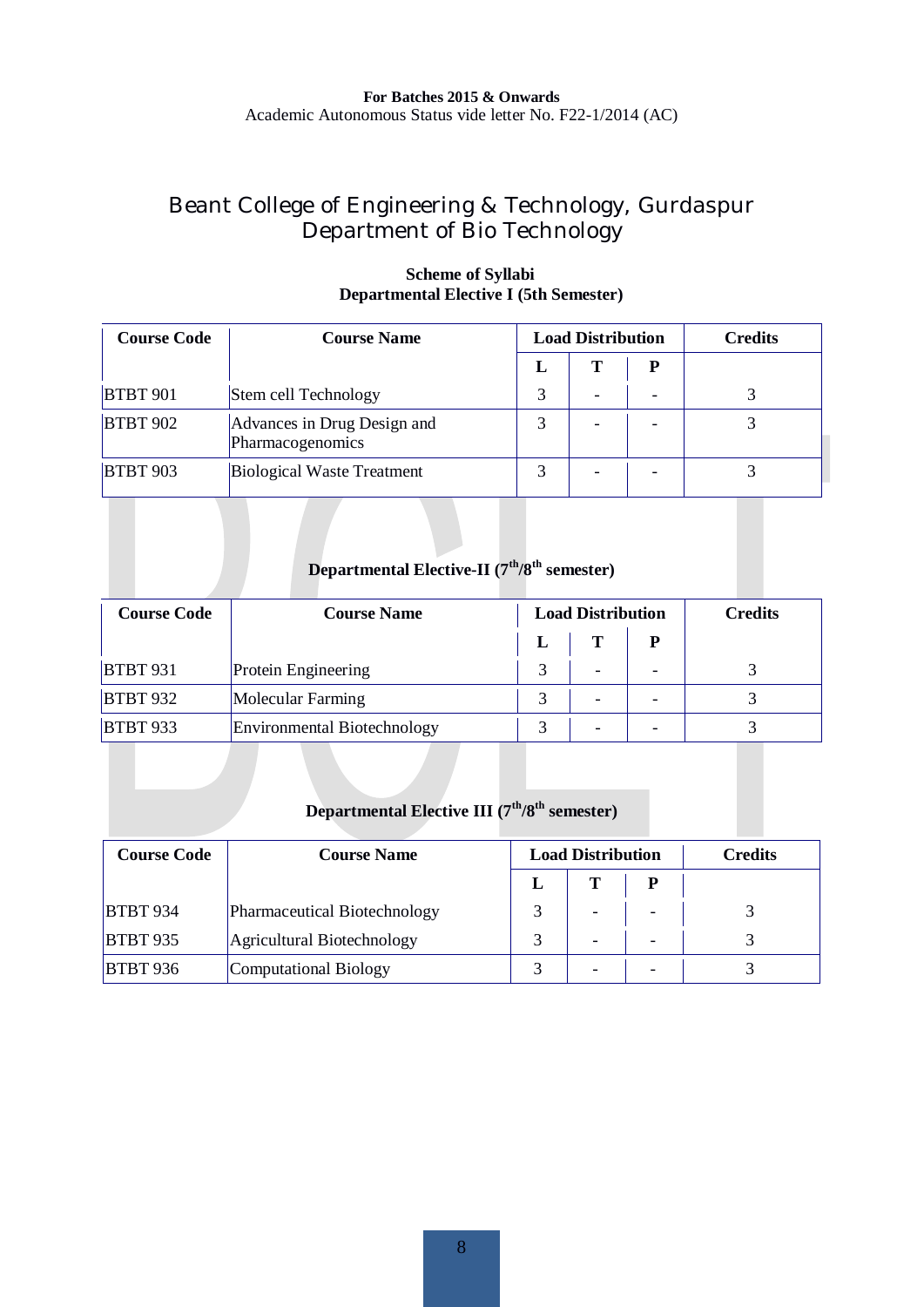**For Batches 2015 & Onwards**
Academic Autonomous Status vide letter No. F22-1/2014 (AC)

# Beant College of Engineering & Technology, Gurdaspur
## Department of Bio Technology

**Scheme of Syllabi**
**Departmental Elective I (5th Semester)**

| Course Code | Course Name | Load Distribution | | | Credits |
|---|---|---|---|---|---|
| | | L | T | P | |
| BTBT 901 | Stem cell Technology | 3 | - | - | 3 |
| BTBT 902 | Advances in Drug Design and Pharmacogenomics | 3 | - | - | 3 |
| BTBT 903 | Biological Waste Treatment | 3 | - | - | 3 |

**Departmental Elective-II (7th/8th semester)**

| Course Code | Course Name | Load Distribution | | | Credits |
|---|---|---|---|---|---|
| | | L | T | P | |
| BTBT 931 | Protein Engineering | 3 | - | - | 3 |
| BTBT 932 | Molecular Farming | 3 | - | - | 3 |
| BTBT 933 | Environmental Biotechnology | 3 | - | - | 3 |

**Departmental Elective III (7th/8th semester)**

| Course Code | Course Name | Load Distribution | | | Credits |
|---|---|---|---|---|---|
| | | L | T | P | |
| BTBT 934 | Pharmaceutical Biotechnology | 3 | - | - | 3 |
| BTBT 935 | Agricultural Biotechnology | 3 | - | - | 3 |
| BTBT 936 | Computational Biology | 3 | - | - | 3 |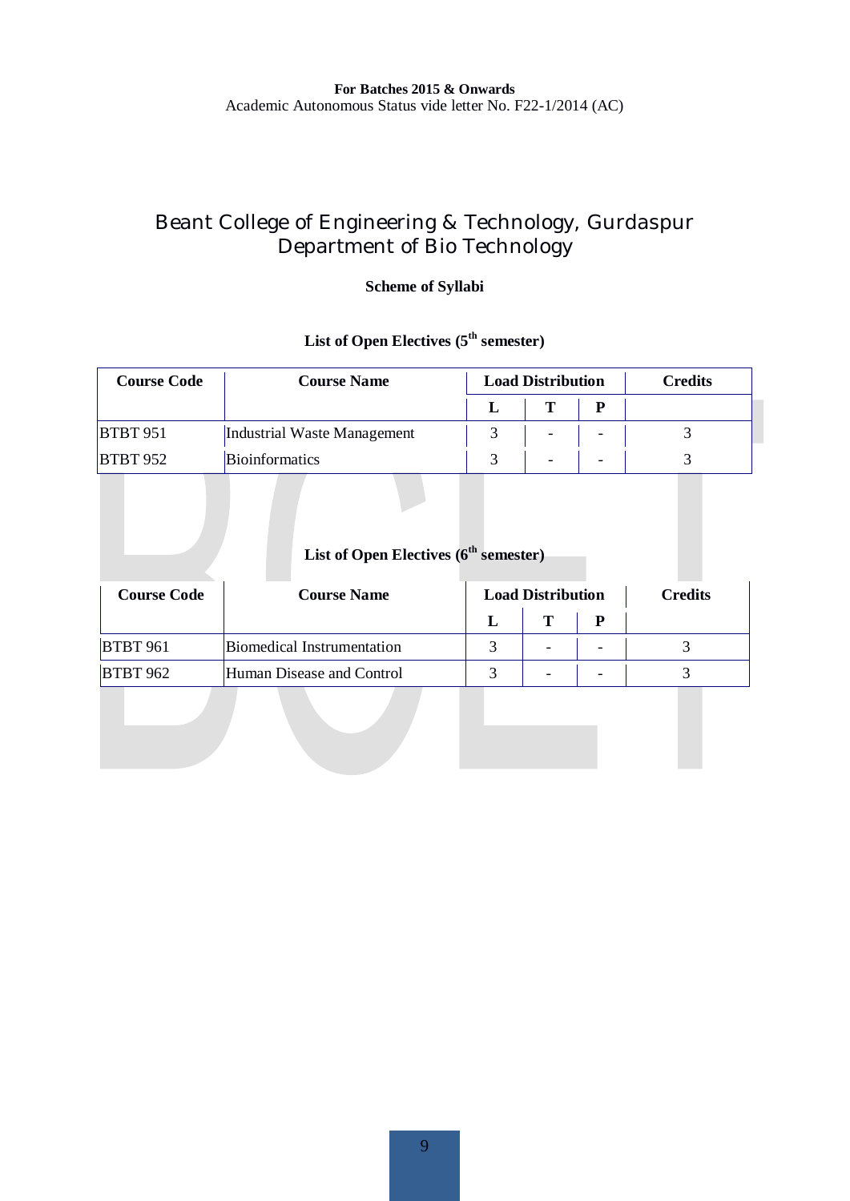**For Batches 2015 & Onwards**
Academic Autonomous Status vide letter No. F22-1/2014 (AC)

# Beant College of Engineering & Technology, Gurdaspur
## Department of Bio Technology

**Scheme of Syllabi**

### List of Open Electives (5th semester)

| Course Code | Course Name | Load Distribution | | | Credits |
|---|---|---|---|---|---|
| | | L | T | P | |
| BTBT 951 | Industrial Waste Management | 3 | - | - | 3 |
| BTBT 952 | Bioinformatics | 3 | - | - | 3 |

### List of Open Electives (6th semester)

| Course Code | Course Name | Load Distribution | | | Credits |
|---|---|---|---|---|---|
| | | L | T | P | |
| BTBT 961 | Biomedical Instrumentation | 3 | - | - | 3 |
| BTBT 962 | Human Disease and Control | 3 | - | - | 3 |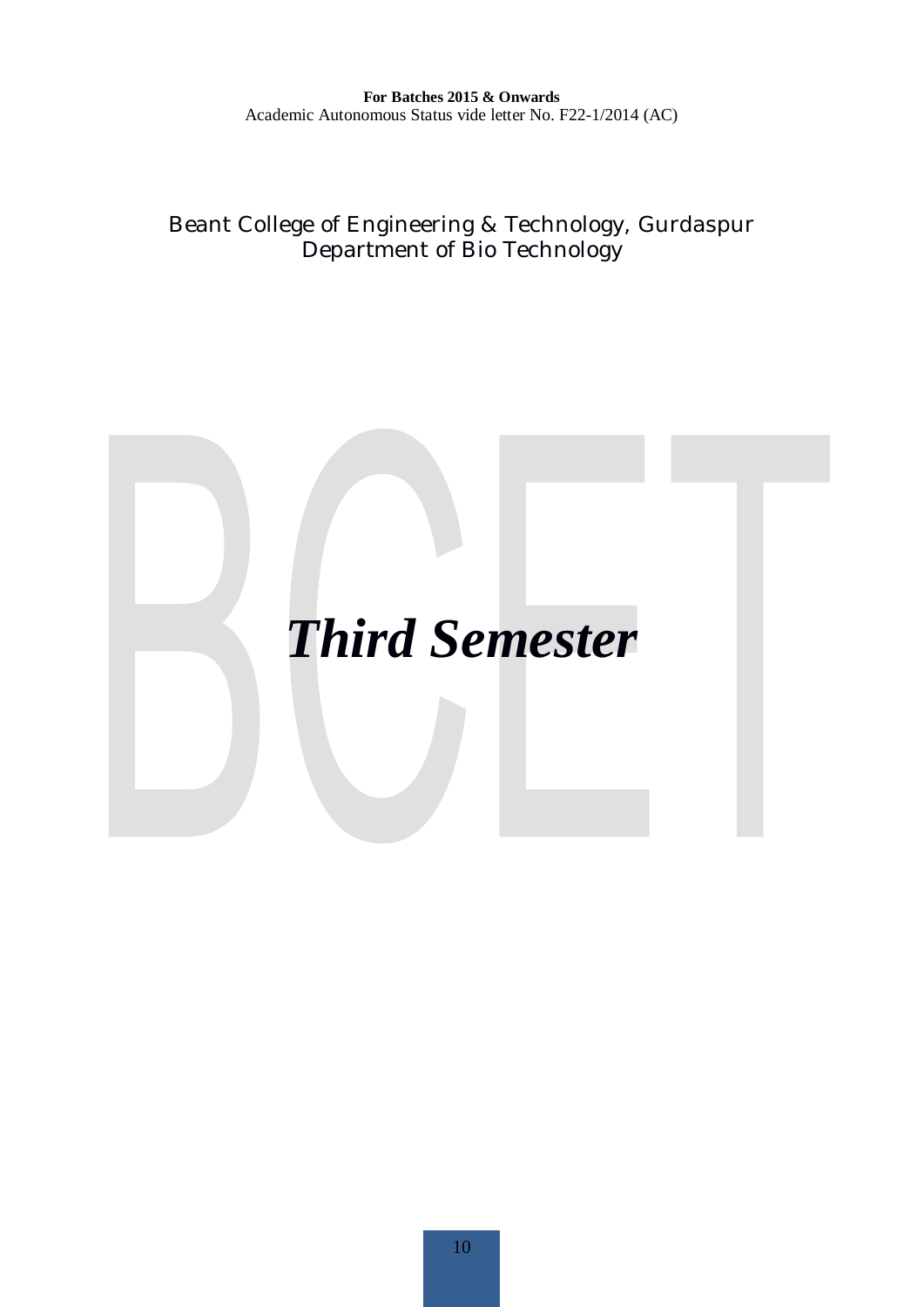**For Batches 2015 & Onwards**
Academic Autonomous Status vide letter No. F22-1/2014 (AC)

Beant College of Engineering & Technology, Gurdaspur
Department of Bio Technology

# *Third Semester*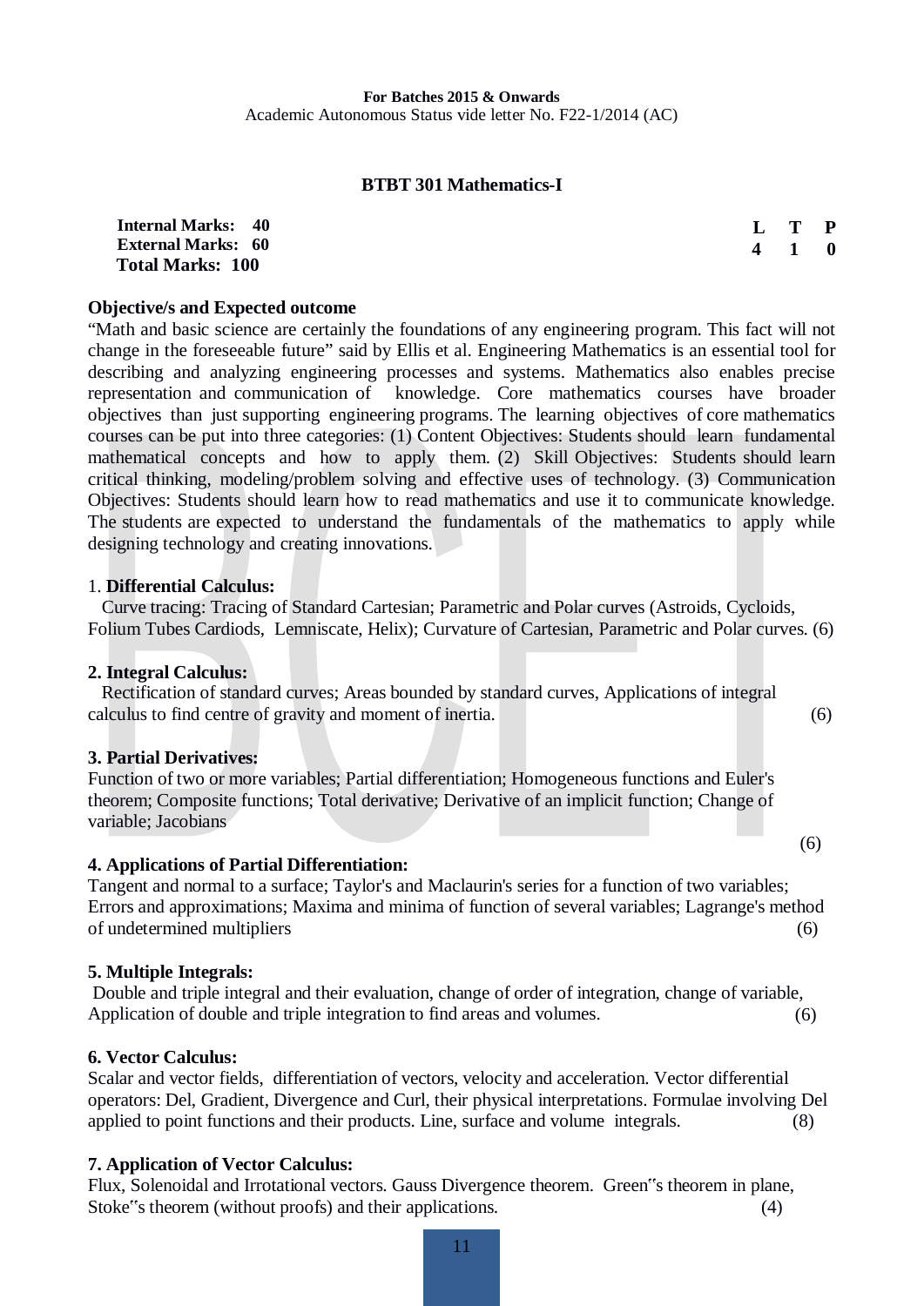**For Batches 2015 & Onwards**
Academic Autonomous Status vide letter No. F22-1/2014 (AC)

## BTBT 301 Mathematics-I

**Internal Marks: 40**
**External Marks: 60**
**Total Marks: 100**

| L | T | P |
|---|---|---|
| 4 | 1 | 0 |

**Objective/s and Expected outcome**

"Math and basic science are certainly the foundations of any engineering program. This fact will not change in the foreseeable future" said by Ellis et al. Engineering Mathematics is an essential tool for describing and analyzing engineering processes and systems. Mathematics also enables precise representation and communication of knowledge. Core mathematics courses have broader objectives than just supporting engineering programs. The learning objectives of core mathematics courses can be put into three categories: (1) Content Objectives: Students should learn fundamental mathematical concepts and how to apply them. (2) Skill Objectives: Students should learn critical thinking, modeling/problem solving and effective uses of technology. (3) Communication Objectives: Students should learn how to read mathematics and use it to communicate knowledge. The students are expected to understand the fundamentals of the mathematics to apply while designing technology and creating innovations.

1. **Differential Calculus:**

Curve tracing: Tracing of Standard Cartesian; Parametric and Polar curves (Astroids, Cycloids, Folium Tubes Cardiods, Lemniscate, Helix); Curvature of Cartesian, Parametric and Polar curves. (6)

**2. Integral Calculus:**

Rectification of standard curves; Areas bounded by standard curves, Applications of integral calculus to find centre of gravity and moment of inertia. (6)

**3. Partial Derivatives:**

Function of two or more variables; Partial differentiation; Homogeneous functions and Euler's theorem; Composite functions; Total derivative; Derivative of an implicit function; Change of variable; Jacobians (6)

**4. Applications of Partial Differentiation:**

Tangent and normal to a surface; Taylor's and Maclaurin's series for a function of two variables; Errors and approximations; Maxima and minima of function of several variables; Lagrange's method of undetermined multipliers (6)

**5. Multiple Integrals:**

Double and triple integral and their evaluation, change of order of integration, change of variable, Application of double and triple integration to find areas and volumes. (6)

**6. Vector Calculus:**

Scalar and vector fields, differentiation of vectors, velocity and acceleration. Vector differential operators: Del, Gradient, Divergence and Curl, their physical interpretations. Formulae involving Del applied to point functions and their products. Line, surface and volume integrals. (8)

**7. Application of Vector Calculus:**

Flux, Solenoidal and Irrotational vectors. Gauss Divergence theorem. Green"s theorem in plane, Stoke"s theorem (without proofs) and their applications. (4)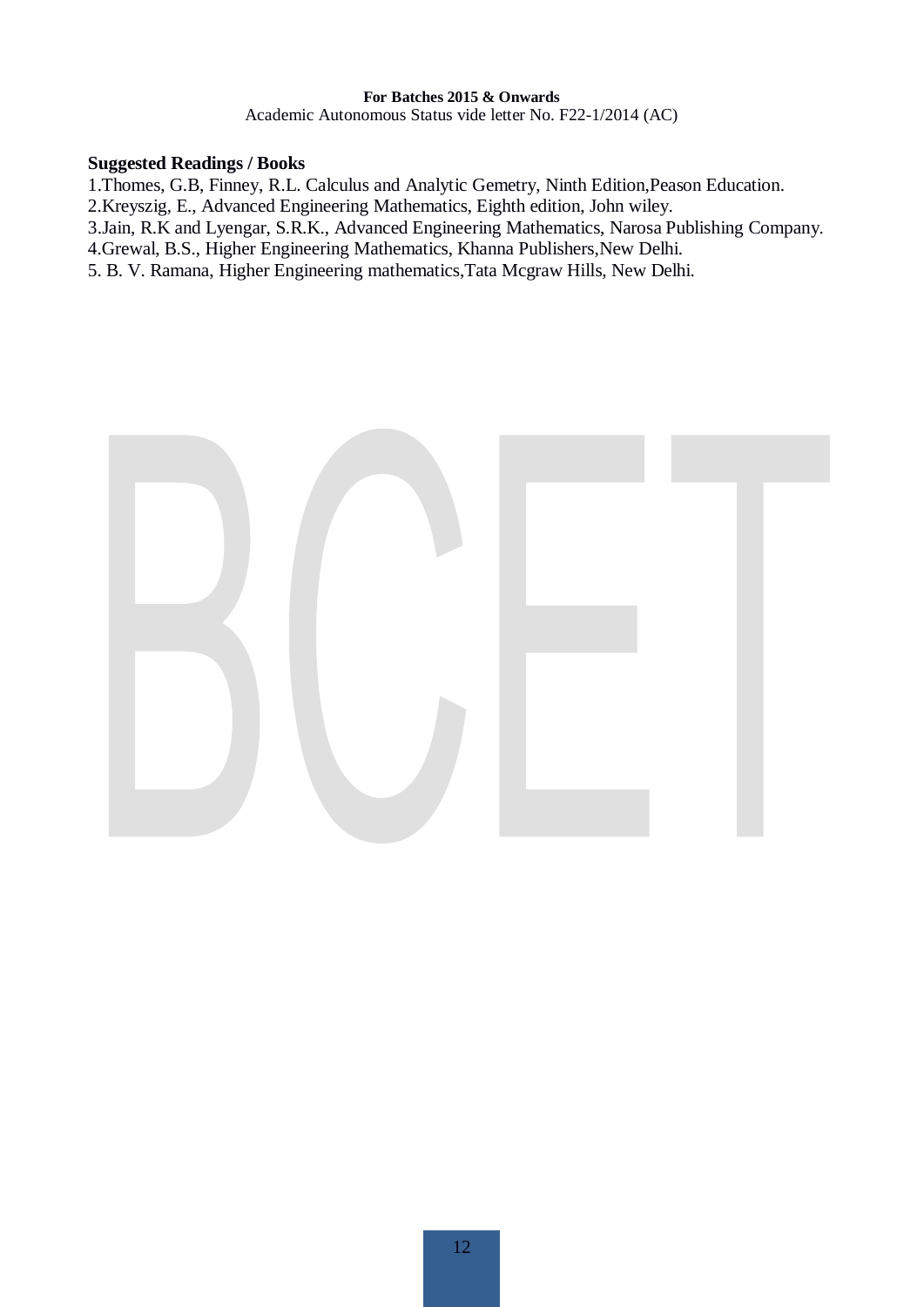**Suggested Readings / Books**

1.Thomes, G.B, Finney, R.L. Calculus and Analytic Gemetry, Ninth Edition,Peason Education.
2.Kreyszig, E., Advanced Engineering Mathematics, Eighth edition, John wiley.
3.Jain, R.K and Lyengar, S.R.K., Advanced Engineering Mathematics, Narosa Publishing Company.
4.Grewal, B.S., Higher Engineering Mathematics, Khanna Publishers,New Delhi.
5. B. V. Ramana, Higher Engineering mathematics,Tata Mcgraw Hills, New Delhi.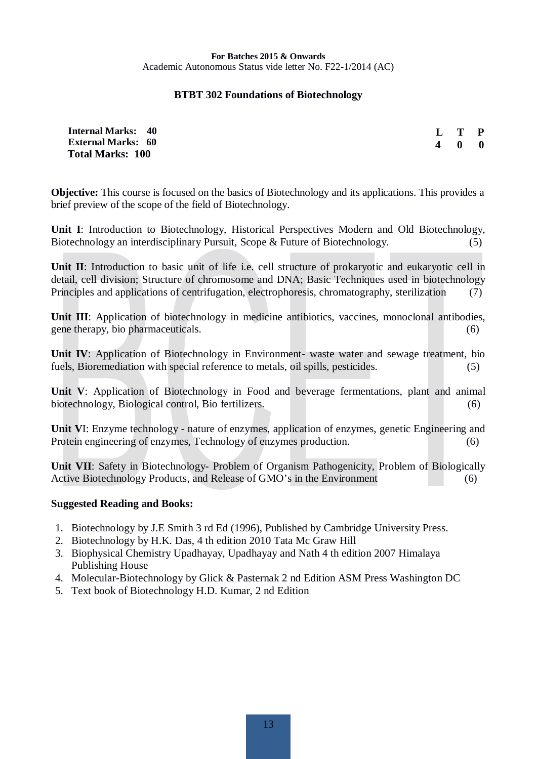**For Batches 2015 & Onwards**
Academic Autonomous Status vide letter No. F22-1/2014 (AC)

## BTBT 302 Foundations of Biotechnology

| | | L | T | P |
|---|---|---|---|---|
| **Internal Marks:** | **40** | **4** | **0** | **0** |
| **External Marks:** | **60** | | | |
| **Total Marks:** | **100** | | | |

**Objective:** This course is focused on the basics of Biotechnology and its applications. This provides a brief preview of the scope of the field of Biotechnology.

**Unit I**: Introduction to Biotechnology, Historical Perspectives Modern and Old Biotechnology, Biotechnology an interdisciplinary Pursuit, Scope & Future of Biotechnology. (5)

**Unit II**: Introduction to basic unit of life i.e. cell structure of prokaryotic and eukaryotic cell in detail, cell division; Structure of chromosome and DNA; Basic Techniques used in biotechnology Principles and applications of centrifugation, electrophoresis, chromatography, sterilization (7)

**Unit III**: Application of biotechnology in medicine antibiotics, vaccines, monoclonal antibodies, gene therapy, bio pharmaceuticals. (6)

**Unit IV**: Application of Biotechnology in Environment- waste water and sewage treatment, bio fuels, Bioremediation with special reference to metals, oil spills, pesticides. (5)

**Unit V**: Application of Biotechnology in Food and beverage fermentations, plant and animal biotechnology, Biological control, Bio fertilizers. (6)

**Unit VI**: Enzyme technology - nature of enzymes, application of enzymes, genetic Engineering and Protein engineering of enzymes, Technology of enzymes production. (6)

**Unit VII**: Safety in Biotechnology- Problem of Organism Pathogenicity, Problem of Biologically Active Biotechnology Products, and Release of GMO's in the Environment (6)

**Suggested Reading and Books:**

1. Biotechnology by J.E Smith 3 rd Ed (1996), Published by Cambridge University Press.
2. Biotechnology by H.K. Das, 4 th edition 2010 Tata Mc Graw Hill
3. Biophysical Chemistry Upadhayay, Upadhayay and Nath 4 th edition 2007 Himalaya Publishing House
4. Molecular-Biotechnology by Glick & Pasternak 2 nd Edition ASM Press Washington DC
5. Text book of Biotechnology H.D. Kumar, 2 nd Edition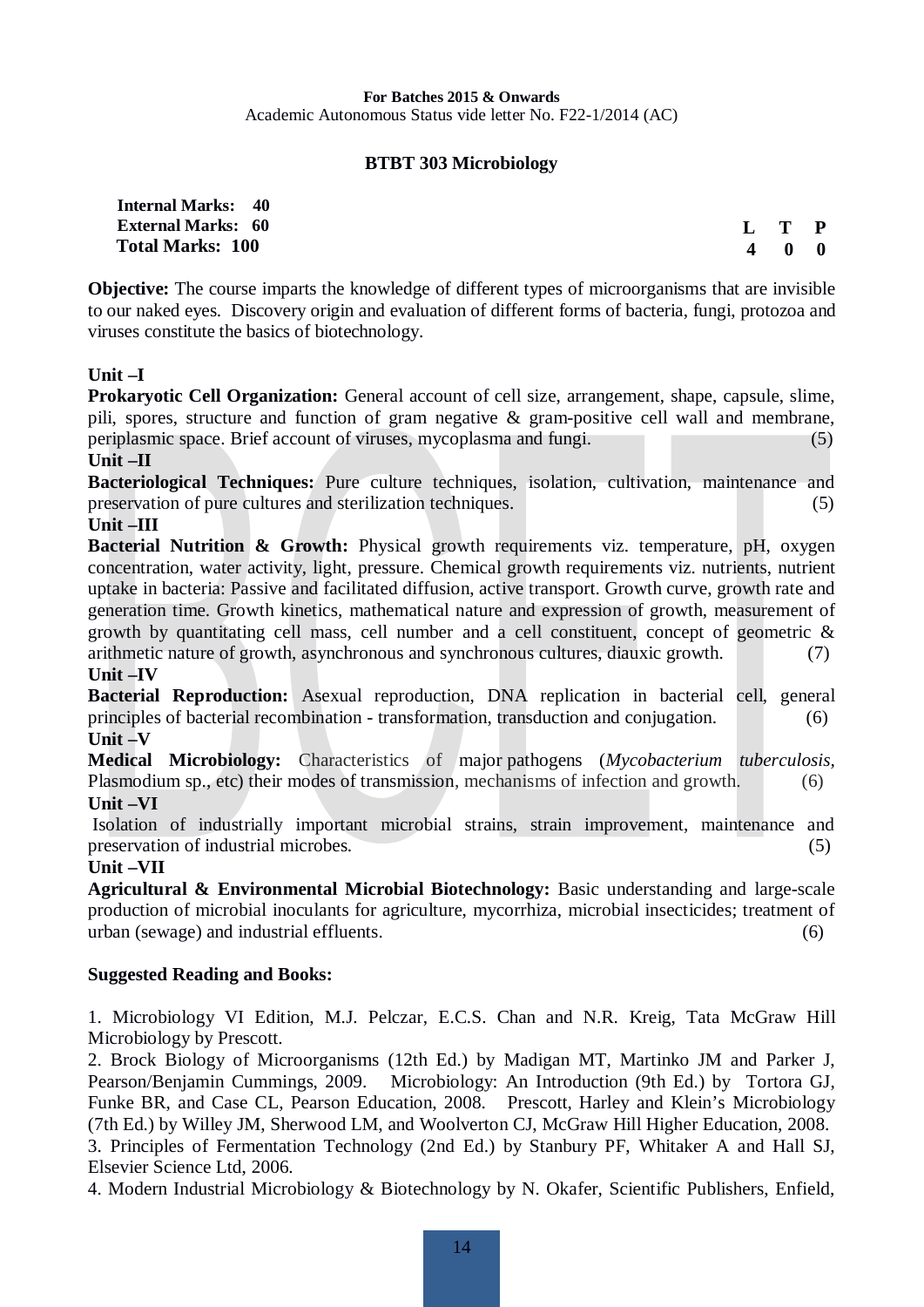**For Batches 2015 & Onwards**
Academic Autonomous Status vide letter No. F22-1/2014 (AC)

## BTBT 303 Microbiology

**Internal Marks: 40**
**External Marks: 60**
**Total Marks: 100**

| L | T | P |
|---|---|---|
| 4 | 0 | 0 |

**Objective:** The course imparts the knowledge of different types of microorganisms that are invisible to our naked eyes. Discovery origin and evaluation of different forms of bacteria, fungi, protozoa and viruses constitute the basics of biotechnology.

**Unit –I**

**Prokaryotic Cell Organization:** General account of cell size, arrangement, shape, capsule, slime, pili, spores, structure and function of gram negative & gram-positive cell wall and membrane, periplasmic space. Brief account of viruses, mycoplasma and fungi. (5)

**Unit –II**

**Bacteriological Techniques:** Pure culture techniques, isolation, cultivation, maintenance and preservation of pure cultures and sterilization techniques. (5)

**Unit –III**

**Bacterial Nutrition & Growth:** Physical growth requirements viz. temperature, pH, oxygen concentration, water activity, light, pressure. Chemical growth requirements viz. nutrients, nutrient uptake in bacteria: Passive and facilitated diffusion, active transport. Growth curve, growth rate and generation time. Growth kinetics, mathematical nature and expression of growth, measurement of growth by quantitating cell mass, cell number and a cell constituent, concept of geometric & arithmetic nature of growth, asynchronous and synchronous cultures, diauxic growth. (7)

**Unit –IV**

**Bacterial Reproduction:** Asexual reproduction, DNA replication in bacterial cell, general principles of bacterial recombination - transformation, transduction and conjugation. (6)

**Unit –V**

**Medical Microbiology:** Characteristics of major pathogens (*Mycobacterium tuberculosis*, Plasmodium sp., etc) their modes of transmission, mechanisms of infection and growth. (6)

**Unit –VI**

Isolation of industrially important microbial strains, strain improvement, maintenance and preservation of industrial microbes. (5)

**Unit –VII**

**Agricultural & Environmental Microbial Biotechnology:** Basic understanding and large-scale production of microbial inoculants for agriculture, mycorrhiza, microbial insecticides; treatment of urban (sewage) and industrial effluents. (6)

**Suggested Reading and Books:**

1. Microbiology VI Edition, M.J. Pelczar, E.C.S. Chan and N.R. Kreig, Tata McGraw Hill Microbiology by Prescott.
2. Brock Biology of Microorganisms (12th Ed.) by Madigan MT, Martinko JM and Parker J, Pearson/Benjamin Cummings, 2009. Microbiology: An Introduction (9th Ed.) by Tortora GJ, Funke BR, and Case CL, Pearson Education, 2008. Prescott, Harley and Klein's Microbiology (7th Ed.) by Willey JM, Sherwood LM, and Woolverton CJ, McGraw Hill Higher Education, 2008.
3. Principles of Fermentation Technology (2nd Ed.) by Stanbury PF, Whitaker A and Hall SJ, Elsevier Science Ltd, 2006.
4. Modern Industrial Microbiology & Biotechnology by N. Okafer, Scientific Publishers, Enfield,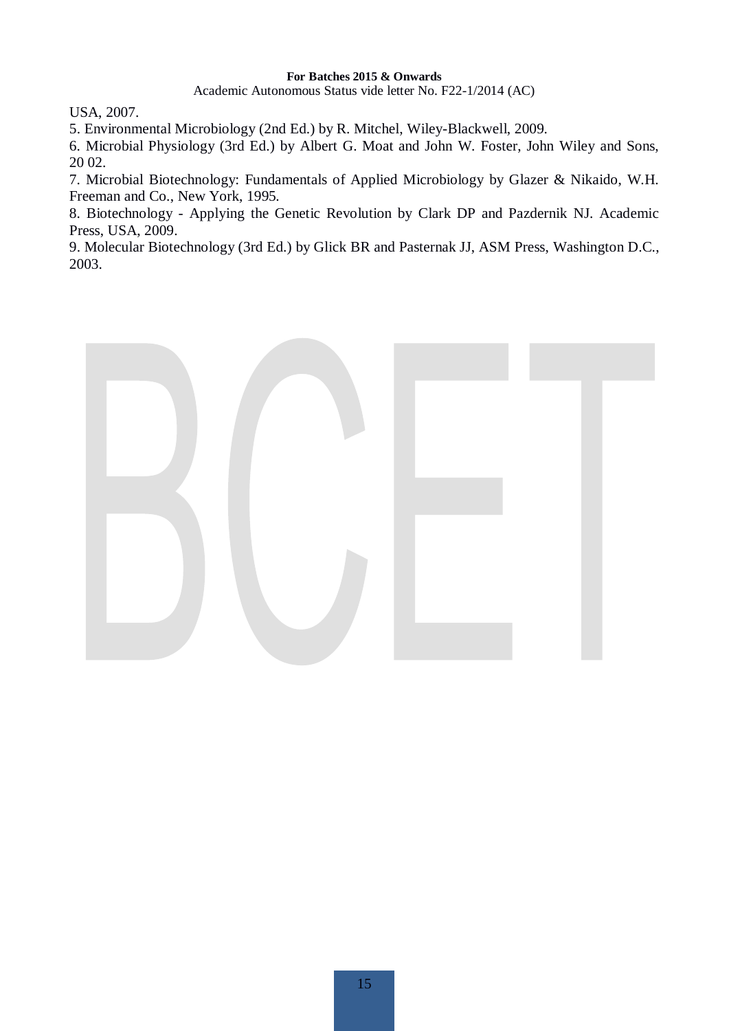USA, 2007.

5. Environmental Microbiology (2nd Ed.) by R. Mitchel, Wiley-Blackwell, 2009.

6. Microbial Physiology (3rd Ed.) by Albert G. Moat and John W. Foster, John Wiley and Sons, 20 02.

7. Microbial Biotechnology: Fundamentals of Applied Microbiology by Glazer & Nikaido, W.H. Freeman and Co., New York, 1995.

8. Biotechnology - Applying the Genetic Revolution by Clark DP and Pazdernik NJ. Academic Press, USA, 2009.

9. Molecular Biotechnology (3rd Ed.) by Glick BR and Pasternak JJ, ASM Press, Washington D.C., 2003.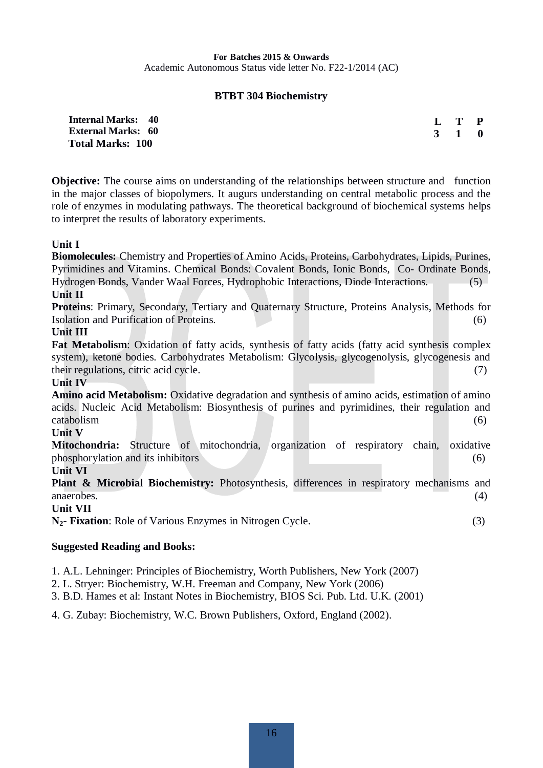**For Batches 2015 & Onwards**
Academic Autonomous Status vide letter No. F22-1/2014 (AC)

## BTBT 304 Biochemistry

**Internal Marks: 40**
**External Marks: 60**
**Total Marks: 100**

| L | T | P |
|---|---|---|
| 3 | 1 | 0 |

**Objective:** The course aims on understanding of the relationships between structure and function in the major classes of biopolymers. It augurs understanding on central metabolic process and the role of enzymes in modulating pathways. The theoretical background of biochemical systems helps to interpret the results of laboratory experiments.

**Unit I**

**Biomolecules:** Chemistry and Properties of Amino Acids, Proteins, Carbohydrates, Lipids, Purines, Pyrimidines and Vitamins. Chemical Bonds: Covalent Bonds, Ionic Bonds, Co- Ordinate Bonds, Hydrogen Bonds, Vander Waal Forces, Hydrophobic Interactions, Diode Interactions. (5)

**Unit II**

**Proteins**: Primary, Secondary, Tertiary and Quaternary Structure, Proteins Analysis, Methods for Isolation and Purification of Proteins. (6)

**Unit III**

**Fat Metabolism**: Oxidation of fatty acids, synthesis of fatty acids (fatty acid synthesis complex system), ketone bodies. Carbohydrates Metabolism: Glycolysis, glycogenolysis, glycogenesis and their regulations, citric acid cycle. (7)

**Unit IV**

**Amino acid Metabolism:** Oxidative degradation and synthesis of amino acids, estimation of amino acids. Nucleic Acid Metabolism: Biosynthesis of purines and pyrimidines, their regulation and catabolism (6)

**Unit V**

**Mitochondria:** Structure of mitochondria, organization of respiratory chain, oxidative phosphorylation and its inhibitors (6)

**Unit VI**

**Plant & Microbial Biochemistry:** Photosynthesis, differences in respiratory mechanisms and anaerobes. (4)

**Unit VII**

**$N_2$- Fixation**: Role of Various Enzymes in Nitrogen Cycle. (3)

**Suggested Reading and Books:**

1. A.L. Lehninger: Principles of Biochemistry, Worth Publishers, New York (2007)
2. L. Stryer: Biochemistry, W.H. Freeman and Company, New York (2006)
3. B.D. Hames et al: Instant Notes in Biochemistry, BIOS Sci. Pub. Ltd. U.K. (2001)
4. G. Zubay: Biochemistry, W.C. Brown Publishers, Oxford, England (2002).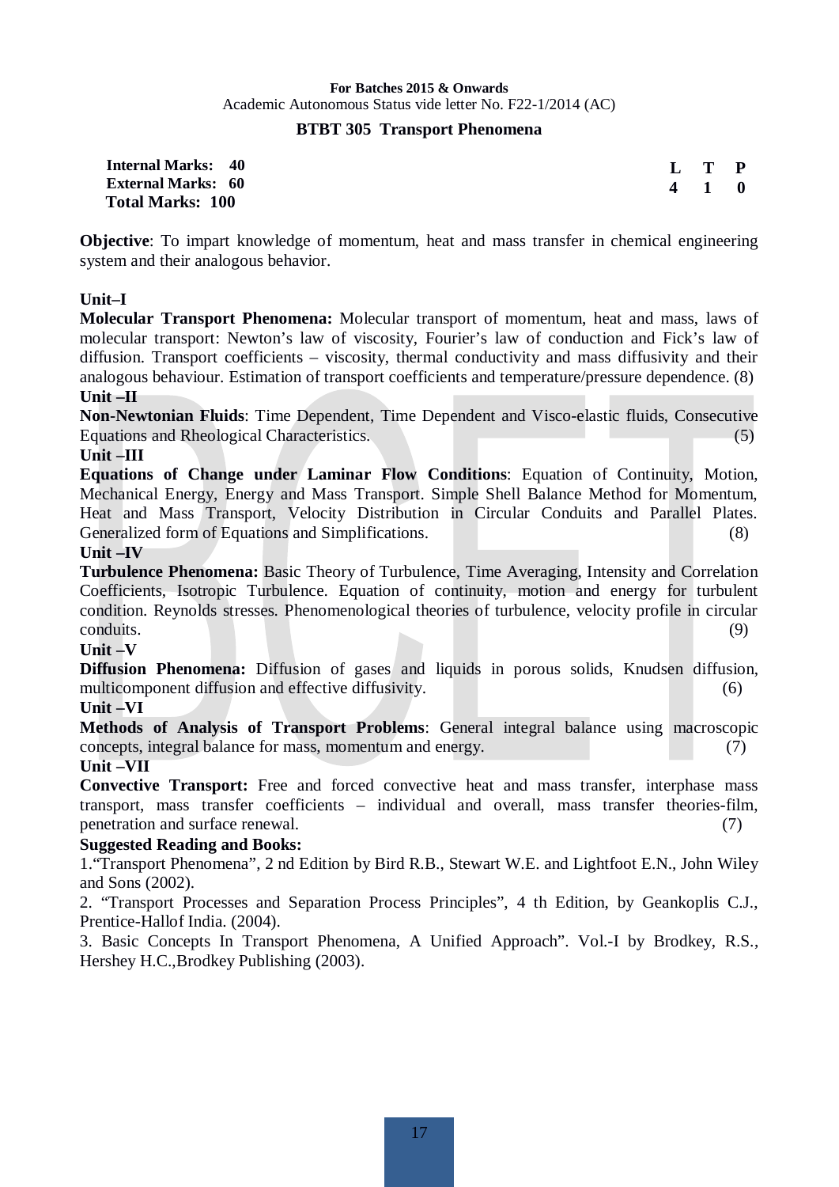**For Batches 2015 & Onwards**

Academic Autonomous Status vide letter No. F22-1/2014 (AC)

## BTBT 305 Transport Phenomena

| | |
|---|---|
| **Internal Marks: 40** | **L T P** |
| **External Marks: 60** | **4 1 0** |
| **Total Marks: 100** | |

**Objective**: To impart knowledge of momentum, heat and mass transfer in chemical engineering system and their analogous behavior.

**Unit–I**

**Molecular Transport Phenomena:** Molecular transport of momentum, heat and mass, laws of molecular transport: Newton's law of viscosity, Fourier's law of conduction and Fick's law of diffusion. Transport coefficients – viscosity, thermal conductivity and mass diffusivity and their analogous behaviour. Estimation of transport coefficients and temperature/pressure dependence. (8)

**Unit –II**

**Non-Newtonian Fluids**: Time Dependent, Time Dependent and Visco-elastic fluids, Consecutive Equations and Rheological Characteristics. (5)

**Unit –III**

**Equations of Change under Laminar Flow Conditions**: Equation of Continuity, Motion, Mechanical Energy, Energy and Mass Transport. Simple Shell Balance Method for Momentum, Heat and Mass Transport, Velocity Distribution in Circular Conduits and Parallel Plates. Generalized form of Equations and Simplifications. (8)

**Unit –IV**

**Turbulence Phenomena:** Basic Theory of Turbulence, Time Averaging, Intensity and Correlation Coefficients, Isotropic Turbulence. Equation of continuity, motion and energy for turbulent condition. Reynolds stresses. Phenomenological theories of turbulence, velocity profile in circular conduits. (9)

**Unit –V**

**Diffusion Phenomena:** Diffusion of gases and liquids in porous solids, Knudsen diffusion, multicomponent diffusion and effective diffusivity. (6)

**Unit –VI**

**Methods of Analysis of Transport Problems**: General integral balance using macroscopic concepts, integral balance for mass, momentum and energy. (7)

**Unit –VII**

**Convective Transport:** Free and forced convective heat and mass transfer, interphase mass transport, mass transfer coefficients – individual and overall, mass transfer theories-film, penetration and surface renewal. (7)

**Suggested Reading and Books:**

1."Transport Phenomena", 2 nd Edition by Bird R.B., Stewart W.E. and Lightfoot E.N., John Wiley and Sons (2002).

2. "Transport Processes and Separation Process Principles", 4 th Edition, by Geankoplis C.J., Prentice-Hallof India. (2004).

3. Basic Concepts In Transport Phenomena, A Unified Approach". Vol.-I by Brodkey, R.S., Hershey H.C.,Brodkey Publishing (2003).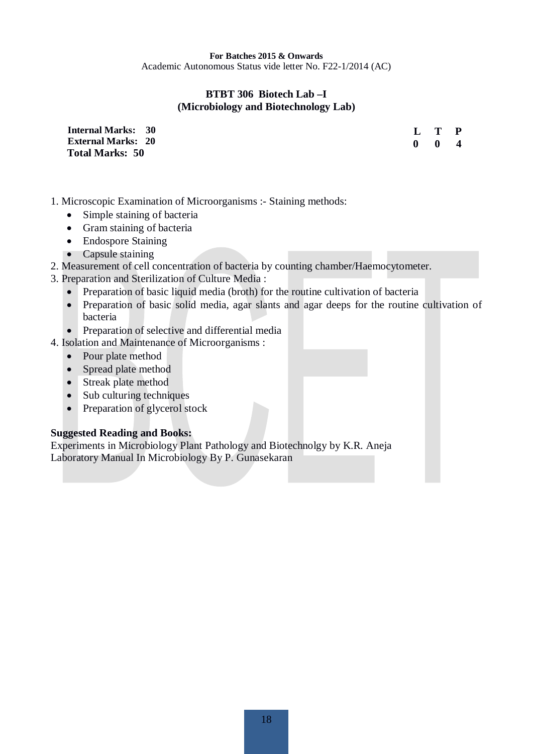**For Batches 2015 & Onwards**
Academic Autonomous Status vide letter No. F22-1/2014 (AC)

## BTBT 306 Biotech Lab –I
## (Microbiology and Biotechnology Lab)

**Internal Marks: 30**
**External Marks: 20**
**Total Marks: 50**

| L | T | P |
|---|---|---|
| 0 | 0 | 4 |

1. Microscopic Examination of Microorganisms :- Staining methods:
    - Simple staining of bacteria
    - Gram staining of bacteria
    - Endospore Staining
    - Capsule staining
2. Measurement of cell concentration of bacteria by counting chamber/Haemocytometer.
3. Preparation and Sterilization of Culture Media :
    - Preparation of basic liquid media (broth) for the routine cultivation of bacteria
    - Preparation of basic solid media, agar slants and agar deeps for the routine cultivation of bacteria
    - Preparation of selective and differential media
4. Isolation and Maintenance of Microorganisms :
    - Pour plate method
    - Spread plate method
    - Streak plate method
    - Sub culturing techniques
    - Preparation of glycerol stock

**Suggested Reading and Books:**

Experiments in Microbiology Plant Pathology and Biotechnolgy by K.R. Aneja
Laboratory Manual In Microbiology By P. Gunasekaran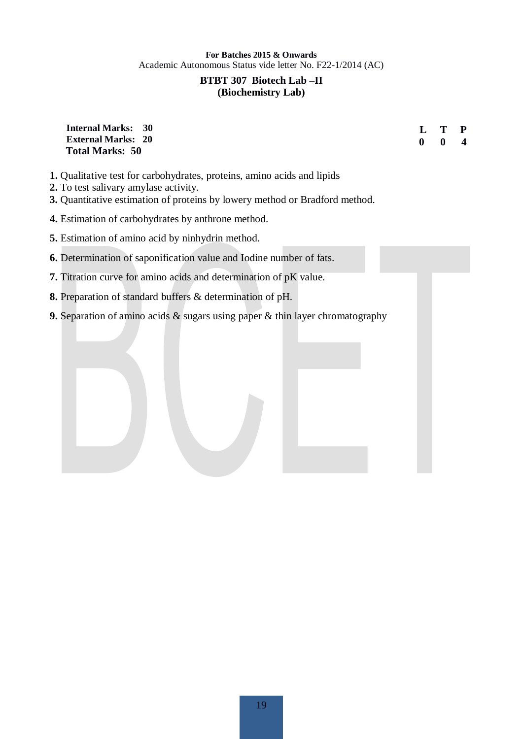**For Batches 2015 & Onwards**
Academic Autonomous Status vide letter No. F22-1/2014 (AC)

## BTBT 307 Biotech Lab –II
## (Biochemistry Lab)

**Internal Marks: 30**
**External Marks: 20**
**Total Marks: 50**

| L | T | P |
|---|---|---|
| 0 | 0 | 4 |

**1.** Qualitative test for carbohydrates, proteins, amino acids and lipids
**2.** To test salivary amylase activity.
**3.** Quantitative estimation of proteins by lowery method or Bradford method.

**4.** Estimation of carbohydrates by anthrone method.

**5.** Estimation of amino acid by ninhydrin method.

**6.** Determination of saponification value and Iodine number of fats.

**7.** Titration curve for amino acids and determination of pK value.

**8.** Preparation of standard buffers & determination of pH.

**9.** Separation of amino acids & sugars using paper & thin layer chromatography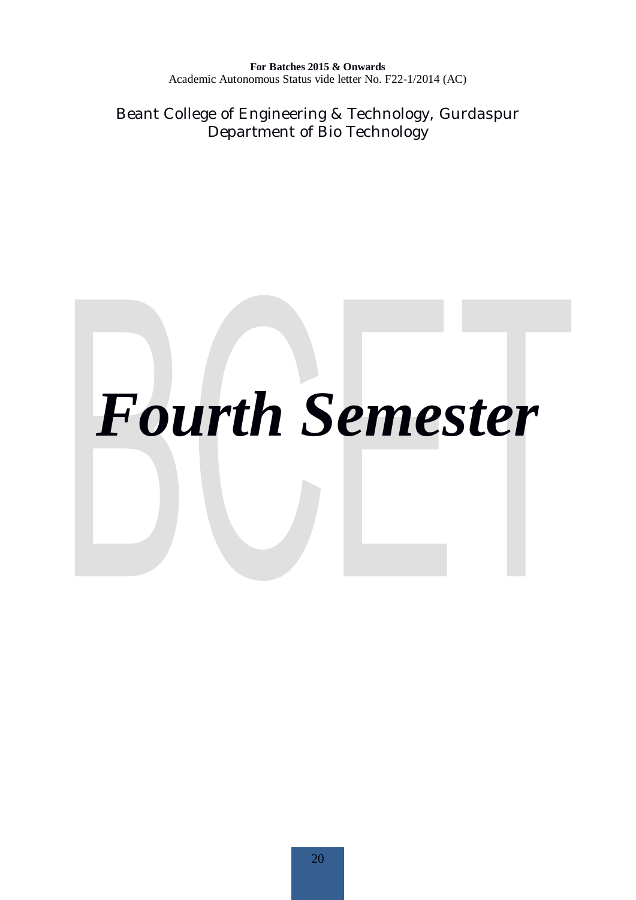# Fourth Semester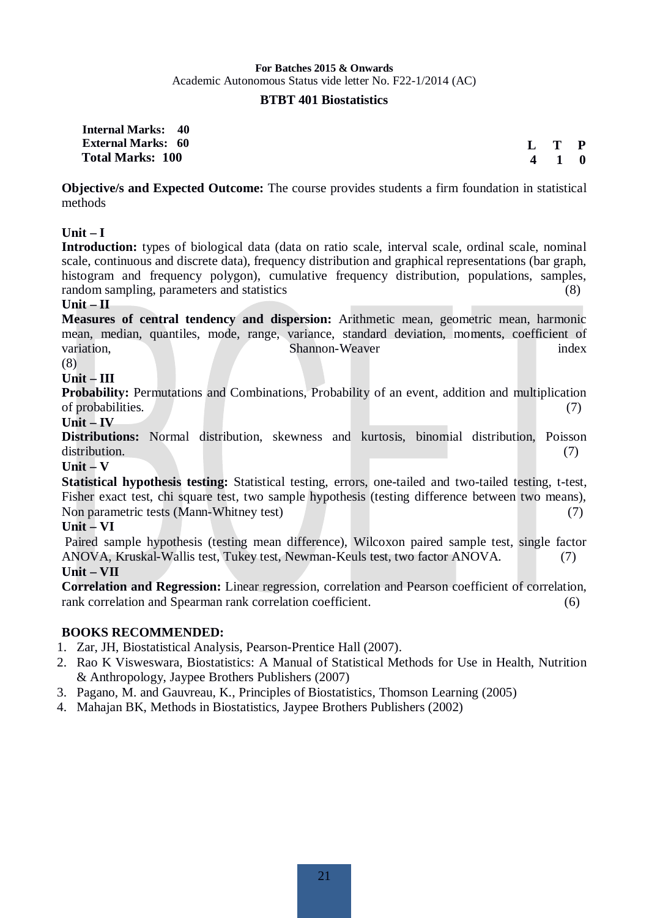**For Batches 2015 & Onwards**
Academic Autonomous Status vide letter No. F22-1/2014 (AC)

## BTBT 401 Biostatistics

**Internal Marks: 40**
**External Marks: 60**
**Total Marks: 100**

| L | T | P |
|---|---|---|
| 4 | 1 | 0 |

**Objective/s and Expected Outcome:** The course provides students a firm foundation in statistical methods

**Unit – I**

**Introduction:** types of biological data (data on ratio scale, interval scale, ordinal scale, nominal scale, continuous and discrete data), frequency distribution and graphical representations (bar graph, histogram and frequency polygon), cumulative frequency distribution, populations, samples, random sampling, parameters and statistics (8)

**Unit – II**

**Measures of central tendency and dispersion:** Arithmetic mean, geometric mean, harmonic mean, median, quantiles, mode, range, variance, standard deviation, moments, coefficient of variation, Shannon-Weaver index (8)

**Unit – III**

**Probability:** Permutations and Combinations, Probability of an event, addition and multiplication of probabilities. (7)

**Unit – IV**

**Distributions:** Normal distribution, skewness and kurtosis, binomial distribution, Poisson distribution. (7)

**Unit – V**

**Statistical hypothesis testing:** Statistical testing, errors, one-tailed and two-tailed testing, t-test, Fisher exact test, chi square test, two sample hypothesis (testing difference between two means), Non parametric tests (Mann-Whitney test) (7)

**Unit – VI**

Paired sample hypothesis (testing mean difference), Wilcoxon paired sample test, single factor ANOVA, Kruskal-Wallis test, Tukey test, Newman-Keuls test, two factor ANOVA. (7)

**Unit – VII**

**Correlation and Regression:** Linear regression, correlation and Pearson coefficient of correlation, rank correlation and Spearman rank correlation coefficient. (6)

**BOOKS RECOMMENDED:**

1. Zar, JH, Biostatistical Analysis, Pearson-Prentice Hall (2007).
2. Rao K Visweswara, Biostatistics: A Manual of Statistical Methods for Use in Health, Nutrition & Anthropology, Jaypee Brothers Publishers (2007)
3. Pagano, M. and Gauvreau, K., Principles of Biostatistics, Thomson Learning (2005)
4. Mahajan BK, Methods in Biostatistics, Jaypee Brothers Publishers (2002)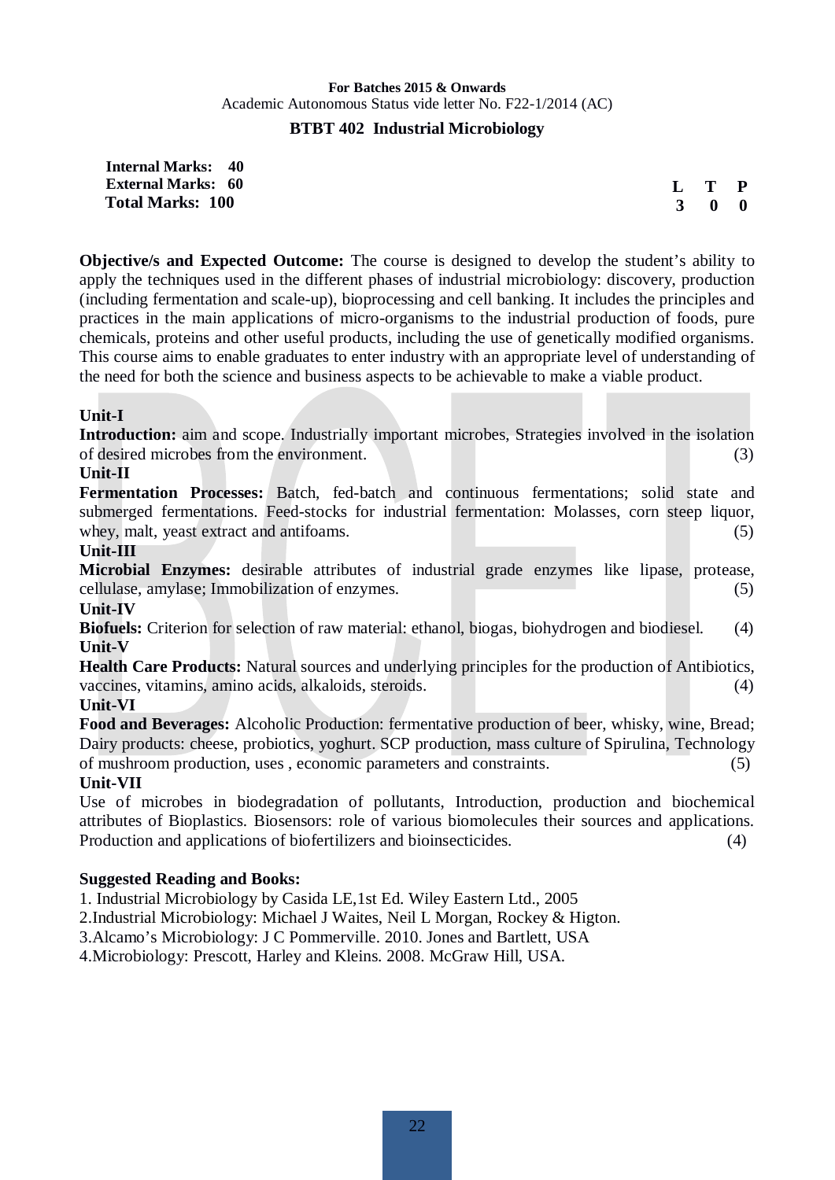**For Batches 2015 & Onwards**
Academic Autonomous Status vide letter No. F22-1/2014 (AC)

## BTBT 402 Industrial Microbiology

**Internal Marks: 40**
**External Marks: 60**
**Total Marks: 100**

| L | T | P |
|---|---|---|
| 3 | 0 | 0 |

**Objective/s and Expected Outcome:** The course is designed to develop the student's ability to apply the techniques used in the different phases of industrial microbiology: discovery, production (including fermentation and scale-up), bioprocessing and cell banking. It includes the principles and practices in the main applications of micro-organisms to the industrial production of foods, pure chemicals, proteins and other useful products, including the use of genetically modified organisms. This course aims to enable graduates to enter industry with an appropriate level of understanding of the need for both the science and business aspects to be achievable to make a viable product.

**Unit-I**

**Introduction:** aim and scope. Industrially important microbes, Strategies involved in the isolation of desired microbes from the environment. (3)

**Unit-II**

**Fermentation Processes:** Batch, fed-batch and continuous fermentations; solid state and submerged fermentations. Feed-stocks for industrial fermentation: Molasses, corn steep liquor, whey, malt, yeast extract and antifoams. (5)

**Unit-III**

**Microbial Enzymes:** desirable attributes of industrial grade enzymes like lipase, protease, cellulase, amylase; Immobilization of enzymes. (5)

**Unit-IV**

**Biofuels:** Criterion for selection of raw material: ethanol, biogas, biohydrogen and biodiesel. (4)

**Unit-V**

**Health Care Products:** Natural sources and underlying principles for the production of Antibiotics, vaccines, vitamins, amino acids, alkaloids, steroids. (4)

**Unit-VI**

**Food and Beverages:** Alcoholic Production: fermentative production of beer, whisky, wine, Bread; Dairy products: cheese, probiotics, yoghurt. SCP production, mass culture of Spirulina, Technology of mushroom production, uses , economic parameters and constraints. (5)

**Unit-VII**

Use of microbes in biodegradation of pollutants, Introduction, production and biochemical attributes of Bioplastics. Biosensors: role of various biomolecules their sources and applications. Production and applications of biofertilizers and bioinsecticides. (4)

**Suggested Reading and Books:**

1. Industrial Microbiology by Casida LE,1st Ed. Wiley Eastern Ltd., 2005
2. Industrial Microbiology: Michael J Waites, Neil L Morgan, Rockey & Higton.
3. Alcamo's Microbiology: J C Pommerville. 2010. Jones and Bartlett, USA
4. Microbiology: Prescott, Harley and Kleins. 2008. McGraw Hill, USA.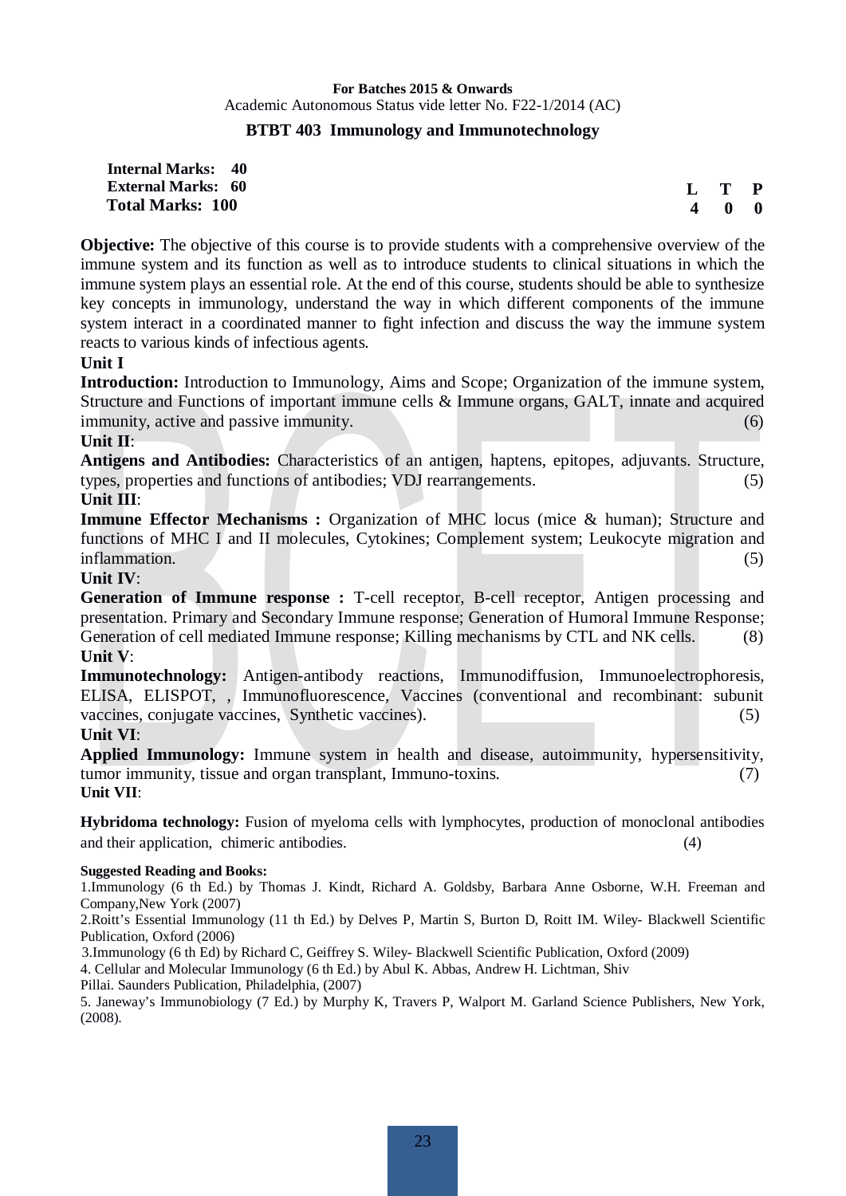**For Batches 2015 & Onwards**

Academic Autonomous Status vide letter No. F22-1/2014 (AC)

## BTBT 403 Immunology and Immunotechnology

**Internal Marks: 40**
**External Marks: 60**
**Total Marks: 100**

| L | T | P |
|---|---|---|
| 4 | 0 | 0 |

**Objective:** The objective of this course is to provide students with a comprehensive overview of the immune system and its function as well as to introduce students to clinical situations in which the immune system plays an essential role. At the end of this course, students should be able to synthesize key concepts in immunology, understand the way in which different components of the immune system interact in a coordinated manner to fight infection and discuss the way the immune system reacts to various kinds of infectious agents.

**Unit I**

**Introduction:** Introduction to Immunology, Aims and Scope; Organization of the immune system, Structure and Functions of important immune cells & Immune organs, GALT, innate and acquired immunity, active and passive immunity. (6)

**Unit II**:

**Antigens and Antibodies:** Characteristics of an antigen, haptens, epitopes, adjuvants. Structure, types, properties and functions of antibodies; VDJ rearrangements. (5)

**Unit III**:

**Immune Effector Mechanisms :** Organization of MHC locus (mice & human); Structure and functions of MHC I and II molecules, Cytokines; Complement system; Leukocyte migration and inflammation. (5)

**Unit IV**:

**Generation of Immune response :** T-cell receptor, B-cell receptor, Antigen processing and presentation. Primary and Secondary Immune response; Generation of Humoral Immune Response; Generation of cell mediated Immune response; Killing mechanisms by CTL and NK cells. (8)

**Unit V**:

**Immunotechnology:** Antigen-antibody reactions, Immunodiffusion, Immunoelectrophoresis, ELISA, ELISPOT, , Immunofluorescence, Vaccines (conventional and recombinant: subunit vaccines, conjugate vaccines, Synthetic vaccines). (5)

**Unit VI**:

**Applied Immunology:** Immune system in health and disease, autoimmunity, hypersensitivity, tumor immunity, tissue and organ transplant, Immuno-toxins. (7)

**Unit VII**:

**Hybridoma technology:** Fusion of myeloma cells with lymphocytes, production of monoclonal antibodies and their application, chimeric antibodies. (4)

**Suggested Reading and Books:**

1.Immunology (6 th Ed.) by Thomas J. Kindt, Richard A. Goldsby, Barbara Anne Osborne, W.H. Freeman and Company,New York (2007)

2.Roitt's Essential Immunology (11 th Ed.) by Delves P, Martin S, Burton D, Roitt IM. Wiley- Blackwell Scientific Publication, Oxford (2006)

3.Immunology (6 th Ed) by Richard C, Geiffrey S. Wiley- Blackwell Scientific Publication, Oxford (2009)

4. Cellular and Molecular Immunology (6 th Ed.) by Abul K. Abbas, Andrew H. Lichtman, Shiv Pillai. Saunders Publication, Philadelphia, (2007)

5. Janeway's Immunobiology (7 Ed.) by Murphy K, Travers P, Walport M. Garland Science Publishers, New York, (2008).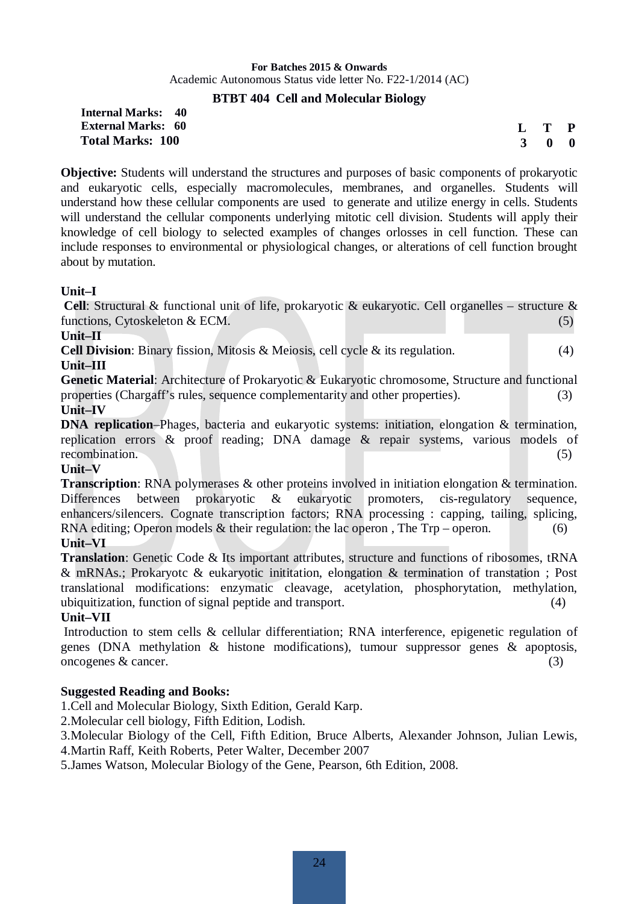**For Batches 2015 & Onwards**
Academic Autonomous Status vide letter No. F22-1/2014 (AC)

## BTBT 404 Cell and Molecular Biology

**Internal Marks: 40**
**External Marks: 60**
**Total Marks: 100**

| L | T | P |
|---|---|---|
| 3 | 0 | 0 |

**Objective:** Students will understand the structures and purposes of basic components of prokaryotic and eukaryotic cells, especially macromolecules, membranes, and organelles. Students will understand how these cellular components are used to generate and utilize energy in cells. Students will understand the cellular components underlying mitotic cell division. Students will apply their knowledge of cell biology to selected examples of changes orlosses in cell function. These can include responses to environmental or physiological changes, or alterations of cell function brought about by mutation.

**Unit–I**

**Cell**: Structural & functional unit of life, prokaryotic & eukaryotic. Cell organelles – structure & functions, Cytoskeleton & ECM. (5)

**Unit–II**

**Cell Division**: Binary fission, Mitosis & Meiosis, cell cycle & its regulation. (4)

**Unit–III**

**Genetic Material**: Architecture of Prokaryotic & Eukaryotic chromosome, Structure and functional properties (Chargaff's rules, sequence complementarity and other properties). (3)

**Unit–IV**

**DNA replication**–Phages, bacteria and eukaryotic systems: initiation, elongation & termination, replication errors & proof reading; DNA damage & repair systems, various models of recombination. (5)

**Unit–V**

**Transcription**: RNA polymerases & other proteins involved in initiation elongation & termination. Differences between prokaryotic & eukaryotic promoters, cis-regulatory sequence, enhancers/silencers. Cognate transcription factors; RNA processing : capping, tailing, splicing, RNA editing; Operon models & their regulation: the lac operon , The Trp – operon. (6)

**Unit–VI**

**Translation**: Genetic Code & Its important attributes, structure and functions of ribosomes, tRNA & mRNAs.; Prokaryotc & eukaryotic inititation, elongation & termination of transtation ; Post translational modifications: enzymatic cleavage, acetylation, phosphorytation, methylation, ubiquitization, function of signal peptide and transport. (4)

**Unit–VII**

Introduction to stem cells & cellular differentiation; RNA interference, epigenetic regulation of genes (DNA methylation & histone modifications), tumour suppressor genes & apoptosis, oncogenes & cancer. (3)

**Suggested Reading and Books:**

1.Cell and Molecular Biology, Sixth Edition, Gerald Karp.
2.Molecular cell biology, Fifth Edition, Lodish.
3.Molecular Biology of the Cell, Fifth Edition, Bruce Alberts, Alexander Johnson, Julian Lewis,
4.Martin Raff, Keith Roberts, Peter Walter, December 2007
5.James Watson, Molecular Biology of the Gene, Pearson, 6th Edition, 2008.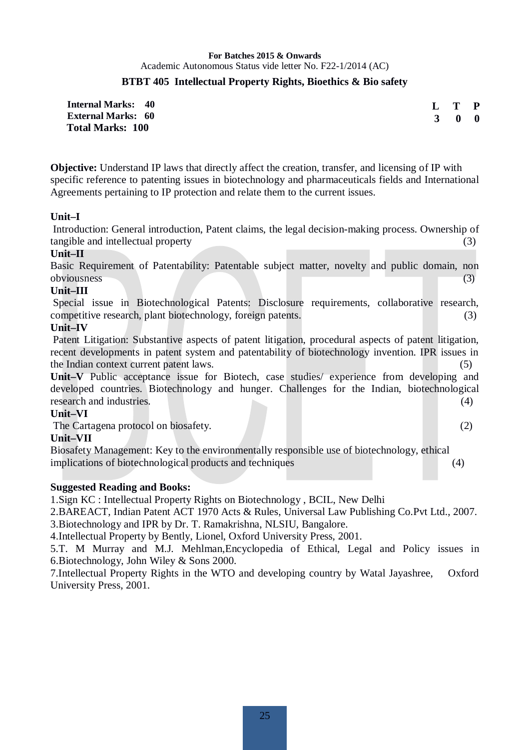**For Batches 2015 & Onwards**

Academic Autonomous Status vide letter No. F22-1/2014 (AC)

## BTBT 405 Intellectual Property Rights, Bioethics & Bio safety

**Internal Marks: 40**
**External Marks: 60**
**Total Marks: 100**

| L | T | P |
|---|---|---|
| 3 | 0 | 0 |

**Objective:** Understand IP laws that directly affect the creation, transfer, and licensing of IP with specific reference to patenting issues in biotechnology and pharmaceuticals fields and International Agreements pertaining to IP protection and relate them to the current issues.

**Unit–I**

Introduction: General introduction, Patent claims, the legal decision-making process. Ownership of tangible and intellectual property (3)

**Unit–II**

Basic Requirement of Patentability: Patentable subject matter, novelty and public domain, non obviousness (3)

**Unit–III**

Special issue in Biotechnological Patents: Disclosure requirements, collaborative research, competitive research, plant biotechnology, foreign patents. (3)

**Unit–IV**

Patent Litigation: Substantive aspects of patent litigation, procedural aspects of patent litigation, recent developments in patent system and patentability of biotechnology invention. IPR issues in the Indian context current patent laws. (5)

**Unit–V** Public acceptance issue for Biotech, case studies/ experience from developing and developed countries. Biotechnology and hunger. Challenges for the Indian, biotechnological research and industries. (4)

**Unit–VI**

The Cartagena protocol on biosafety. (2)

**Unit–VII**

Biosafety Management: Key to the environmentally responsible use of biotechnology, ethical implications of biotechnological products and techniques (4)

**Suggested Reading and Books:**

1.Sign KC : Intellectual Property Rights on Biotechnology , BCIL, New Delhi

2.BAREACT, Indian Patent ACT 1970 Acts & Rules, Universal Law Publishing Co.Pvt Ltd., 2007.

3.Biotechnology and IPR by Dr. T. Ramakrishna, NLSIU, Bangalore.

4.Intellectual Property by Bently, Lionel, Oxford University Press, 2001.

5.T. M Murray and M.J. Mehlman,Encyclopedia of Ethical, Legal and Policy issues in

6.Biotechnology, John Wiley & Sons 2000.

7.Intellectual Property Rights in the WTO and developing country by Watal Jayashree, Oxford University Press, 2001.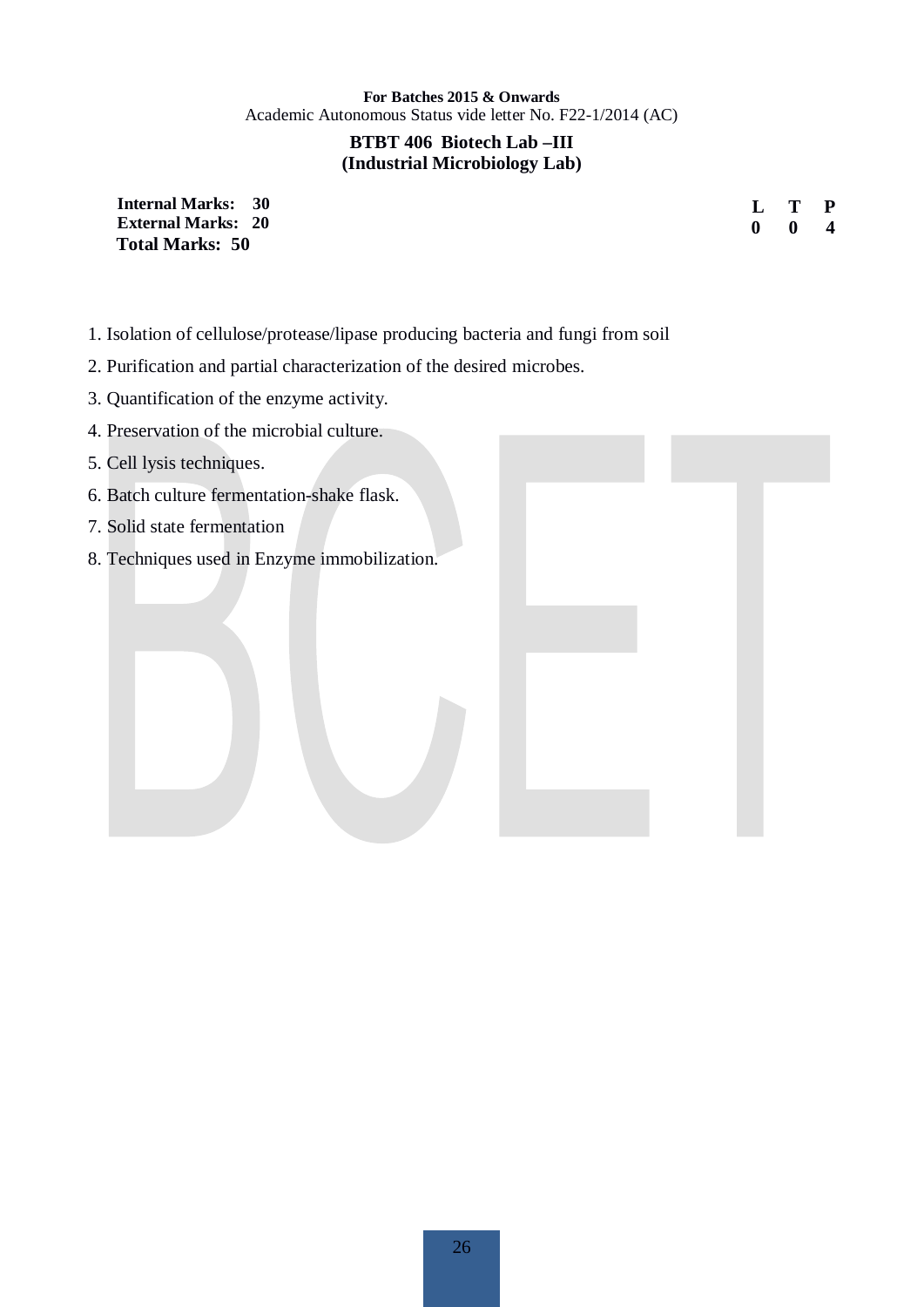**For Batches 2015 & Onwards**

Academic Autonomous Status vide letter No. F22-1/2014 (AC)

## BTBT 406 Biotech Lab –III
## (Industrial Microbiology Lab)

**Internal Marks: 30**
**External Marks: 20**
**Total Marks: 50**

| L | T | P |
|---|---|---|
| 0 | 0 | 4 |

1. Isolation of cellulose/protease/lipase producing bacteria and fungi from soil
2. Purification and partial characterization of the desired microbes.
3. Quantification of the enzyme activity.
4. Preservation of the microbial culture.
5. Cell lysis techniques.
6. Batch culture fermentation-shake flask.
7. Solid state fermentation
8. Techniques used in Enzyme immobilization.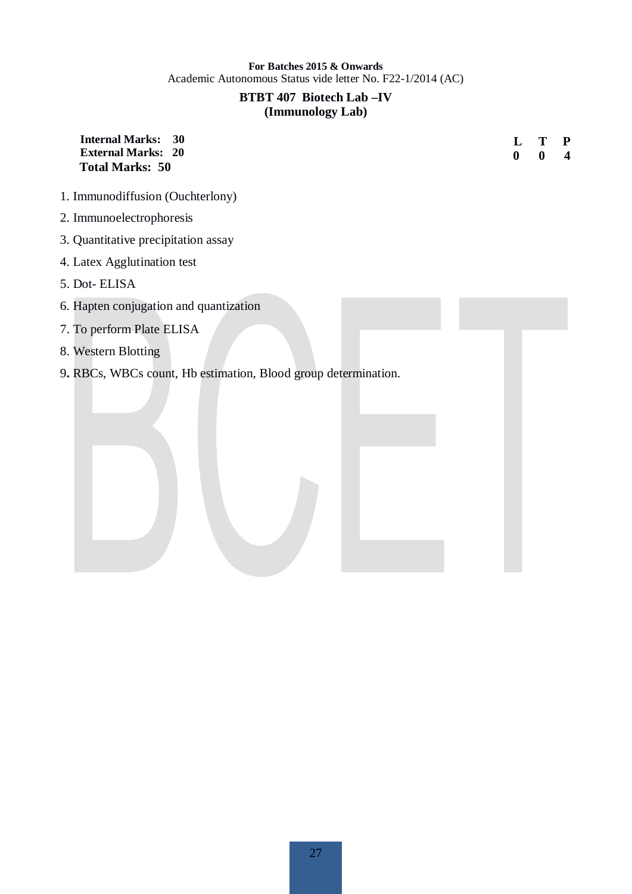**For Batches 2015 & Onwards**
Academic Autonomous Status vide letter No. F22-1/2014 (AC)

## BTBT 407 Biotech Lab –IV
## (Immunology Lab)

**Internal Marks: 30**
**External Marks: 20**
**Total Marks: 50**

| L | T | P |
|---|---|---|
| 0 | 0 | 4 |

1. Immunodiffusion (Ouchterlony)
2. Immunoelectrophoresis
3. Quantitative precipitation assay
4. Latex Agglutination test
5. Dot- ELISA
6. Hapten conjugation and quantization
7. To perform Plate ELISA
8. Western Blotting
9. RBCs, WBCs count, Hb estimation, Blood group determination.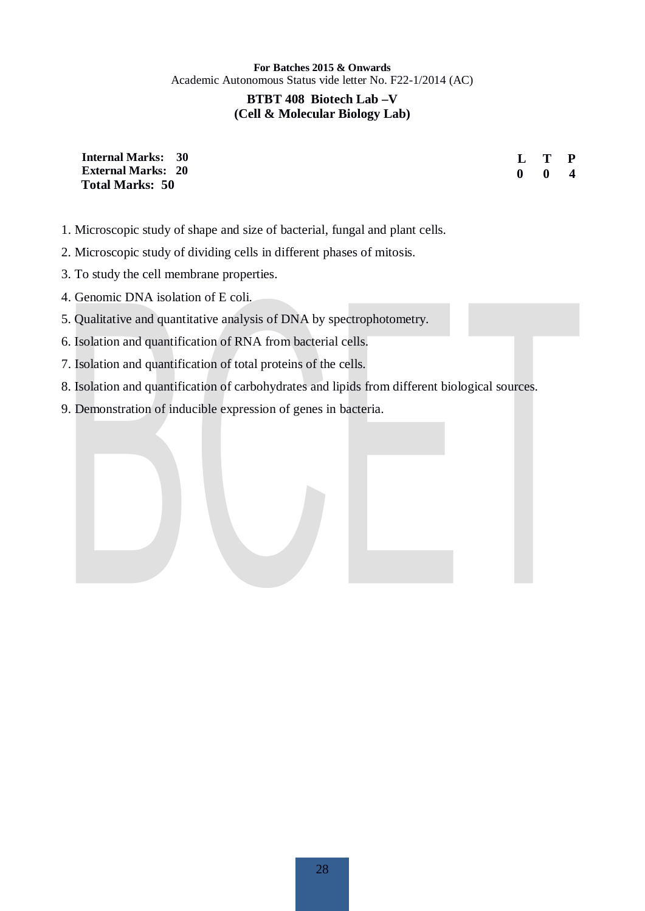**For Batches 2015 & Onwards**
Academic Autonomous Status vide letter No. F22-1/2014 (AC)

## BTBT 408 Biotech Lab –V (Cell & Molecular Biology Lab)

**Internal Marks: 30**
**External Marks: 20**
**Total Marks: 50**

| L | T | P |
|---|---|---|
| 0 | 0 | 4 |

1. Microscopic study of shape and size of bacterial, fungal and plant cells.
2. Microscopic study of dividing cells in different phases of mitosis.
3. To study the cell membrane properties.
4. Genomic DNA isolation of E coli.
5. Qualitative and quantitative analysis of DNA by spectrophotometry.
6. Isolation and quantification of RNA from bacterial cells.
7. Isolation and quantification of total proteins of the cells.
8. Isolation and quantification of carbohydrates and lipids from different biological sources.
9. Demonstration of inducible expression of genes in bacteria.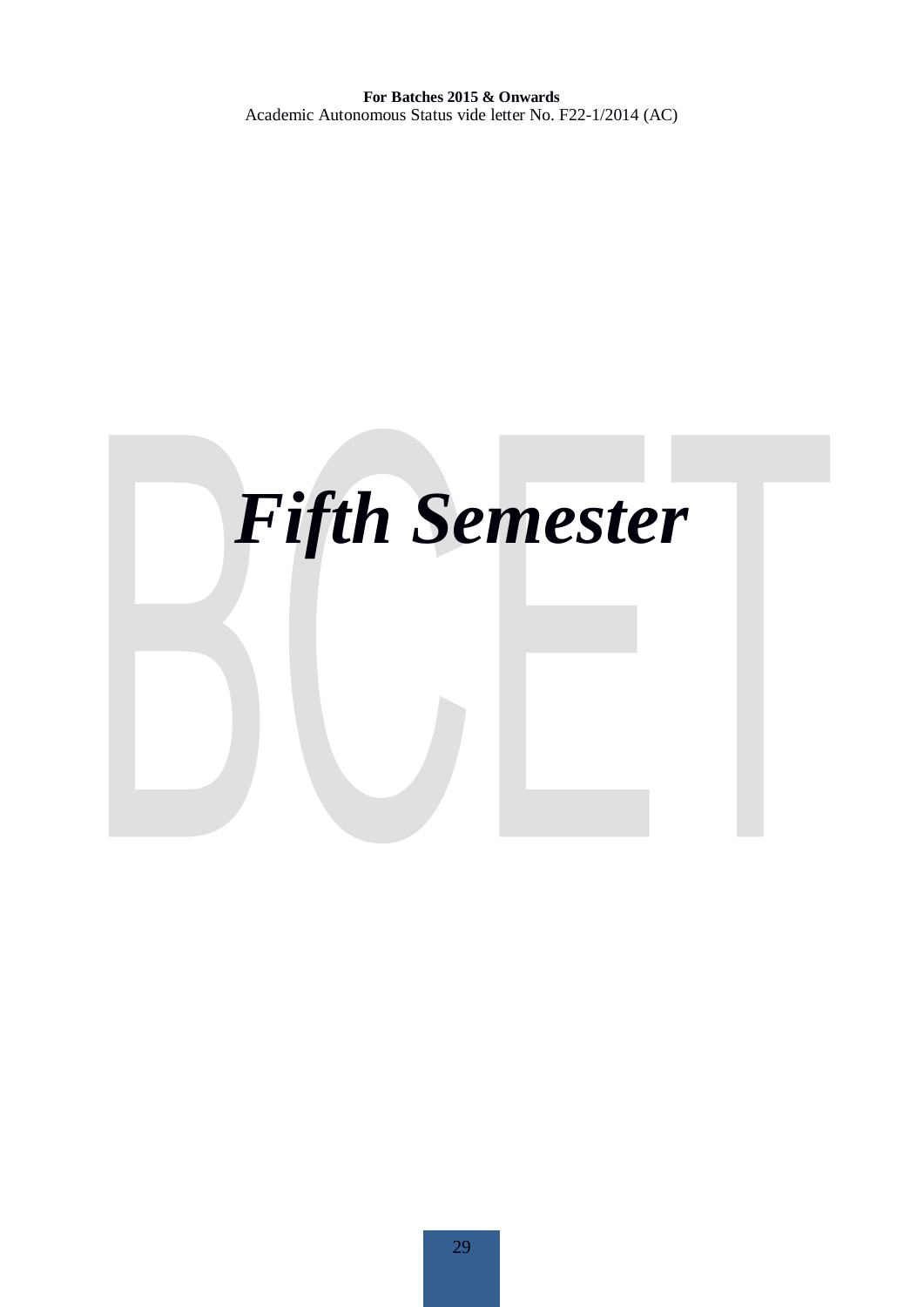# *Fifth Semester*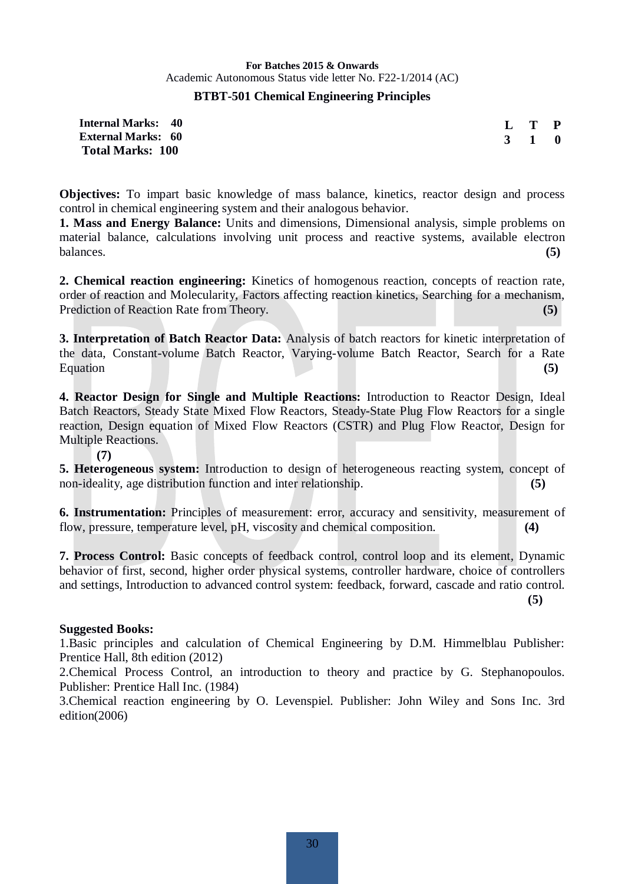**For Batches 2015 & Onwards**
Academic Autonomous Status vide letter No. F22-1/2014 (AC)

## BTBT-501 Chemical Engineering Principles

| | L | T | P |
|---|---|---|---|
| **Internal Marks: 40** | **3** | **1** | **0** |
| **External Marks: 60** | | | |
| **Total Marks: 100** | | | |

**Objectives:** To impart basic knowledge of mass balance, kinetics, reactor design and process control in chemical engineering system and their analogous behavior.

**1. Mass and Energy Balance:** Units and dimensions, Dimensional analysis, simple problems on material balance, calculations involving unit process and reactive systems, available electron balances. **(5)**

**2. Chemical reaction engineering:** Kinetics of homogenous reaction, concepts of reaction rate, order of reaction and Molecularity, Factors affecting reaction kinetics, Searching for a mechanism, Prediction of Reaction Rate from Theory. **(5)**

**3. Interpretation of Batch Reactor Data:** Analysis of batch reactors for kinetic interpretation of the data, Constant-volume Batch Reactor, Varying-volume Batch Reactor, Search for a Rate Equation **(5)**

**4. Reactor Design for Single and Multiple Reactions:** Introduction to Reactor Design, Ideal Batch Reactors, Steady State Mixed Flow Reactors, Steady-State Plug Flow Reactors for a single reaction, Design equation of Mixed Flow Reactors (CSTR) and Plug Flow Reactor, Design for Multiple Reactions. **(7)**

**5. Heterogeneous system:** Introduction to design of heterogeneous reacting system, concept of non-ideality, age distribution function and inter relationship. **(5)**

**6. Instrumentation:** Principles of measurement: error, accuracy and sensitivity, measurement of flow, pressure, temperature level, pH, viscosity and chemical composition. **(4)**

**7. Process Control:** Basic concepts of feedback control, control loop and its element, Dynamic behavior of first, second, higher order physical systems, controller hardware, choice of controllers and settings, Introduction to advanced control system: feedback, forward, cascade and ratio control. **(5)**

**Suggested Books:**

1. Basic principles and calculation of Chemical Engineering by D.M. Himmelblau Publisher: Prentice Hall, 8th edition (2012)
2. Chemical Process Control, an introduction to theory and practice by G. Stephanopoulos. Publisher: Prentice Hall Inc. (1984)
3. Chemical reaction engineering by O. Levenspiel. Publisher: John Wiley and Sons Inc. 3rd edition(2006)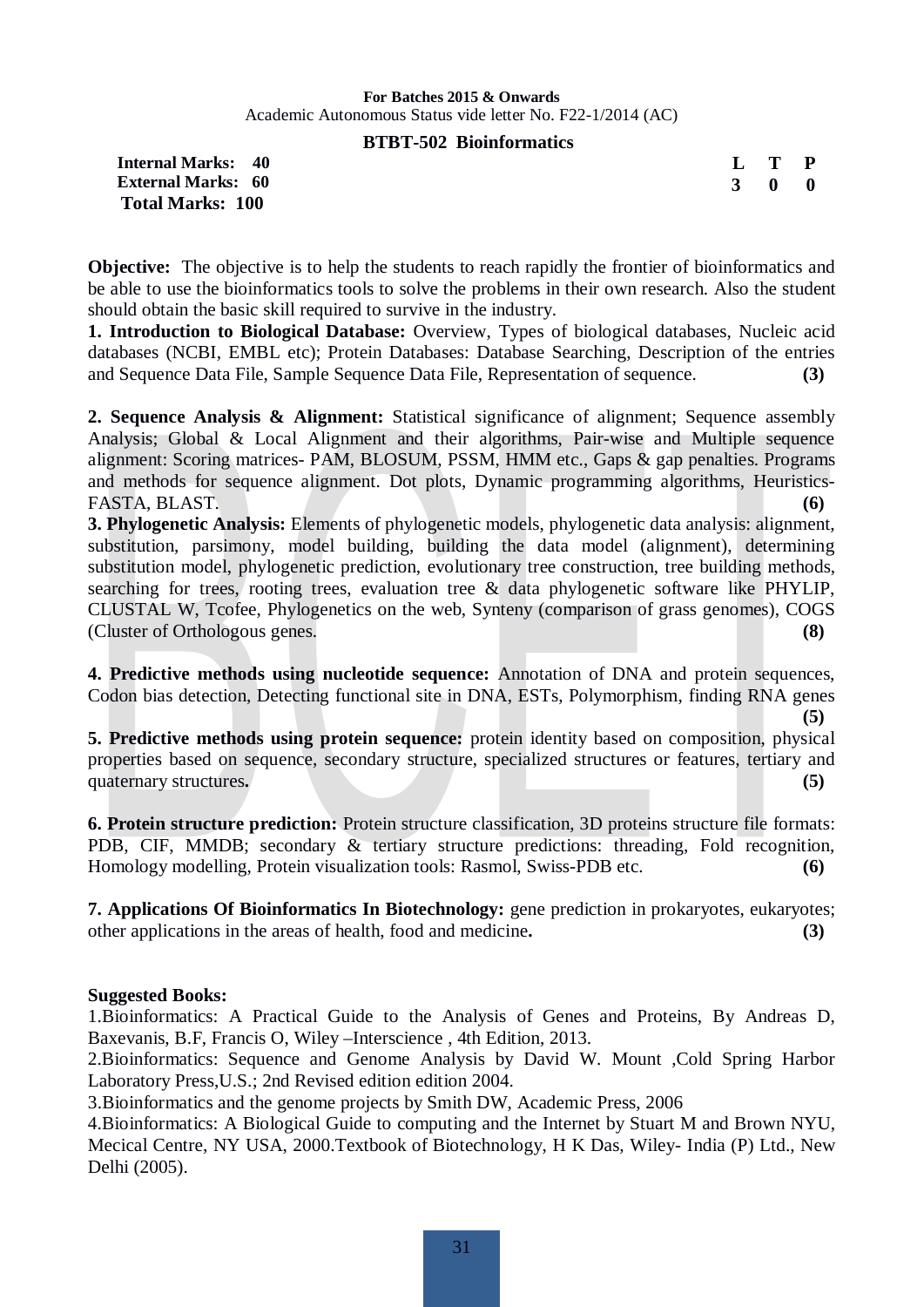**For Batches 2015 & Onwards**
Academic Autonomous Status vide letter No. F22-1/2014 (AC)

## BTBT-502 Bioinformatics

**Internal Marks: 40**
**External Marks: 60**
**Total Marks: 100**

| L | T | P |
|---|---|---|
| 3 | 0 | 0 |

**Objective:** The objective is to help the students to reach rapidly the frontier of bioinformatics and be able to use the bioinformatics tools to solve the problems in their own research. Also the student should obtain the basic skill required to survive in the industry.

**1. Introduction to Biological Database:** Overview, Types of biological databases, Nucleic acid databases (NCBI, EMBL etc); Protein Databases: Database Searching, Description of the entries and Sequence Data File, Sample Sequence Data File, Representation of sequence. **(3)**

**2. Sequence Analysis & Alignment:** Statistical significance of alignment; Sequence assembly Analysis; Global & Local Alignment and their algorithms, Pair-wise and Multiple sequence alignment: Scoring matrices- PAM, BLOSUM, PSSM, HMM etc., Gaps & gap penalties. Programs and methods for sequence alignment. Dot plots, Dynamic programming algorithms, Heuristics- FASTA, BLAST. **(6)**

**3. Phylogenetic Analysis:** Elements of phylogenetic models, phylogenetic data analysis: alignment, substitution, parsimony, model building, building the data model (alignment), determining substitution model, phylogenetic prediction, evolutionary tree construction, tree building methods, searching for trees, rooting trees, evaluation tree & data phylogenetic software like PHYLIP, CLUSTAL W, Tcofee, Phylogenetics on the web, Synteny (comparison of grass genomes), COGS (Cluster of Orthologous genes. **(8)**

**4. Predictive methods using nucleotide sequence:** Annotation of DNA and protein sequences, Codon bias detection, Detecting functional site in DNA, ESTs, Polymorphism, finding RNA genes **(5)**

**5. Predictive methods using protein sequence:** protein identity based on composition, physical properties based on sequence, secondary structure, specialized structures or features, tertiary and quaternary structures**.** **(5)**

**6. Protein structure prediction:** Protein structure classification, 3D proteins structure file formats: PDB, CIF, MMDB; secondary & tertiary structure predictions: threading, Fold recognition, Homology modelling, Protein visualization tools: Rasmol, Swiss-PDB etc. **(6)**

**7. Applications Of Bioinformatics In Biotechnology:** gene prediction in prokaryotes, eukaryotes; other applications in the areas of health, food and medicine**.** **(3)**

**Suggested Books:**

1.Bioinformatics: A Practical Guide to the Analysis of Genes and Proteins, By Andreas D, Baxevanis, B.F, Francis O, Wiley –Interscience , 4th Edition, 2013.

2.Bioinformatics: Sequence and Genome Analysis by David W. Mount ,Cold Spring Harbor Laboratory Press,U.S.; 2nd Revised edition edition 2004.

3.Bioinformatics and the genome projects by Smith DW, Academic Press, 2006

4.Bioinformatics: A Biological Guide to computing and the Internet by Stuart M and Brown NYU, Mecical Centre, NY USA, 2000.Textbook of Biotechnology, H K Das, Wiley- India (P) Ltd., New Delhi (2005).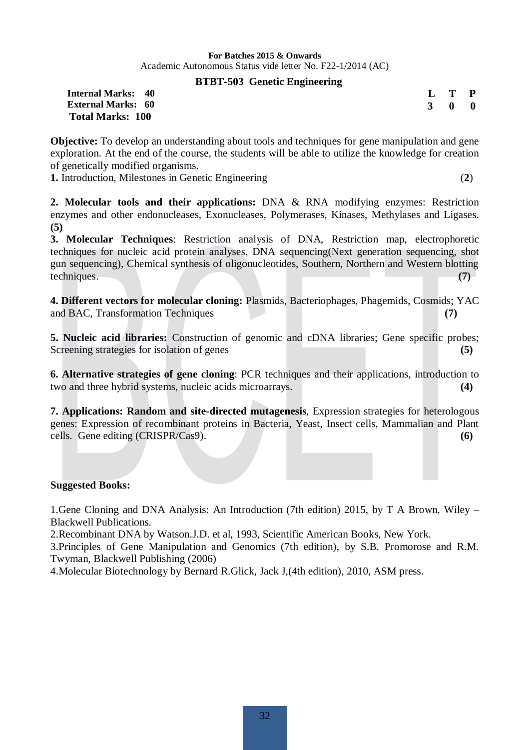**For Batches 2015 & Onwards**
Academic Autonomous Status vide letter No. F22-1/2014 (AC)

## BTBT-503 Genetic Engineering

| | L | T | P |
|---|---|---|---|
| **Internal Marks: 40** | **3** | **0** | **0** |
| **External Marks: 60** | | | |
| **Total Marks: 100** | | | |

**Objective:** To develop an understanding about tools and techniques for gene manipulation and gene exploration. At the end of the course, the students will be able to utilize the knowledge for creation of genetically modified organisms.

**1.** Introduction, Milestones in Genetic Engineering (**2**)

**2. Molecular tools and their applications:** DNA & RNA modifying enzymes: Restriction enzymes and other endonucleases, Exonucleases, Polymerases, Kinases, Methylases and Ligases. **(5)**

**3. Molecular Techniques**: Restriction analysis of DNA, Restriction map, electrophoretic techniques for nucleic acid protein analyses, DNA sequencing(Next generation sequencing, shot gun sequencing), Chemical synthesis of oligonucleotides, Southern, Northern and Western blotting techniques. **(7)**

**4. Different vectors for molecular cloning:** Plasmids, Bacteriophages, Phagemids, Cosmids; YAC and BAC, Transformation Techniques **(7)**

**5. Nucleic acid libraries:** Construction of genomic and cDNA libraries; Gene specific probes; Screening strategies for isolation of genes **(5)**

**6. Alternative strategies of gene cloning**: PCR techniques and their applications, introduction to two and three hybrid systems, nucleic acids microarrays. **(4)**

**7. Applications: Random and site-directed mutagenesis**, Expression strategies for heterologous genes: Expression of recombinant proteins in Bacteria, Yeast, Insect cells, Mammalian and Plant cells. Gene editing (CRISPR/Cas9). **(6)**

**Suggested Books:**

1.Gene Cloning and DNA Analysis: An Introduction (7th edition) 2015, by T A Brown, Wiley – Blackwell Publications.
2.Recombinant DNA by Watson.J.D. et al, 1993, Scientific American Books, New York.
3.Principles of Gene Manipulation and Genomics (7th edition), by S.B. Promorose and R.M. Twyman, Blackwell Publishing (2006)
4.Molecular Biotechnology by Bernard R.Glick, Jack J,(4th edition), 2010, ASM press.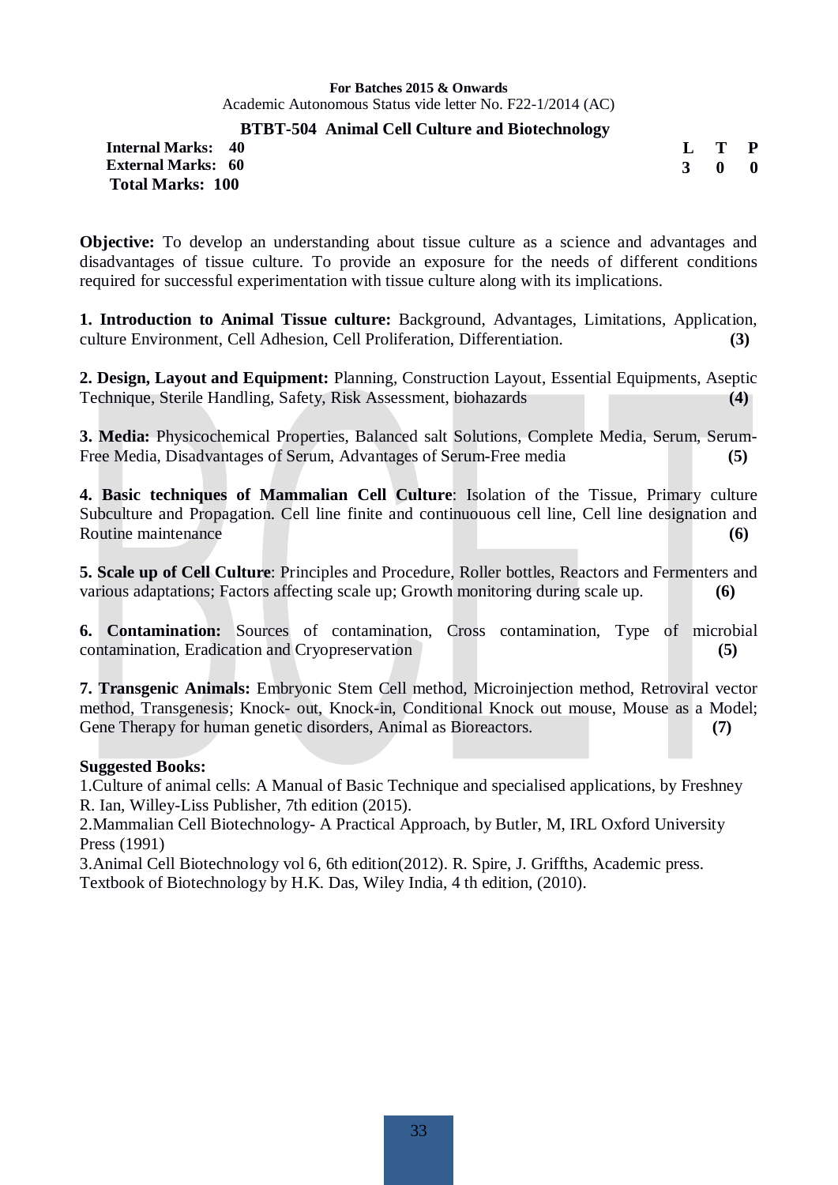**For Batches 2015 & Onwards**
Academic Autonomous Status vide letter No. F22-1/2014 (AC)

## BTBT-504 Animal Cell Culture and Biotechnology

| | | | |
|---|---|---|---|
| **Internal Marks: 40** | **L** | **T** | **P** |
| **External Marks: 60** | **3** | **0** | **0** |
| **Total Marks: 100** | | | |

**Objective:** To develop an understanding about tissue culture as a science and advantages and disadvantages of tissue culture. To provide an exposure for the needs of different conditions required for successful experimentation with tissue culture along with its implications.

**1. Introduction to Animal Tissue culture:** Background, Advantages, Limitations, Application, culture Environment, Cell Adhesion, Cell Proliferation, Differentiation. **(3)**

**2. Design, Layout and Equipment:** Planning, Construction Layout, Essential Equipments, Aseptic Technique, Sterile Handling, Safety, Risk Assessment, biohazards **(4)**

**3. Media:** Physicochemical Properties, Balanced salt Solutions, Complete Media, Serum, Serum-Free Media, Disadvantages of Serum, Advantages of Serum-Free media **(5)**

**4. Basic techniques of Mammalian Cell Culture**: Isolation of the Tissue, Primary culture Subculture and Propagation. Cell line finite and continuouous cell line, Cell line designation and Routine maintenance **(6)**

**5. Scale up of Cell Culture**: Principles and Procedure, Roller bottles, Reactors and Fermenters and various adaptations; Factors affecting scale up; Growth monitoring during scale up. **(6)**

**6. Contamination:** Sources of contamination, Cross contamination, Type of microbial contamination, Eradication and Cryopreservation **(5)**

**7. Transgenic Animals:** Embryonic Stem Cell method, Microinjection method, Retroviral vector method, Transgenesis; Knock- out, Knock-in, Conditional Knock out mouse, Mouse as a Model; Gene Therapy for human genetic disorders, Animal as Bioreactors. **(7)**

**Suggested Books:**

1.Culture of animal cells: A Manual of Basic Technique and specialised applications, by Freshney R. Ian, Willey-Liss Publisher, 7th edition (2015).
2.Mammalian Cell Biotechnology- A Practical Approach, by Butler, M, IRL Oxford University Press (1991)
3.Animal Cell Biotechnology vol 6, 6th edition(2012). R. Spire, J. Griffths, Academic press.
Textbook of Biotechnology by H.K. Das, Wiley India, 4 th edition, (2010).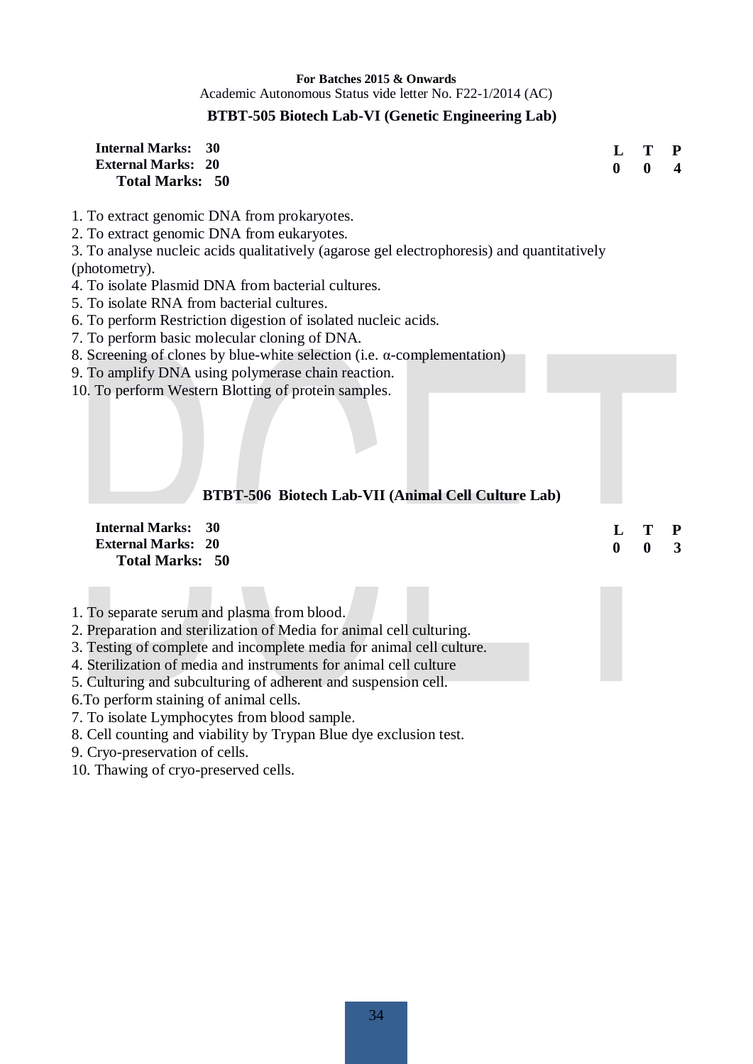**For Batches 2015 & Onwards**
Academic Autonomous Status vide letter No. F22-1/2014 (AC)

## BTBT-505 Biotech Lab-VI (Genetic Engineering Lab)

**Internal Marks: 30**
**External Marks: 20**
**Total Marks: 50**

| L | T | P |
|---|---|---|
| 0 | 0 | 4 |

1. To extract genomic DNA from prokaryotes.
2. To extract genomic DNA from eukaryotes.
3. To analyse nucleic acids qualitatively (agarose gel electrophoresis) and quantitatively (photometry).
4. To isolate Plasmid DNA from bacterial cultures.
5. To isolate RNA from bacterial cultures.
6. To perform Restriction digestion of isolated nucleic acids.
7. To perform basic molecular cloning of DNA.
8. Screening of clones by blue-white selection (i.e. α-complementation)
9. To amplify DNA using polymerase chain reaction.
10. To perform Western Blotting of protein samples.

## BTBT-506 Biotech Lab-VII (Animal Cell Culture Lab)

**Internal Marks: 30**
**External Marks: 20**
**Total Marks: 50**

| L | T | P |
|---|---|---|
| 0 | 0 | 3 |

1. To separate serum and plasma from blood.
2. Preparation and sterilization of Media for animal cell culturing.
3. Testing of complete and incomplete media for animal cell culture.
4. Sterilization of media and instruments for animal cell culture
5. Culturing and subculturing of adherent and suspension cell.
6. To perform staining of animal cells.
7. To isolate Lymphocytes from blood sample.
8. Cell counting and viability by Trypan Blue dye exclusion test.
9. Cryo-preservation of cells.
10. Thawing of cryo-preserved cells.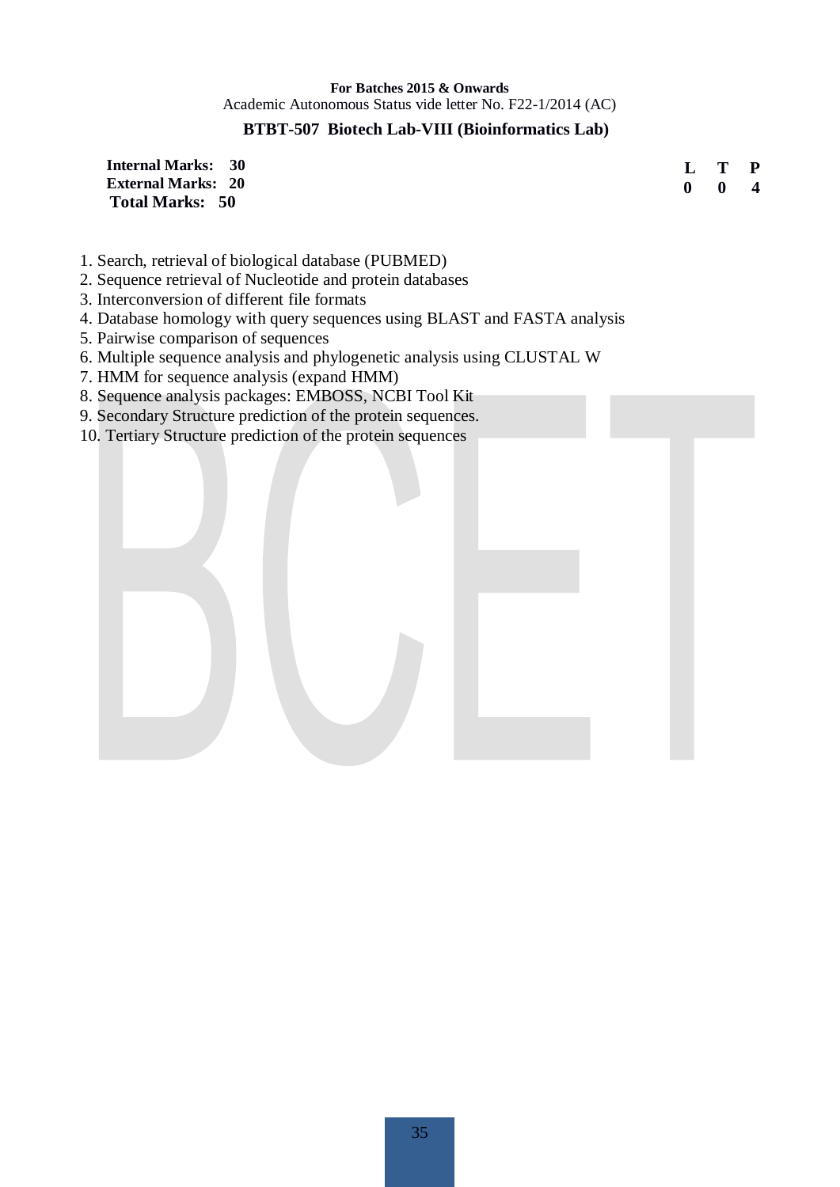**For Batches 2015 & Onwards**

Academic Autonomous Status vide letter No. F22-1/2014 (AC)

## BTBT-507 Biotech Lab-VIII (Bioinformatics Lab)

**Internal Marks: 30**
**External Marks: 20**
**Total Marks: 50**

| L | T | P |
|---|---|---|
| 0 | 0 | 4 |

1. Search, retrieval of biological database (PUBMED)
2. Sequence retrieval of Nucleotide and protein databases
3. Interconversion of different file formats
4. Database homology with query sequences using BLAST and FASTA analysis
5. Pairwise comparison of sequences
6. Multiple sequence analysis and phylogenetic analysis using CLUSTAL W
7. HMM for sequence analysis (expand HMM)
8. Sequence analysis packages: EMBOSS, NCBI Tool Kit
9. Secondary Structure prediction of the protein sequences.
10. Tertiary Structure prediction of the protein sequences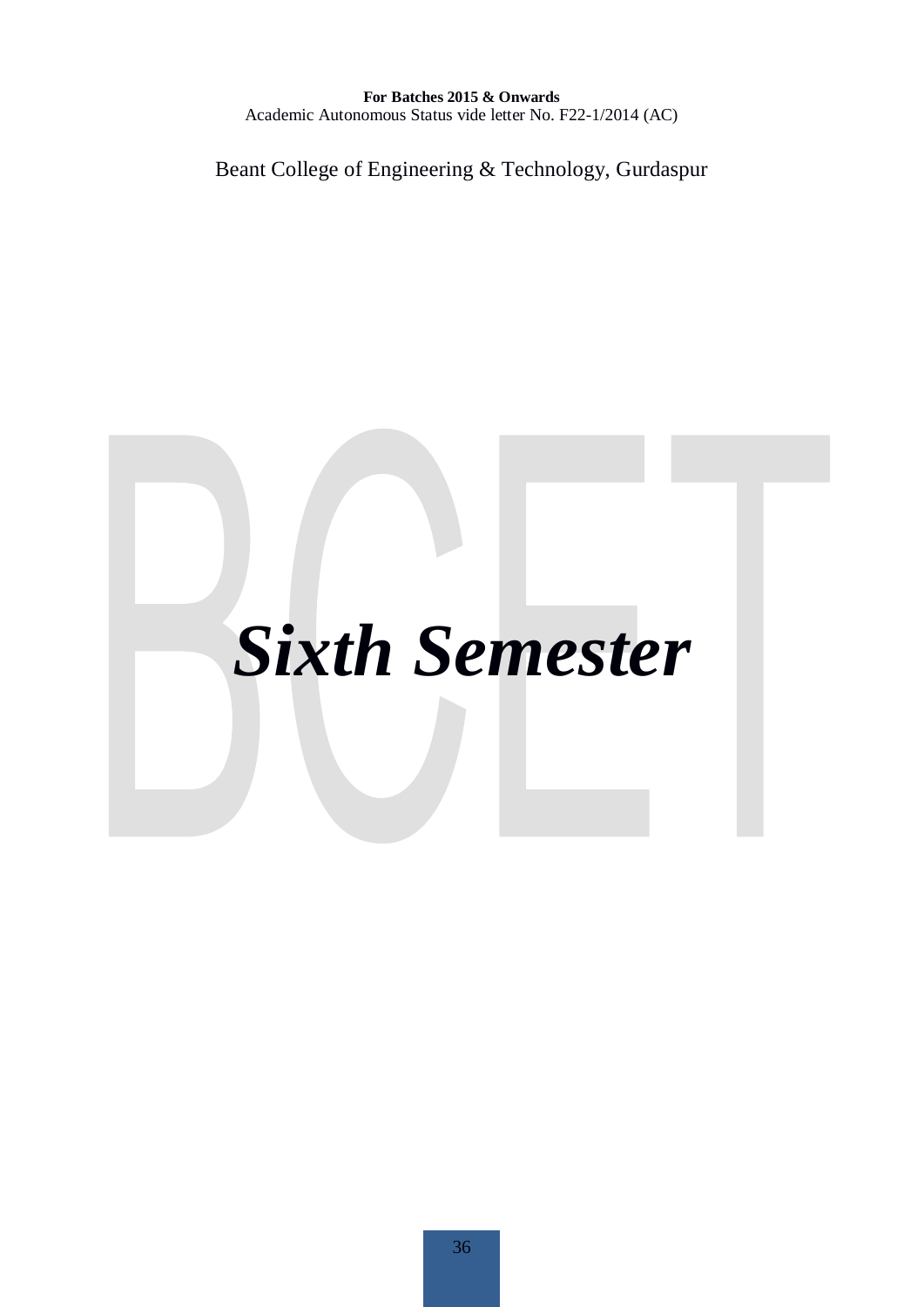# *Sixth Semester*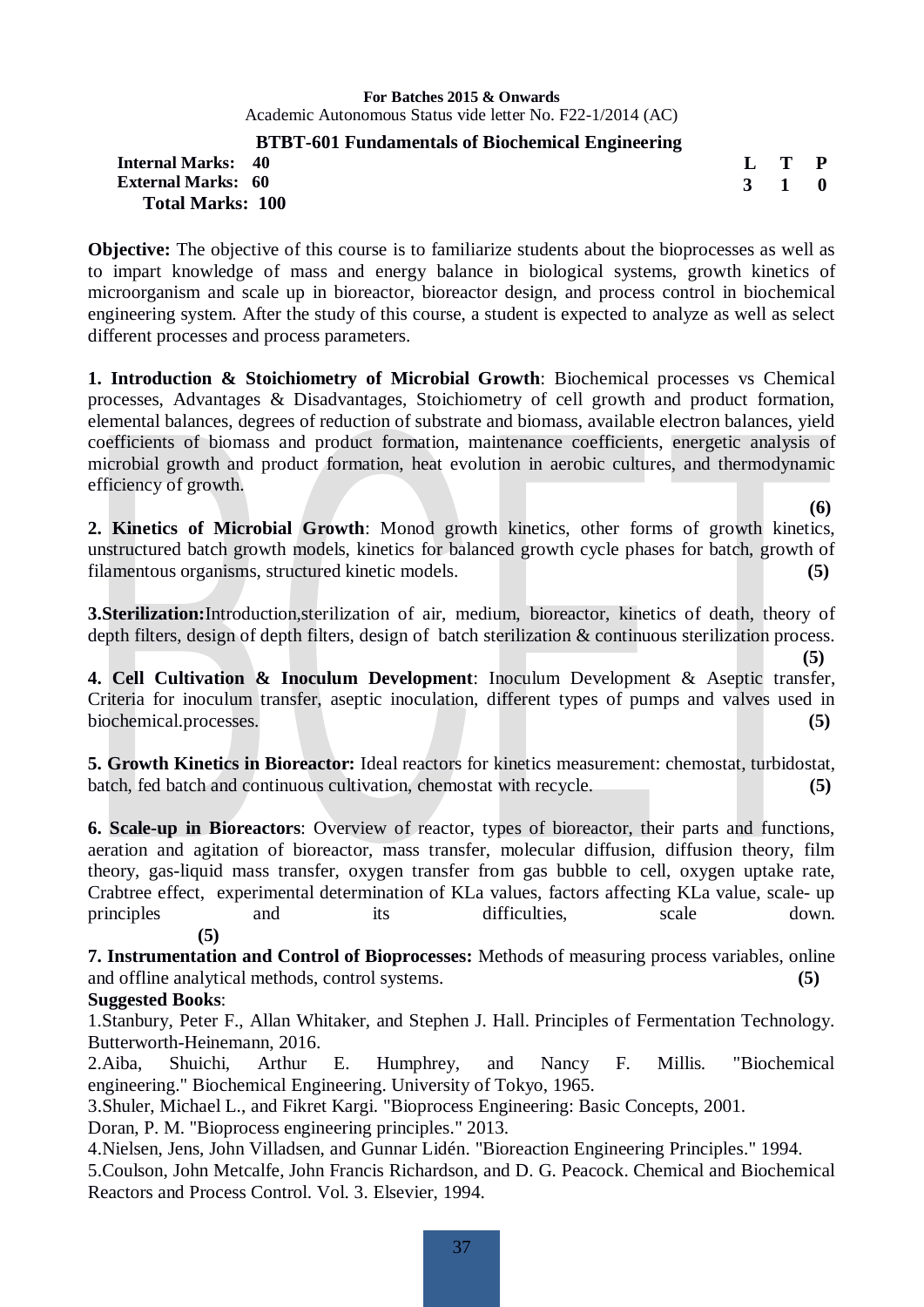**For Batches 2015 & Onwards**

Academic Autonomous Status vide letter No. F22-1/2014 (AC)

## BTBT-601 Fundamentals of Biochemical Engineering

**Internal Marks: 40**
**External Marks: 60**
**Total Marks: 100**

| L | T | P |
|---|---|---|
| 3 | 1 | 0 |

**Objective:** The objective of this course is to familiarize students about the bioprocesses as well as to impart knowledge of mass and energy balance in biological systems, growth kinetics of microorganism and scale up in bioreactor, bioreactor design, and process control in biochemical engineering system. After the study of this course, a student is expected to analyze as well as select different processes and process parameters.

**1. Introduction & Stoichiometry of Microbial Growth**: Biochemical processes vs Chemical processes, Advantages & Disadvantages, Stoichiometry of cell growth and product formation, elemental balances, degrees of reduction of substrate and biomass, available electron balances, yield coefficients of biomass and product formation, maintenance coefficients, energetic analysis of microbial growth and product formation, heat evolution in aerobic cultures, and thermodynamic efficiency of growth. **(6)**

**2. Kinetics of Microbial Growth**: Monod growth kinetics, other forms of growth kinetics, unstructured batch growth models, kinetics for balanced growth cycle phases for batch, growth of filamentous organisms, structured kinetic models. **(5)**

**3.Sterilization:**Introduction,sterilization of air, medium, bioreactor, kinetics of death, theory of depth filters, design of depth filters, design of batch sterilization & continuous sterilization process. **(5)**

**4. Cell Cultivation & Inoculum Development**: Inoculum Development & Aseptic transfer, Criteria for inoculum transfer, aseptic inoculation, different types of pumps and valves used in biochemical.processes. **(5)**

**5. Growth Kinetics in Bioreactor:** Ideal reactors for kinetics measurement: chemostat, turbidostat, batch, fed batch and continuous cultivation, chemostat with recycle. **(5)**

**6. Scale-up in Bioreactors**: Overview of reactor, types of bioreactor, their parts and functions, aeration and agitation of bioreactor, mass transfer, molecular diffusion, diffusion theory, film theory, gas-liquid mass transfer, oxygen transfer from gas bubble to cell, oxygen uptake rate, Crabtree effect, experimental determination of KLa values, factors affecting KLa value, scale- up principles and its difficulties, scale down. **(5)**

**7. Instrumentation and Control of Bioprocesses:** Methods of measuring process variables, online and offline analytical methods, control systems. **(5)**

**Suggested Books**:

1.Stanbury, Peter F., Allan Whitaker, and Stephen J. Hall. Principles of Fermentation Technology. Butterworth-Heinemann, 2016.

2.Aiba, Shuichi, Arthur E. Humphrey, and Nancy F. Millis. "Biochemical engineering." Biochemical Engineering. University of Tokyo, 1965.

3.Shuler, Michael L., and Fikret Kargi. "Bioprocess Engineering: Basic Concepts, 2001.

Doran, P. M. "Bioprocess engineering principles." 2013.

4.Nielsen, Jens, John Villadsen, and Gunnar Lidén. "Bioreaction Engineering Principles." 1994.

5.Coulson, John Metcalfe, John Francis Richardson, and D. G. Peacock. Chemical and Biochemical Reactors and Process Control. Vol. 3. Elsevier, 1994.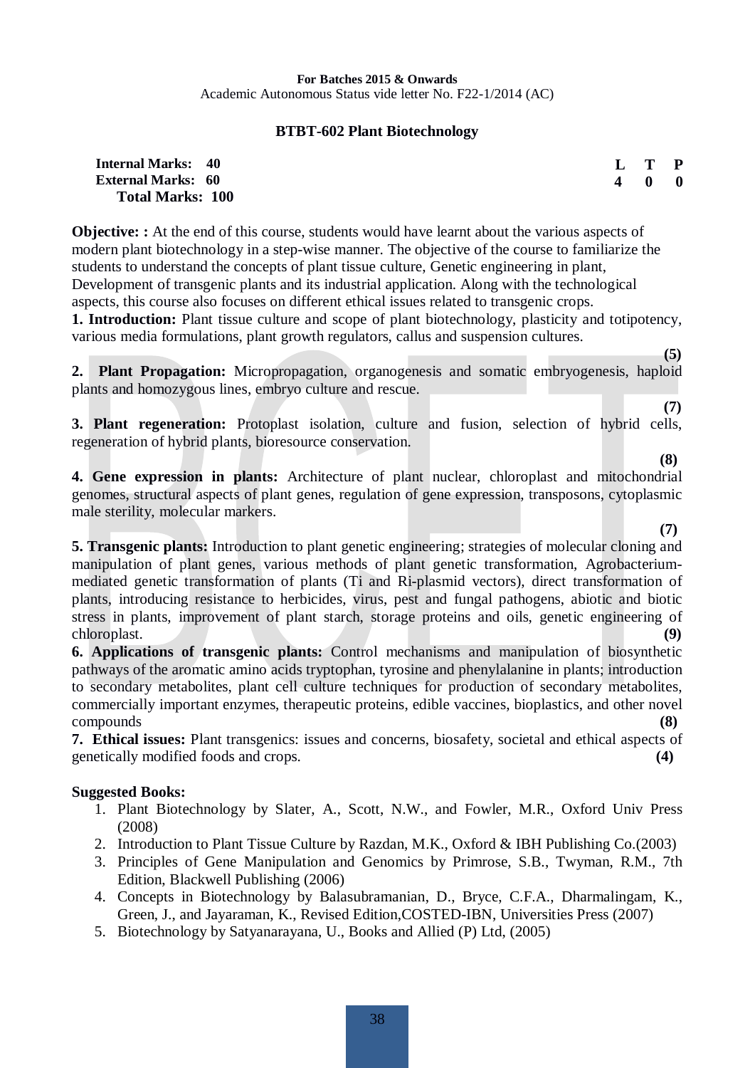**For Batches 2015 & Onwards**
Academic Autonomous Status vide letter No. F22-1/2014 (AC)

## BTBT-602 Plant Biotechnology

| | | | |
|---|---|---|---|
| **Internal Marks: 40** | **L** | **T** | **P** |
| **External Marks: 60** | **4** | **0** | **0** |
| **Total Marks: 100** | | | |

**Objective: :** At the end of this course, students would have learnt about the various aspects of modern plant biotechnology in a step-wise manner. The objective of the course to familiarize the students to understand the concepts of plant tissue culture, Genetic engineering in plant, Development of transgenic plants and its industrial application. Along with the technological aspects, this course also focuses on different ethical issues related to transgenic crops.

**1. Introduction:** Plant tissue culture and scope of plant biotechnology, plasticity and totipotency, various media formulations, plant growth regulators, callus and suspension cultures. **(5)**

**2. Plant Propagation:** Micropropagation, organogenesis and somatic embryogenesis, haploid plants and homozygous lines, embryo culture and rescue. **(7)**

**3. Plant regeneration:** Protoplast isolation, culture and fusion, selection of hybrid cells, regeneration of hybrid plants, bioresource conservation. **(8)**

**4. Gene expression in plants:** Architecture of plant nuclear, chloroplast and mitochondrial genomes, structural aspects of plant genes, regulation of gene expression, transposons, cytoplasmic male sterility, molecular markers. **(7)**

**5. Transgenic plants:** Introduction to plant genetic engineering; strategies of molecular cloning and manipulation of plant genes, various methods of plant genetic transformation, Agrobacterium-mediated genetic transformation of plants (Ti and Ri-plasmid vectors), direct transformation of plants, introducing resistance to herbicides, virus, pest and fungal pathogens, abiotic and biotic stress in plants, improvement of plant starch, storage proteins and oils, genetic engineering of chloroplast. **(9)**

**6. Applications of transgenic plants:** Control mechanisms and manipulation of biosynthetic pathways of the aromatic amino acids tryptophan, tyrosine and phenylalanine in plants; introduction to secondary metabolites, plant cell culture techniques for production of secondary metabolites, commercially important enzymes, therapeutic proteins, edible vaccines, bioplastics, and other novel compounds **(8)**

**7. Ethical issues:** Plant transgenics: issues and concerns, biosafety, societal and ethical aspects of genetically modified foods and crops. **(4)**

**Suggested Books:**

1. Plant Biotechnology by Slater, A., Scott, N.W., and Fowler, M.R., Oxford Univ Press (2008)
2. Introduction to Plant Tissue Culture by Razdan, M.K., Oxford & IBH Publishing Co.(2003)
3. Principles of Gene Manipulation and Genomics by Primrose, S.B., Twyman, R.M., 7th Edition, Blackwell Publishing (2006)
4. Concepts in Biotechnology by Balasubramanian, D., Bryce, C.F.A., Dharmalingam, K., Green, J., and Jayaraman, K., Revised Edition,COSTED-IBN, Universities Press (2007)
5. Biotechnology by Satyanarayana, U., Books and Allied (P) Ltd, (2005)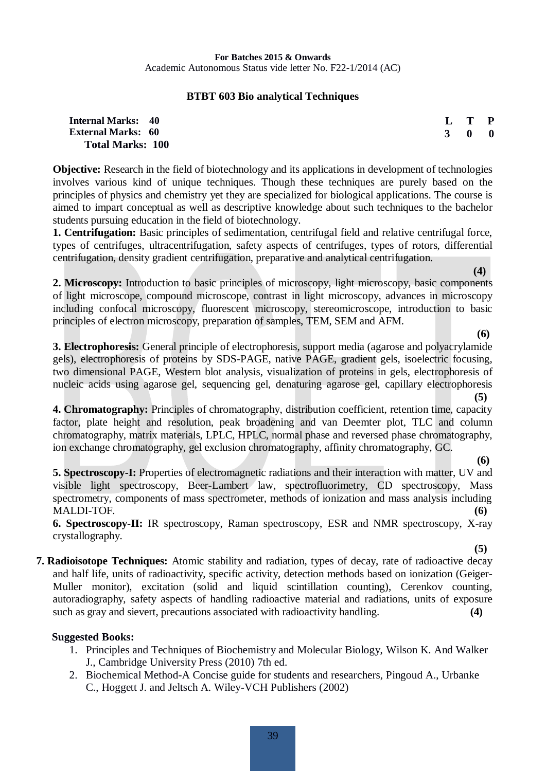**For Batches 2015 & Onwards**
Academic Autonomous Status vide letter No. F22-1/2014 (AC)

## BTBT 603 Bio analytical Techniques

**Internal Marks: 40**
**External Marks: 60**
**Total Marks: 100**

| L | T | P |
|---|---|---|
| 3 | 0 | 0 |

**Objective:** Research in the field of biotechnology and its applications in development of technologies involves various kind of unique techniques. Though these techniques are purely based on the principles of physics and chemistry yet they are specialized for biological applications. The course is aimed to impart conceptual as well as descriptive knowledge about such techniques to the bachelor students pursuing education in the field of biotechnology.

**1. Centrifugation:** Basic principles of sedimentation, centrifugal field and relative centrifugal force, types of centrifuges, ultracentrifugation, safety aspects of centrifuges, types of rotors, differential centrifugation, density gradient centrifugation, preparative and analytical centrifugation. **(4)**

**2. Microscopy:** Introduction to basic principles of microscopy, light microscopy, basic components of light microscope, compound microscope, contrast in light microscopy, advances in microscopy including confocal microscopy, fluorescent microscopy, stereomicroscope, introduction to basic principles of electron microscopy, preparation of samples, TEM, SEM and AFM. **(6)**

**3. Electrophoresis:** General principle of electrophoresis, support media (agarose and polyacrylamide gels), electrophoresis of proteins by SDS-PAGE, native PAGE, gradient gels, isoelectric focusing, two dimensional PAGE, Western blot analysis, visualization of proteins in gels, electrophoresis of nucleic acids using agarose gel, sequencing gel, denaturing agarose gel, capillary electrophoresis **(5)**

**4. Chromatography:** Principles of chromatography, distribution coefficient, retention time, capacity factor, plate height and resolution, peak broadening and van Deemter plot, TLC and column chromatography, matrix materials, LPLC, HPLC, normal phase and reversed phase chromatography, ion exchange chromatography, gel exclusion chromatography, affinity chromatography, GC. **(6)**

**5. Spectroscopy-I:** Properties of electromagnetic radiations and their interaction with matter, UV and visible light spectroscopy, Beer-Lambert law, spectrofluorimetry, CD spectroscopy, Mass spectrometry, components of mass spectrometer, methods of ionization and mass analysis including MALDI-TOF. **(6)**

**6. Spectroscopy-II:** IR spectroscopy, Raman spectroscopy, ESR and NMR spectroscopy, X-ray crystallography. **(5)**

**7. Radioisotope Techniques:** Atomic stability and radiation, types of decay, rate of radioactive decay and half life, units of radioactivity, specific activity, detection methods based on ionization (Geiger-Muller monitor), excitation (solid and liquid scintillation counting), Cerenkov counting, autoradiography, safety aspects of handling radioactive material and radiations, units of exposure such as gray and sievert, precautions associated with radioactivity handling. **(4)**

**Suggested Books:**

1. Principles and Techniques of Biochemistry and Molecular Biology, Wilson K. And Walker J., Cambridge University Press (2010) 7th ed.
2. Biochemical Method-A Concise guide for students and researchers, Pingoud A., Urbanke C., Hoggett J. and Jeltsch A. Wiley-VCH Publishers (2002)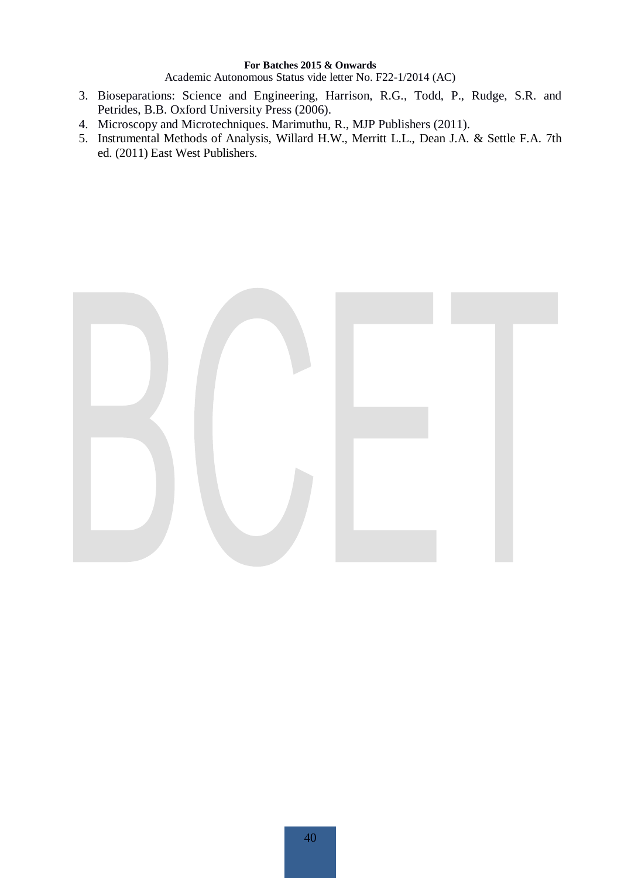3. Bioseparations: Science and Engineering, Harrison, R.G., Todd, P., Rudge, S.R. and Petrides, B.B. Oxford University Press (2006).
4. Microscopy and Microtechniques. Marimuthu, R., MJP Publishers (2011).
5. Instrumental Methods of Analysis, Willard H.W., Merritt L.L., Dean J.A. & Settle F.A. 7th ed. (2011) East West Publishers.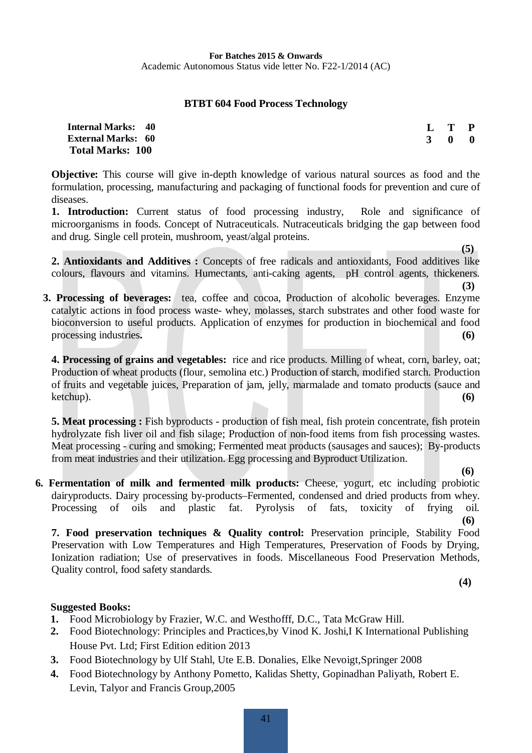**For Batches 2015 & Onwards**
Academic Autonomous Status vide letter No. F22-1/2014 (AC)

## BTBT 604 Food Process Technology

**Internal Marks: 40**
**External Marks: 60**
**Total Marks: 100**

| L | T | P |
|---|---|---|
| 3 | 0 | 0 |

**Objective:** This course will give in-depth knowledge of various natural sources as food and the formulation, processing, manufacturing and packaging of functional foods for prevention and cure of diseases.

**1. Introduction:** Current status of food processing industry, Role and significance of microorganisms in foods. Concept of Nutraceuticals. Nutraceuticals bridging the gap between food and drug. Single cell protein, mushroom, yeast/algal proteins. **(5)**

**2. Antioxidants and Additives :** Concepts of free radicals and antioxidants, Food additives like colours, flavours and vitamins. Humectants, anti-caking agents, pH control agents, thickeners. **(3)**

**3. Processing of beverages:** tea, coffee and cocoa, Production of alcoholic beverages. Enzyme catalytic actions in food process waste- whey, molasses, starch substrates and other food waste for bioconversion to useful products. Application of enzymes for production in biochemical and food processing industries**.** **(6)**

**4. Processing of grains and vegetables:** rice and rice products. Milling of wheat, corn, barley, oat; Production of wheat products (flour, semolina etc.) Production of starch, modified starch. Production of fruits and vegetable juices, Preparation of jam, jelly, marmalade and tomato products (sauce and ketchup). **(6)**

**5. Meat processing :** Fish byproducts - production of fish meal, fish protein concentrate, fish protein hydrolyzate fish liver oil and fish silage; Production of non-food items from fish processing wastes. Meat processing - curing and smoking; Fermented meat products (sausages and sauces); By-products from meat industries and their utilization. Egg processing and Byproduct Utilization. **(6)**

**6. Fermentation of milk and fermented milk products:** Cheese, yogurt, etc including probiotic dairyproducts. Dairy processing by-products–Fermented, condensed and dried products from whey. Processing of oils and plastic fat. Pyrolysis of fats, toxicity of frying oil. **(6)**

**7. Food preservation techniques & Quality control:** Preservation principle, Stability Food Preservation with Low Temperatures and High Temperatures, Preservation of Foods by Drying, Ionization radiation; Use of preservatives in foods. Miscellaneous Food Preservation Methods, Quality control, food safety standards. **(4)**

**Suggested Books:**

1. Food Microbiology by Frazier, W.C. and Westhofff, D.C., Tata McGraw Hill.
2. Food Biotechnology: Principles and Practices,by Vinod K. Joshi,I K International Publishing House Pvt. Ltd; First Edition edition 2013
3. Food Biotechnology by Ulf Stahl, Ute E.B. Donalies, Elke Nevoigt,Springer 2008
4. Food Biotechnology by Anthony Pometto, Kalidas Shetty, Gopinadhan Paliyath, Robert E. Levin, Talyor and Francis Group,2005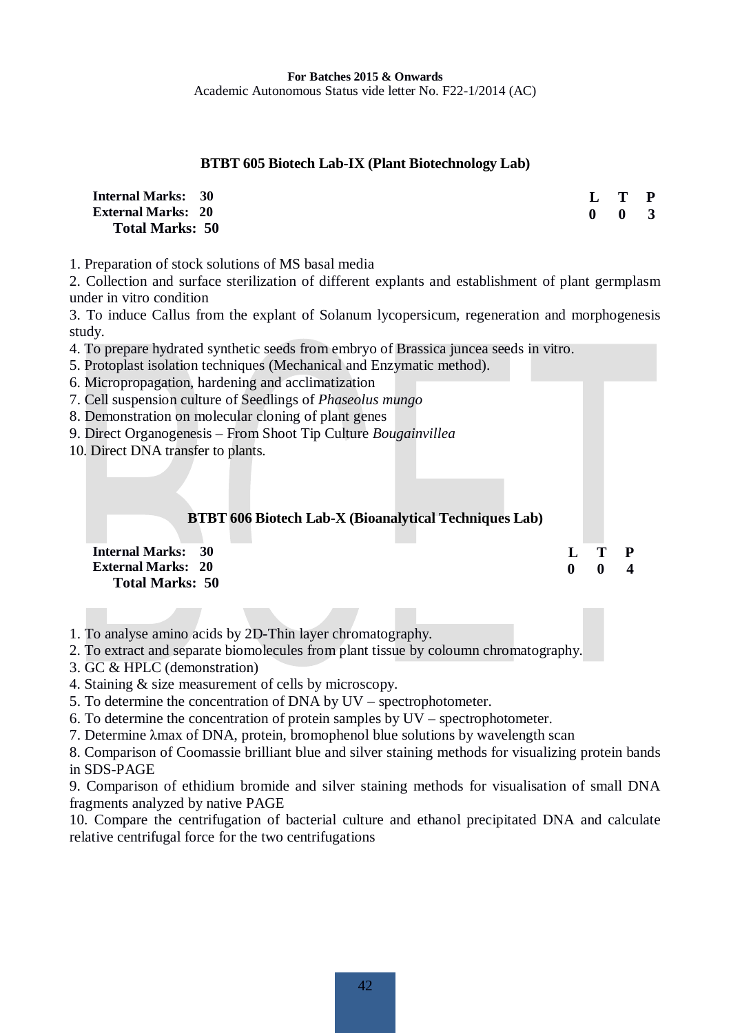**For Batches 2015 & Onwards**
Academic Autonomous Status vide letter No. F22-1/2014 (AC)

## BTBT 605 Biotech Lab-IX (Plant Biotechnology Lab)

| | L | T | P |
|---|---|---|---|
| **Internal Marks: 30** | **0** | **0** | **3** |
| **External Marks: 20** | | | |
| **Total Marks: 50** | | | |

1. Preparation of stock solutions of MS basal media
2. Collection and surface sterilization of different explants and establishment of plant germplasm under in vitro condition
3. To induce Callus from the explant of Solanum lycopersicum, regeneration and morphogenesis study.
4. To prepare hydrated synthetic seeds from embryo of Brassica juncea seeds in vitro.
5. Protoplast isolation techniques (Mechanical and Enzymatic method).
6. Micropropagation, hardening and acclimatization
7. Cell suspension culture of Seedlings of *Phaseolus mungo*
8. Demonstration on molecular cloning of plant genes
9. Direct Organogenesis – From Shoot Tip Culture *Bougainvillea*
10. Direct DNA transfer to plants.

## BTBT 606 Biotech Lab-X (Bioanalytical Techniques Lab)

| | L | T | P |
|---|---|---|---|
| **Internal Marks: 30** | **0** | **0** | **4** |
| **External Marks: 20** | | | |
| **Total Marks: 50** | | | |

1. To analyse amino acids by 2D-Thin layer chromatography.
2. To extract and separate biomolecules from plant tissue by coloumn chromatography.
3. GC & HPLC (demonstration)
4. Staining & size measurement of cells by microscopy.
5. To determine the concentration of DNA by UV – spectrophotometer.
6. To determine the concentration of protein samples by UV – spectrophotometer.
7. Determine $\lambda$max of DNA, protein, bromophenol blue solutions by wavelength scan
8. Comparison of Coomassie brilliant blue and silver staining methods for visualizing protein bands in SDS-PAGE
9. Comparison of ethidium bromide and silver staining methods for visualisation of small DNA fragments analyzed by native PAGE
10. Compare the centrifugation of bacterial culture and ethanol precipitated DNA and calculate relative centrifugal force for the two centrifugations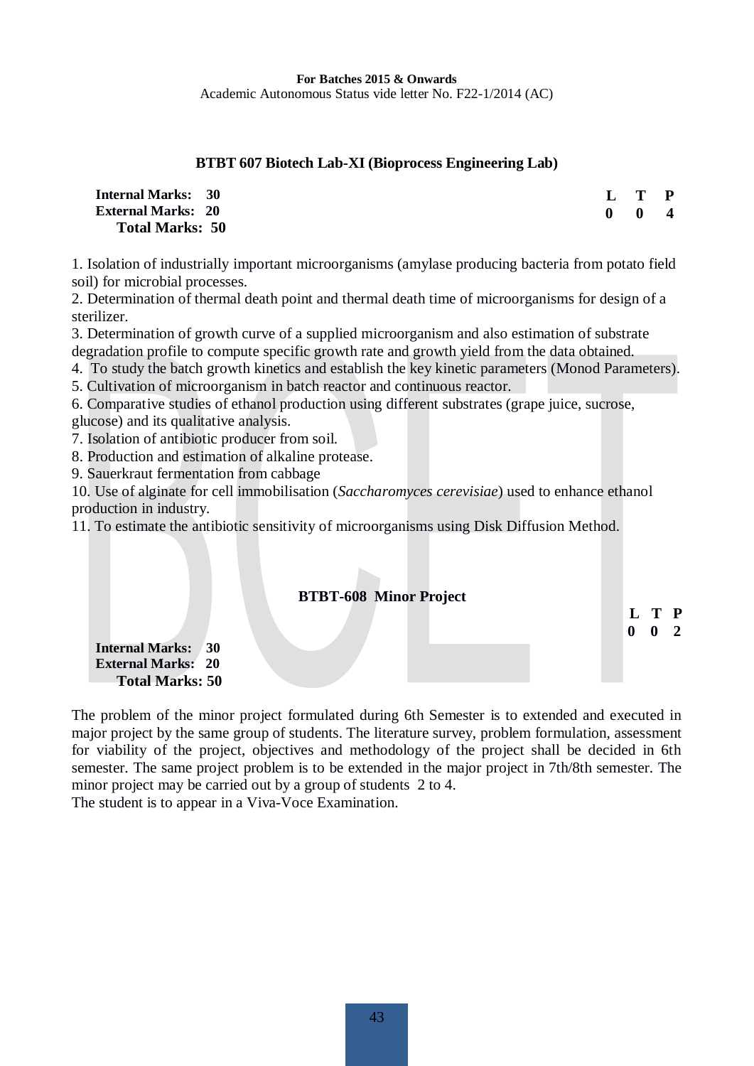## BTBT 607 Biotech Lab-XI (Bioprocess Engineering Lab)

**Internal Marks: 30**
**External Marks: 20**
**Total Marks: 50**

| L | T | P |
|---|---|---|
| 0 | 0 | 4 |

1. Isolation of industrially important microorganisms (amylase producing bacteria from potato field soil) for microbial processes.
2. Determination of thermal death point and thermal death time of microorganisms for design of a sterilizer.
3. Determination of growth curve of a supplied microorganism and also estimation of substrate degradation profile to compute specific growth rate and growth yield from the data obtained.
4. To study the batch growth kinetics and establish the key kinetic parameters (Monod Parameters).
5. Cultivation of microorganism in batch reactor and continuous reactor.
6. Comparative studies of ethanol production using different substrates (grape juice, sucrose, glucose) and its qualitative analysis.
7. Isolation of antibiotic producer from soil.
8. Production and estimation of alkaline protease.
9. Sauerkraut fermentation from cabbage
10. Use of alginate for cell immobilisation (*Saccharomyces cerevisiae*) used to enhance ethanol production in industry.
11. To estimate the antibiotic sensitivity of microorganisms using Disk Diffusion Method.

## BTBT-608 Minor Project

| L | T | P |
|---|---|---|
| 0 | 0 | 2 |

**Internal Marks: 30**
**External Marks: 20**
**Total Marks: 50**

The problem of the minor project formulated during 6th Semester is to extended and executed in major project by the same group of students. The literature survey, problem formulation, assessment for viability of the project, objectives and methodology of the project shall be decided in 6th semester. The same project problem is to be extended in the major project in 7th/8th semester. The minor project may be carried out by a group of students 2 to 4.
The student is to appear in a Viva-Voce Examination.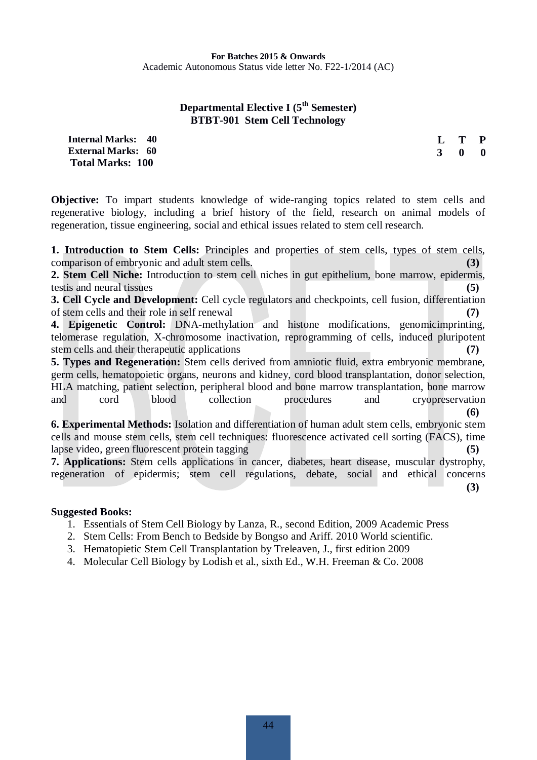**For Batches 2015 & Onwards**
Academic Autonomous Status vide letter No. F22-1/2014 (AC)

## Departmental Elective I (5th Semester)
## BTBT-901 Stem Cell Technology

**Internal Marks: 40**
**External Marks: 60**
**Total Marks: 100**

| L | T | P |
|---|---|---|
| 3 | 0 | 0 |

**Objective:** To impart students knowledge of wide-ranging topics related to stem cells and regenerative biology, including a brief history of the field, research on animal models of regeneration, tissue engineering, social and ethical issues related to stem cell research.

**1. Introduction to Stem Cells:** Principles and properties of stem cells, types of stem cells, comparison of embryonic and adult stem cells. **(3)**

**2. Stem Cell Niche:** Introduction to stem cell niches in gut epithelium, bone marrow, epidermis, testis and neural tissues **(5)**

**3. Cell Cycle and Development:** Cell cycle regulators and checkpoints, cell fusion, differentiation of stem cells and their role in self renewal **(7)**

**4. Epigenetic Control:** DNA-methylation and histone modifications, genomicimprinting, telomerase regulation, X-chromosome inactivation, reprogramming of cells, induced pluripotent stem cells and their therapeutic applications **(7)**

**5. Types and Regeneration:** Stem cells derived from amniotic fluid, extra embryonic membrane, germ cells, hematopoietic organs, neurons and kidney, cord blood transplantation, donor selection, HLA matching, patient selection, peripheral blood and bone marrow transplantation, bone marrow and cord blood collection procedures and cryopreservation **(6)**

**6. Experimental Methods:** Isolation and differentiation of human adult stem cells, embryonic stem cells and mouse stem cells, stem cell techniques: fluorescence activated cell sorting (FACS), time lapse video, green fluorescent protein tagging **(5)**

**7. Applications:** Stem cells applications in cancer, diabetes, heart disease, muscular dystrophy, regeneration of epidermis; stem cell regulations, debate, social and ethical concerns **(3)**

**Suggested Books:**

1. Essentials of Stem Cell Biology by Lanza, R., second Edition, 2009 Academic Press
2. Stem Cells: From Bench to Bedside by Bongso and Ariff. 2010 World scientific.
3. Hematopietic Stem Cell Transplantation by Treleaven, J., first edition 2009
4. Molecular Cell Biology by Lodish et al., sixth Ed., W.H. Freeman & Co. 2008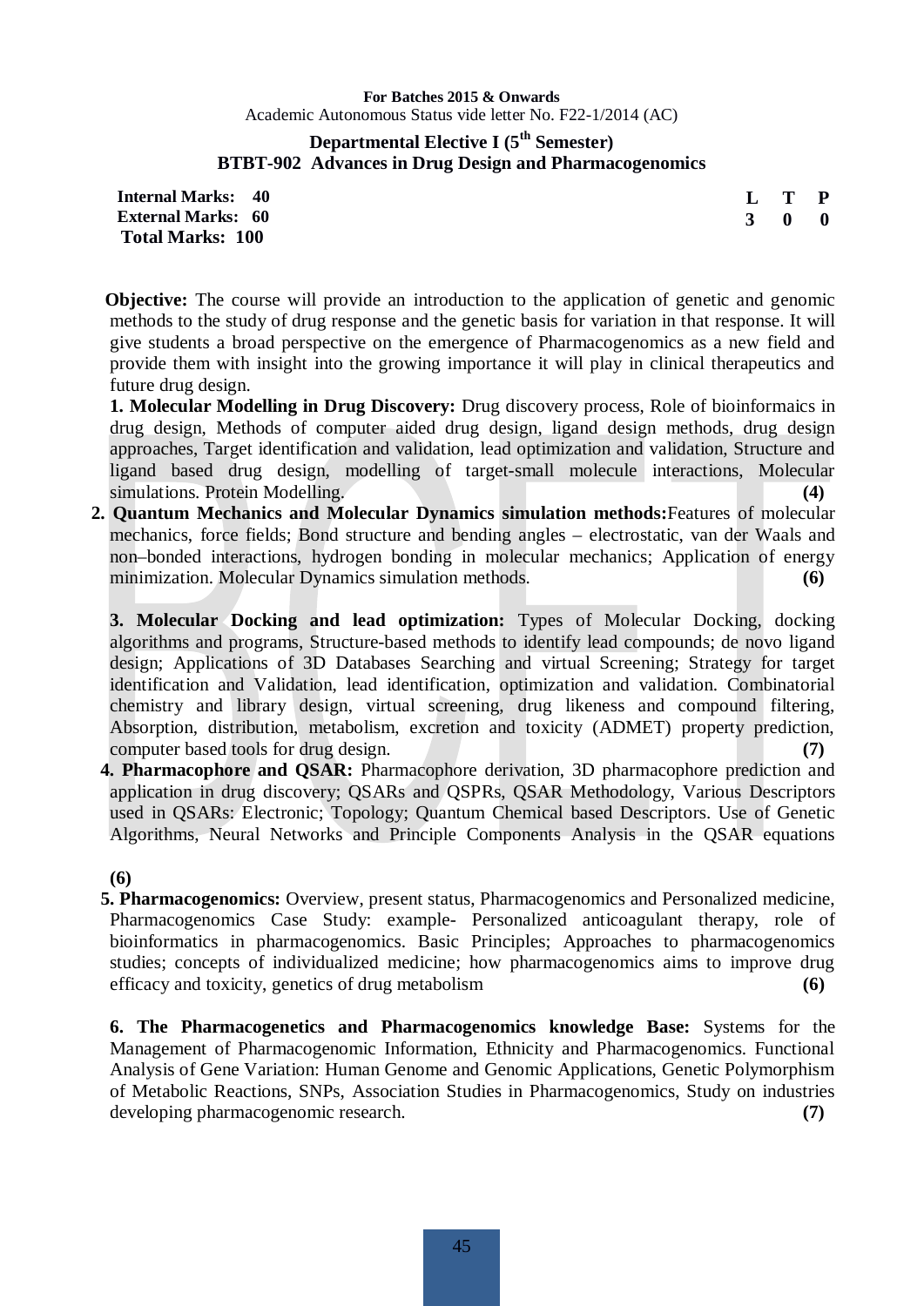**For Batches 2015 & Onwards**
Academic Autonomous Status vide letter No. F22-1/2014 (AC)

## Departmental Elective I (5th Semester)
## BTBT-902 Advances in Drug Design and Pharmacogenomics

**Internal Marks: 40**
**External Marks: 60**
**Total Marks: 100**

| L | T | P |
|---|---|---|
| 3 | 0 | 0 |

**Objective:** The course will provide an introduction to the application of genetic and genomic methods to the study of drug response and the genetic basis for variation in that response. It will give students a broad perspective on the emergence of Pharmacogenomics as a new field and provide them with insight into the growing importance it will play in clinical therapeutics and future drug design.

**1. Molecular Modelling in Drug Discovery:** Drug discovery process, Role of bioinformaics in drug design, Methods of computer aided drug design, ligand design methods, drug design approaches, Target identification and validation, lead optimization and validation, Structure and ligand based drug design, modelling of target-small molecule interactions, Molecular simulations. Protein Modelling. **(4)**

**2. Quantum Mechanics and Molecular Dynamics simulation methods:**Features of molecular mechanics, force fields; Bond structure and bending angles – electrostatic, van der Waals and non–bonded interactions, hydrogen bonding in molecular mechanics; Application of energy minimization. Molecular Dynamics simulation methods. **(6)**

**3. Molecular Docking and lead optimization:** Types of Molecular Docking, docking algorithms and programs, Structure-based methods to identify lead compounds; de novo ligand design; Applications of 3D Databases Searching and virtual Screening; Strategy for target identification and Validation, lead identification, optimization and validation. Combinatorial chemistry and library design, virtual screening, drug likeness and compound filtering, Absorption, distribution, metabolism, excretion and toxicity (ADMET) property prediction, computer based tools for drug design. **(7)**

**4. Pharmacophore and QSAR:** Pharmacophore derivation, 3D pharmacophore prediction and application in drug discovery; QSARs and QSPRs, QSAR Methodology, Various Descriptors used in QSARs: Electronic; Topology; Quantum Chemical based Descriptors. Use of Genetic Algorithms, Neural Networks and Principle Components Analysis in the QSAR equations

**(6)**

**5. Pharmacogenomics:** Overview, present status, Pharmacogenomics and Personalized medicine, Pharmacogenomics Case Study: example- Personalized anticoagulant therapy, role of bioinformatics in pharmacogenomics. Basic Principles; Approaches to pharmacogenomics studies; concepts of individualized medicine; how pharmacogenomics aims to improve drug efficacy and toxicity, genetics of drug metabolism **(6)**

**6. The Pharmacogenetics and Pharmacogenomics knowledge Base:** Systems for the Management of Pharmacogenomic Information, Ethnicity and Pharmacogenomics. Functional Analysis of Gene Variation: Human Genome and Genomic Applications, Genetic Polymorphism of Metabolic Reactions, SNPs, Association Studies in Pharmacogenomics, Study on industries developing pharmacogenomic research. **(7)**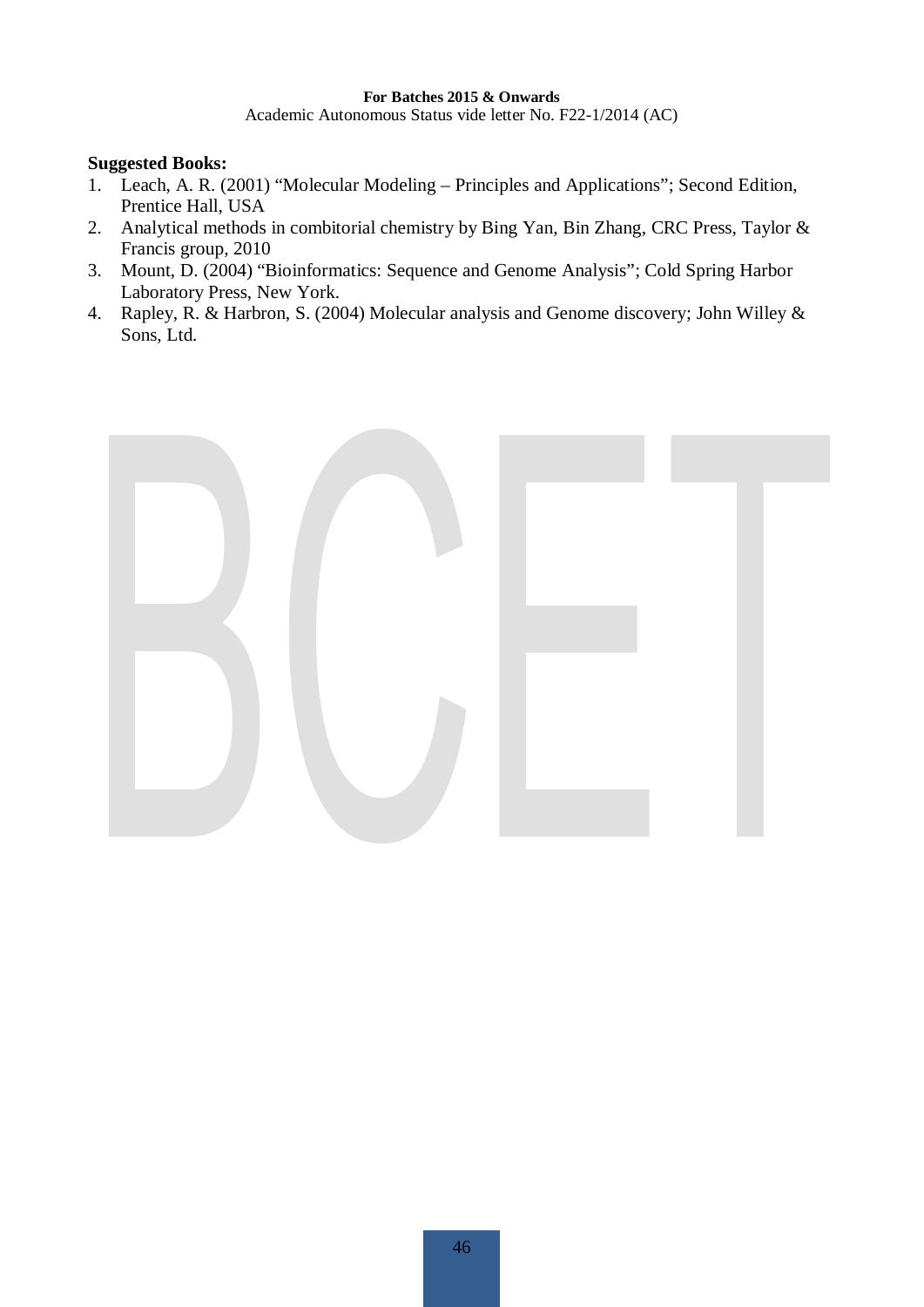**Suggested Books:**

1. Leach, A. R. (2001) "Molecular Modeling – Principles and Applications"; Second Edition, Prentice Hall, USA
2. Analytical methods in combitorial chemistry by Bing Yan, Bin Zhang, CRC Press, Taylor & Francis group, 2010
3. Mount, D. (2004) "Bioinformatics: Sequence and Genome Analysis"; Cold Spring Harbor Laboratory Press, New York.
4. Rapley, R. & Harbron, S. (2004) Molecular analysis and Genome discovery; John Willey & Sons, Ltd.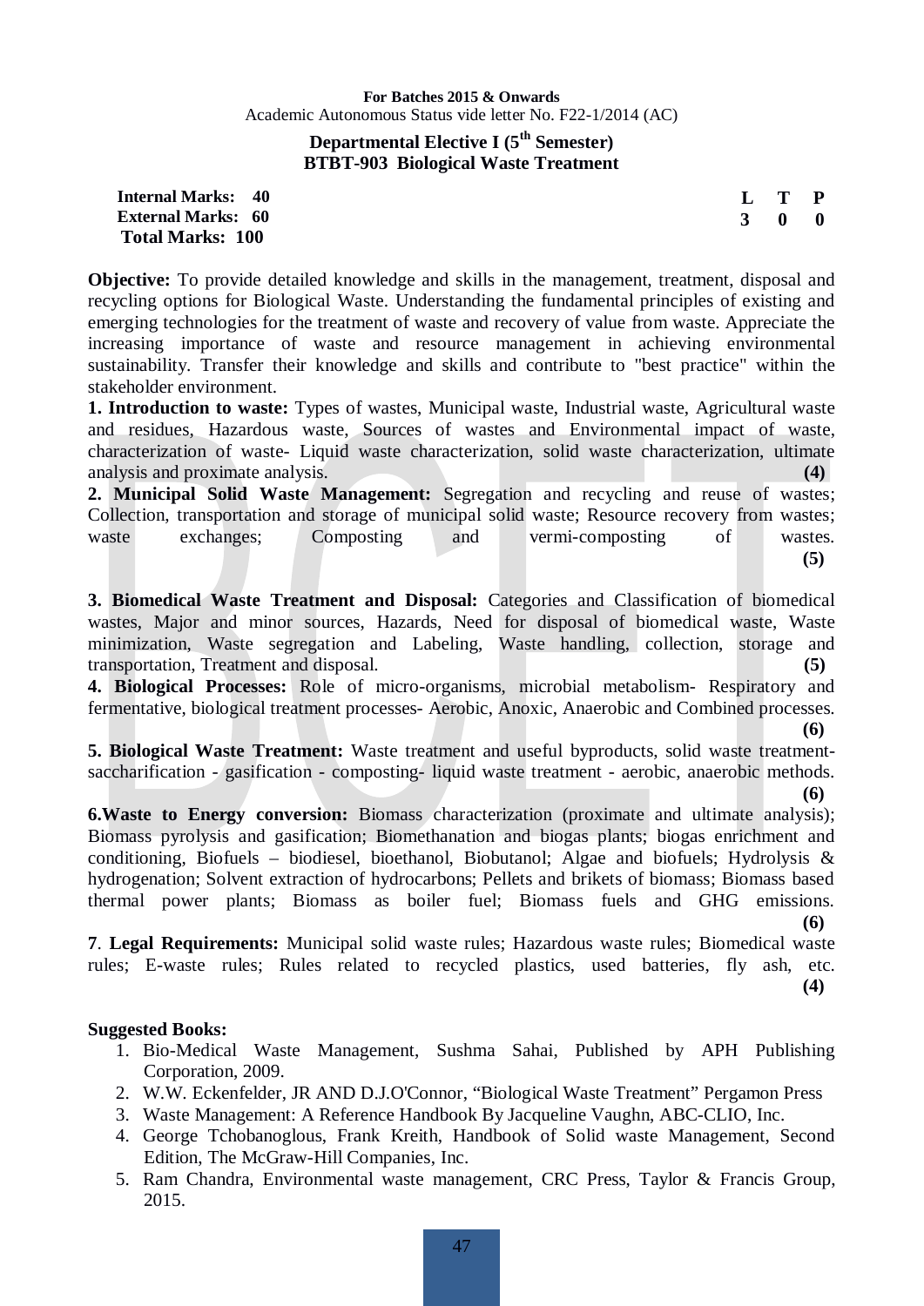**For Batches 2015 & Onwards**
Academic Autonomous Status vide letter No. F22-1/2014 (AC)

## Departmental Elective I (5th Semester)
## BTBT-903 Biological Waste Treatment

| | | L | T | P |
|---|---|---|---|---|
| **Internal Marks: 40** | | **3** | **0** | **0** |
| **External Marks: 60** | | | | |
| **Total Marks: 100** | | | | |

**Objective:** To provide detailed knowledge and skills in the management, treatment, disposal and recycling options for Biological Waste. Understanding the fundamental principles of existing and emerging technologies for the treatment of waste and recovery of value from waste. Appreciate the increasing importance of waste and resource management in achieving environmental sustainability. Transfer their knowledge and skills and contribute to "best practice" within the stakeholder environment.

**1. Introduction to waste:** Types of wastes, Municipal waste, Industrial waste, Agricultural waste and residues, Hazardous waste, Sources of wastes and Environmental impact of waste, characterization of waste- Liquid waste characterization, solid waste characterization, ultimate analysis and proximate analysis. **(4)**

**2. Municipal Solid Waste Management:** Segregation and recycling and reuse of wastes; Collection, transportation and storage of municipal solid waste; Resource recovery from wastes; waste exchanges; Composting and vermi-composting of wastes. **(5)**

**3. Biomedical Waste Treatment and Disposal:** Categories and Classification of biomedical wastes, Major and minor sources, Hazards, Need for disposal of biomedical waste, Waste minimization, Waste segregation and Labeling, Waste handling, collection, storage and transportation, Treatment and disposal. **(5)**

**4. Biological Processes:** Role of micro-organisms, microbial metabolism- Respiratory and fermentative, biological treatment processes- Aerobic, Anoxic, Anaerobic and Combined processes. **(6)**

**5. Biological Waste Treatment:** Waste treatment and useful byproducts, solid waste treatment-saccharification - gasification - composting- liquid waste treatment - aerobic, anaerobic methods. **(6)**

**6. Waste to Energy conversion:** Biomass characterization (proximate and ultimate analysis); Biomass pyrolysis and gasification; Biomethanation and biogas plants; biogas enrichment and conditioning, Biofuels – biodiesel, bioethanol, Biobutanol; Algae and biofuels; Hydrolysis & hydrogenation; Solvent extraction of hydrocarbons; Pellets and brikets of biomass; Biomass based thermal power plants; Biomass as boiler fuel; Biomass fuels and GHG emissions. **(6)**

**7**. **Legal Requirements:** Municipal solid waste rules; Hazardous waste rules; Biomedical waste rules; E-waste rules; Rules related to recycled plastics, used batteries, fly ash, etc. **(4)**

**Suggested Books:**

1. Bio-Medical Waste Management, Sushma Sahai, Published by APH Publishing Corporation, 2009.
2. W.W. Eckenfelder, JR AND D.J.O'Connor, "Biological Waste Treatment" Pergamon Press
3. Waste Management: A Reference Handbook By Jacqueline Vaughn, ABC-CLIO, Inc.
4. George Tchobanoglous, Frank Kreith, Handbook of Solid waste Management, Second Edition, The McGraw-Hill Companies, Inc.
5. Ram Chandra, Environmental waste management, CRC Press, Taylor & Francis Group, 2015.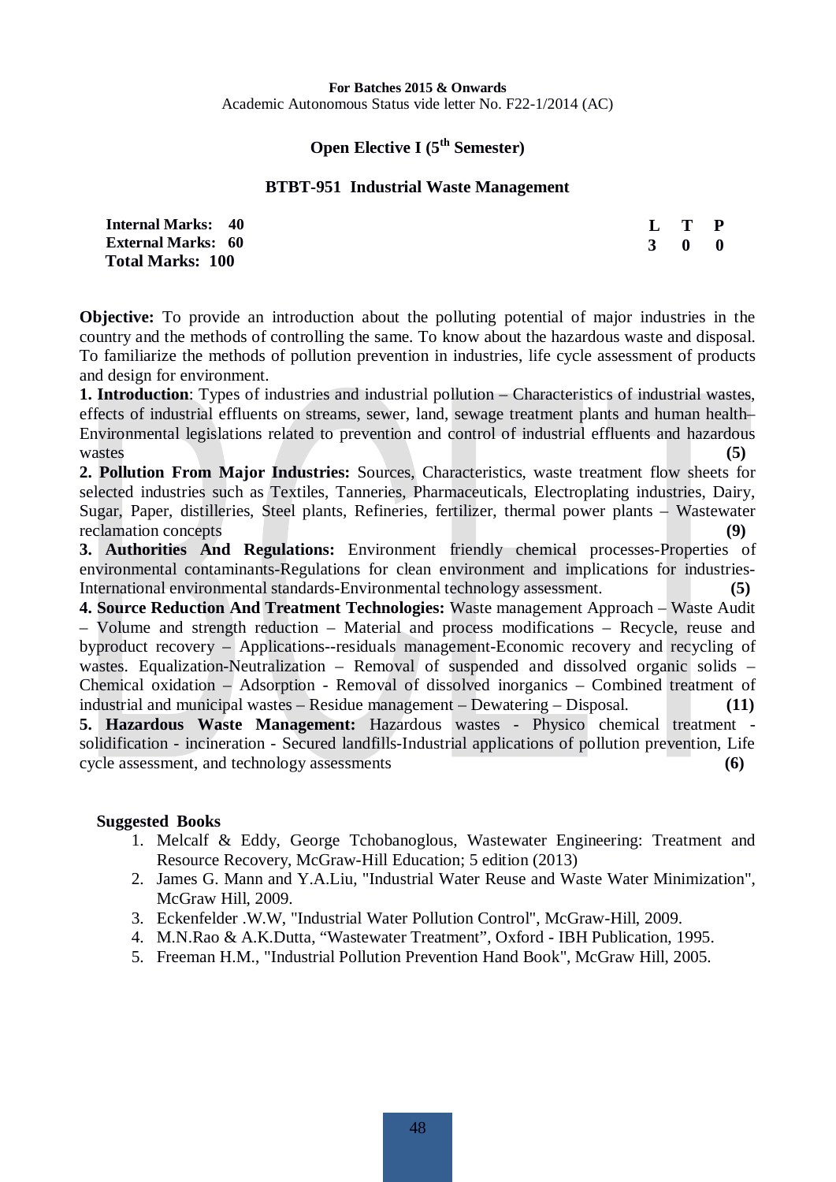**For Batches 2015 & Onwards**
Academic Autonomous Status vide letter No. F22-1/2014 (AC)

## Open Elective I (5th Semester)

### BTBT-951 Industrial Waste Management

| | | | |
|---|---|---|---|
| **Internal Marks: 40** | **L** | **T** | **P** |
| **External Marks: 60** | **3** | **0** | **0** |
| **Total Marks: 100** | | | |

**Objective:** To provide an introduction about the polluting potential of major industries in the country and the methods of controlling the same. To know about the hazardous waste and disposal. To familiarize the methods of pollution prevention in industries, life cycle assessment of products and design for environment.

**1. Introduction**: Types of industries and industrial pollution – Characteristics of industrial wastes, effects of industrial effluents on streams, sewer, land, sewage treatment plants and human health– Environmental legislations related to prevention and control of industrial effluents and hazardous wastes **(5)**

**2. Pollution From Major Industries:** Sources, Characteristics, waste treatment flow sheets for selected industries such as Textiles, Tanneries, Pharmaceuticals, Electroplating industries, Dairy, Sugar, Paper, distilleries, Steel plants, Refineries, fertilizer, thermal power plants – Wastewater reclamation concepts **(9)**

**3. Authorities And Regulations:** Environment friendly chemical processes-Properties of environmental contaminants-Regulations for clean environment and implications for industries-International environmental standards-Environmental technology assessment. **(5)**

**4. Source Reduction And Treatment Technologies:** Waste management Approach – Waste Audit – Volume and strength reduction – Material and process modifications – Recycle, reuse and byproduct recovery – Applications--residuals management-Economic recovery and recycling of wastes. Equalization-Neutralization – Removal of suspended and dissolved organic solids – Chemical oxidation – Adsorption - Removal of dissolved inorganics – Combined treatment of industrial and municipal wastes – Residue management – Dewatering – Disposal. **(11)**

**5. Hazardous Waste Management:** Hazardous wastes - Physico chemical treatment - solidification - incineration - Secured landfills-Industrial applications of pollution prevention, Life cycle assessment, and technology assessments **(6)**

**Suggested Books**

1. Melcalf & Eddy, George Tchobanoglous, Wastewater Engineering: Treatment and Resource Recovery, McGraw-Hill Education; 5 edition (2013)
2. James G. Mann and Y.A.Liu, "Industrial Water Reuse and Waste Water Minimization", McGraw Hill, 2009.
3. Eckenfelder .W.W, "Industrial Water Pollution Control", McGraw-Hill, 2009.
4. M.N.Rao & A.K.Dutta, "Wastewater Treatment", Oxford - IBH Publication, 1995.
5. Freeman H.M., "Industrial Pollution Prevention Hand Book", McGraw Hill, 2005.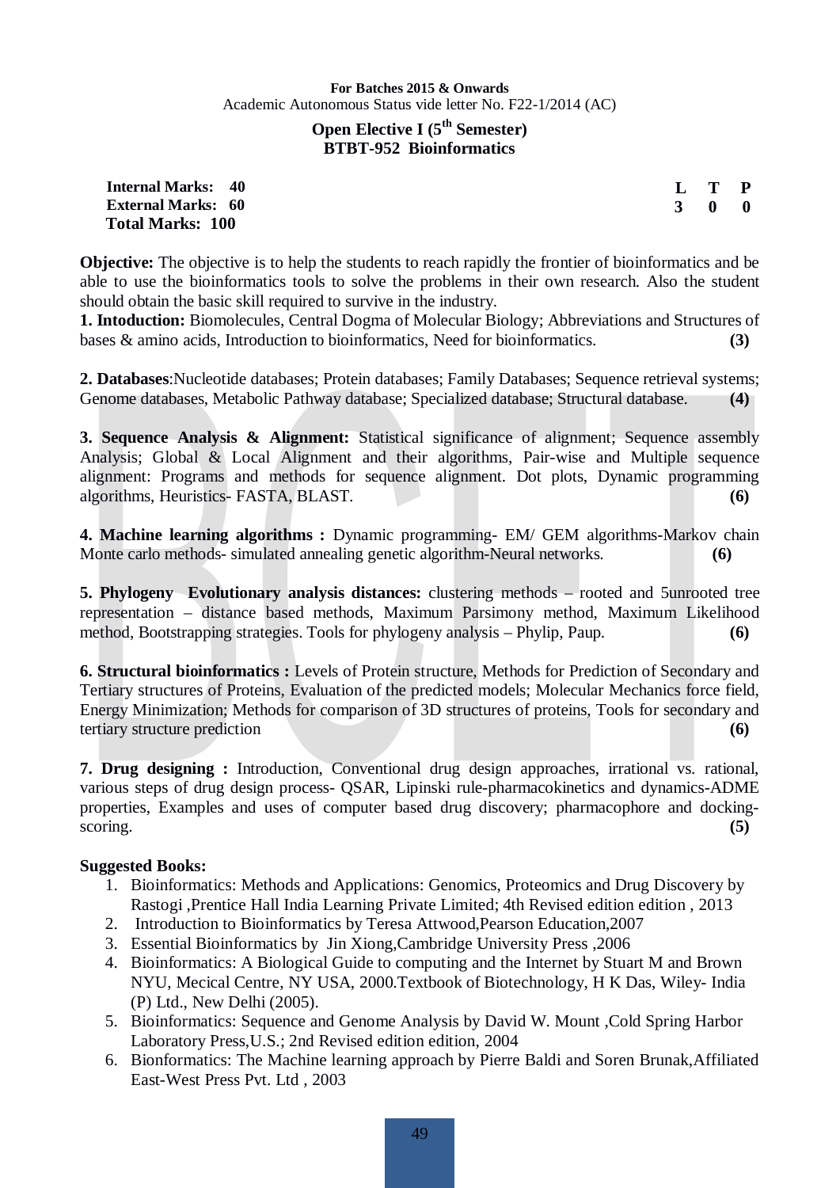**For Batches 2015 & Onwards**
Academic Autonomous Status vide letter No. F22-1/2014 (AC)

## Open Elective I (5th Semester)
## BTBT-952 Bioinformatics

| | | L | T | P |
|---|---|---|---|---|
| **Internal Marks: 40** | | **3** | **0** | **0** |
| **External Marks: 60** | | | | |
| **Total Marks: 100** | | | | |

**Objective:** The objective is to help the students to reach rapidly the frontier of bioinformatics and be able to use the bioinformatics tools to solve the problems in their own research. Also the student should obtain the basic skill required to survive in the industry.

**1. Intoduction:** Biomolecules, Central Dogma of Molecular Biology; Abbreviations and Structures of bases & amino acids, Introduction to bioinformatics, Need for bioinformatics. **(3)**

**2. Databases**:Nucleotide databases; Protein databases; Family Databases; Sequence retrieval systems; Genome databases, Metabolic Pathway database; Specialized database; Structural database. **(4)**

**3. Sequence Analysis & Alignment:** Statistical significance of alignment; Sequence assembly Analysis; Global & Local Alignment and their algorithms, Pair-wise and Multiple sequence alignment: Programs and methods for sequence alignment. Dot plots, Dynamic programming algorithms, Heuristics- FASTA, BLAST. **(6)**

**4. Machine learning algorithms :** Dynamic programming- EM/ GEM algorithms-Markov chain Monte carlo methods- simulated annealing genetic algorithm-Neural networks. **(6)**

**5. Phylogeny Evolutionary analysis distances:** clustering methods – rooted and 5unrooted tree representation – distance based methods, Maximum Parsimony method, Maximum Likelihood method, Bootstrapping strategies. Tools for phylogeny analysis – Phylip, Paup. **(6)**

**6. Structural bioinformatics :** Levels of Protein structure, Methods for Prediction of Secondary and Tertiary structures of Proteins, Evaluation of the predicted models; Molecular Mechanics force field, Energy Minimization; Methods for comparison of 3D structures of proteins, Tools for secondary and tertiary structure prediction **(6)**

**7. Drug designing :** Introduction, Conventional drug design approaches, irrational vs. rational, various steps of drug design process- QSAR, Lipinski rule-pharmacokinetics and dynamics-ADME properties, Examples and uses of computer based drug discovery; pharmacophore and docking-scoring. **(5)**

**Suggested Books:**

1. Bioinformatics: Methods and Applications: Genomics, Proteomics and Drug Discovery by Rastogi ,Prentice Hall India Learning Private Limited; 4th Revised edition edition , 2013
2. Introduction to Bioinformatics by Teresa Attwood,Pearson Education,2007
3. Essential Bioinformatics by Jin Xiong,Cambridge University Press ,2006
4. Bioinformatics: A Biological Guide to computing and the Internet by Stuart M and Brown NYU, Mecical Centre, NY USA, 2000.Textbook of Biotechnology, H K Das, Wiley- India (P) Ltd., New Delhi (2005).
5. Bioinformatics: Sequence and Genome Analysis by David W. Mount ,Cold Spring Harbor Laboratory Press,U.S.; 2nd Revised edition edition, 2004
6. Bionformatics: The Machine learning approach by Pierre Baldi and Soren Brunak,Affiliated East-West Press Pvt. Ltd , 2003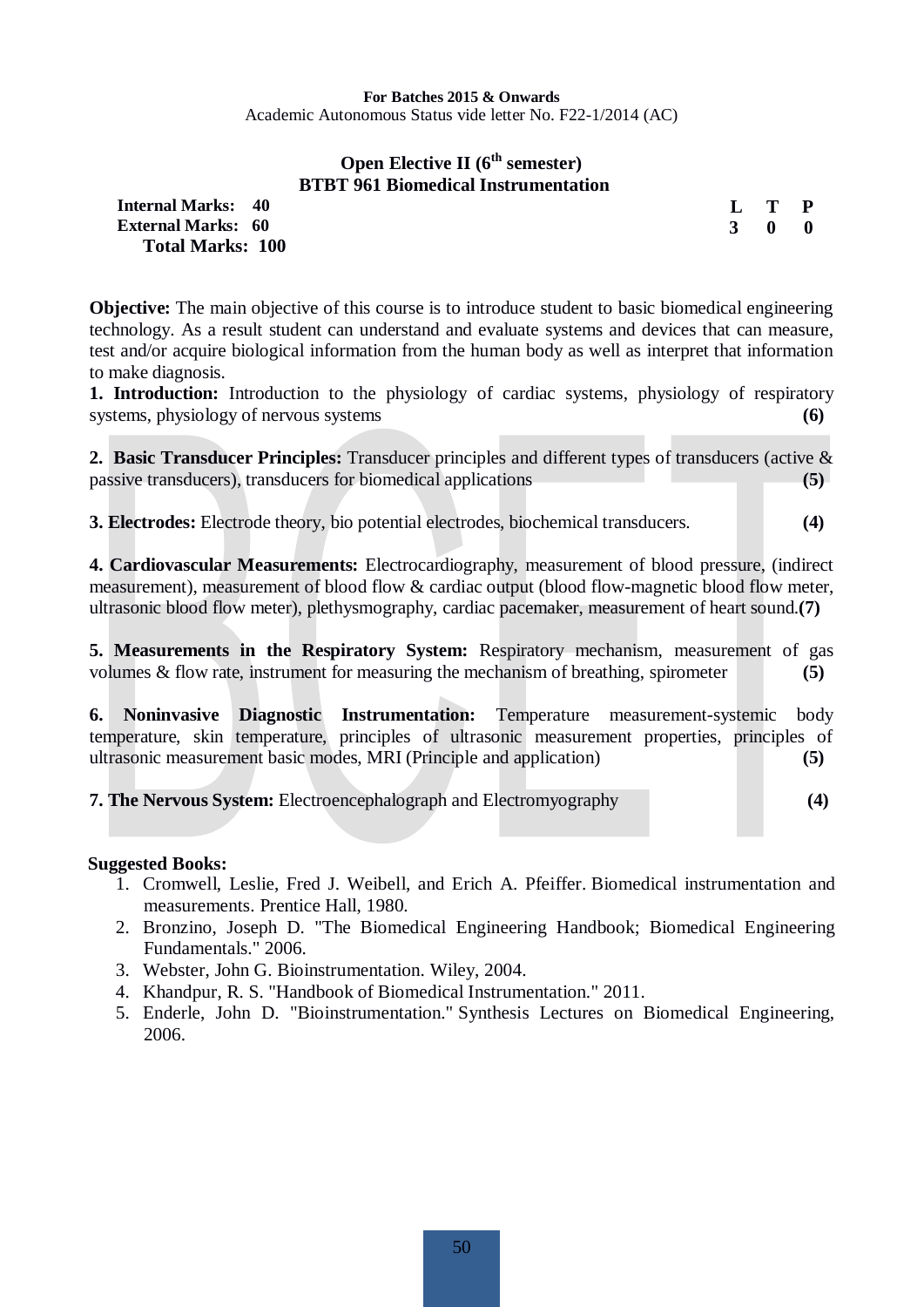**For Batches 2015 & Onwards**

Academic Autonomous Status vide letter No. F22-1/2014 (AC)

## Open Elective II (6th semester)

## BTBT 961 Biomedical Instrumentation

**Internal Marks: 40**
**External Marks: 60**
**Total Marks: 100**

| L | T | P |
|---|---|---|
| 3 | 0 | 0 |

**Objective:** The main objective of this course is to introduce student to basic biomedical engineering technology. As a result student can understand and evaluate systems and devices that can measure, test and/or acquire biological information from the human body as well as interpret that information to make diagnosis.

**1. Introduction:** Introduction to the physiology of cardiac systems, physiology of respiratory systems, physiology of nervous systems **(6)**

**2. Basic Transducer Principles:** Transducer principles and different types of transducers (active & passive transducers), transducers for biomedical applications **(5)**

**3. Electrodes:** Electrode theory, bio potential electrodes, biochemical transducers. **(4)**

**4. Cardiovascular Measurements:** Electrocardiography, measurement of blood pressure, (indirect measurement), measurement of blood flow & cardiac output (blood flow-magnetic blood flow meter, ultrasonic blood flow meter), plethysmography, cardiac pacemaker, measurement of heart sound.**(7)**

**5. Measurements in the Respiratory System:** Respiratory mechanism, measurement of gas volumes & flow rate, instrument for measuring the mechanism of breathing, spirometer **(5)**

**6. Noninvasive Diagnostic Instrumentation:** Temperature measurement-systemic body temperature, skin temperature, principles of ultrasonic measurement properties, principles of ultrasonic measurement basic modes, MRI (Principle and application) **(5)**

**7. The Nervous System:** Electroencephalograph and Electromyography **(4)**

**Suggested Books:**

1. Cromwell, Leslie, Fred J. Weibell, and Erich A. Pfeiffer. Biomedical instrumentation and measurements. Prentice Hall, 1980.
2. Bronzino, Joseph D. "The Biomedical Engineering Handbook; Biomedical Engineering Fundamentals." 2006.
3. Webster, John G. Bioinstrumentation. Wiley, 2004.
4. Khandpur, R. S. "Handbook of Biomedical Instrumentation." 2011.
5. Enderle, John D. "Bioinstrumentation." Synthesis Lectures on Biomedical Engineering, 2006.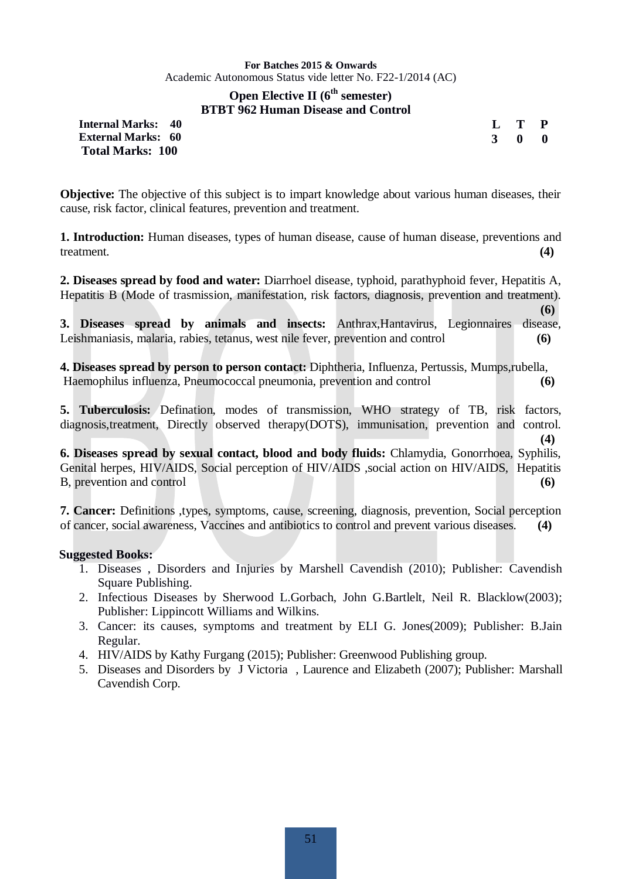**For Batches 2015 & Onwards**
Academic Autonomous Status vide letter No. F22-1/2014 (AC)

## Open Elective II (6th semester)
## BTBT 962 Human Disease and Control

| | | L | T | P |
|---|---|---|---|---|
| **Internal Marks: 40** | | **3** | **0** | **0** |
| **External Marks: 60** | | | | |
| **Total Marks: 100** | | | | |

**Objective:** The objective of this subject is to impart knowledge about various human diseases, their cause, risk factor, clinical features, prevention and treatment.

**1. Introduction:** Human diseases, types of human disease, cause of human disease, preventions and treatment. **(4)**

**2. Diseases spread by food and water:** Diarrhoel disease, typhoid, parathyphoid fever, Hepatitis A, Hepatitis B (Mode of trasmission, manifestation, risk factors, diagnosis, prevention and treatment). **(6)**

**3. Diseases spread by animals and insects:** Anthrax,Hantavirus, Legionnaires disease, Leishmaniasis, malaria, rabies, tetanus, west nile fever, prevention and control **(6)**

**4. Diseases spread by person to person contact:** Diphtheria, Influenza, Pertussis, Mumps,rubella, Haemophilus influenza, Pneumococcal pneumonia, prevention and control **(6)**

**5. Tuberculosis:** Defination, modes of transmission, WHO strategy of TB, risk factors, diagnosis,treatment, Directly observed therapy(DOTS), immunisation, prevention and control. **(4)**

**6. Diseases spread by sexual contact, blood and body fluids:** Chlamydia, Gonorrhoea, Syphilis, Genital herpes, HIV/AIDS, Social perception of HIV/AIDS ,social action on HIV/AIDS, Hepatitis B, prevention and control **(6)**

**7. Cancer:** Definitions ,types, symptoms, cause, screening, diagnosis, prevention, Social perception of cancer, social awareness, Vaccines and antibiotics to control and prevent various diseases. **(4)**

**Suggested Books:**

1. Diseases , Disorders and Injuries by Marshell Cavendish (2010); Publisher: Cavendish Square Publishing.
2. Infectious Diseases by Sherwood L.Gorbach, John G.Bartlelt, Neil R. Blacklow(2003); Publisher: Lippincott Williams and Wilkins.
3. Cancer: its causes, symptoms and treatment by ELI G. Jones(2009); Publisher: B.Jain Regular.
4. HIV/AIDS by Kathy Furgang (2015); Publisher: Greenwood Publishing group.
5. Diseases and Disorders by J Victoria , Laurence and Elizabeth (2007); Publisher: Marshall Cavendish Corp.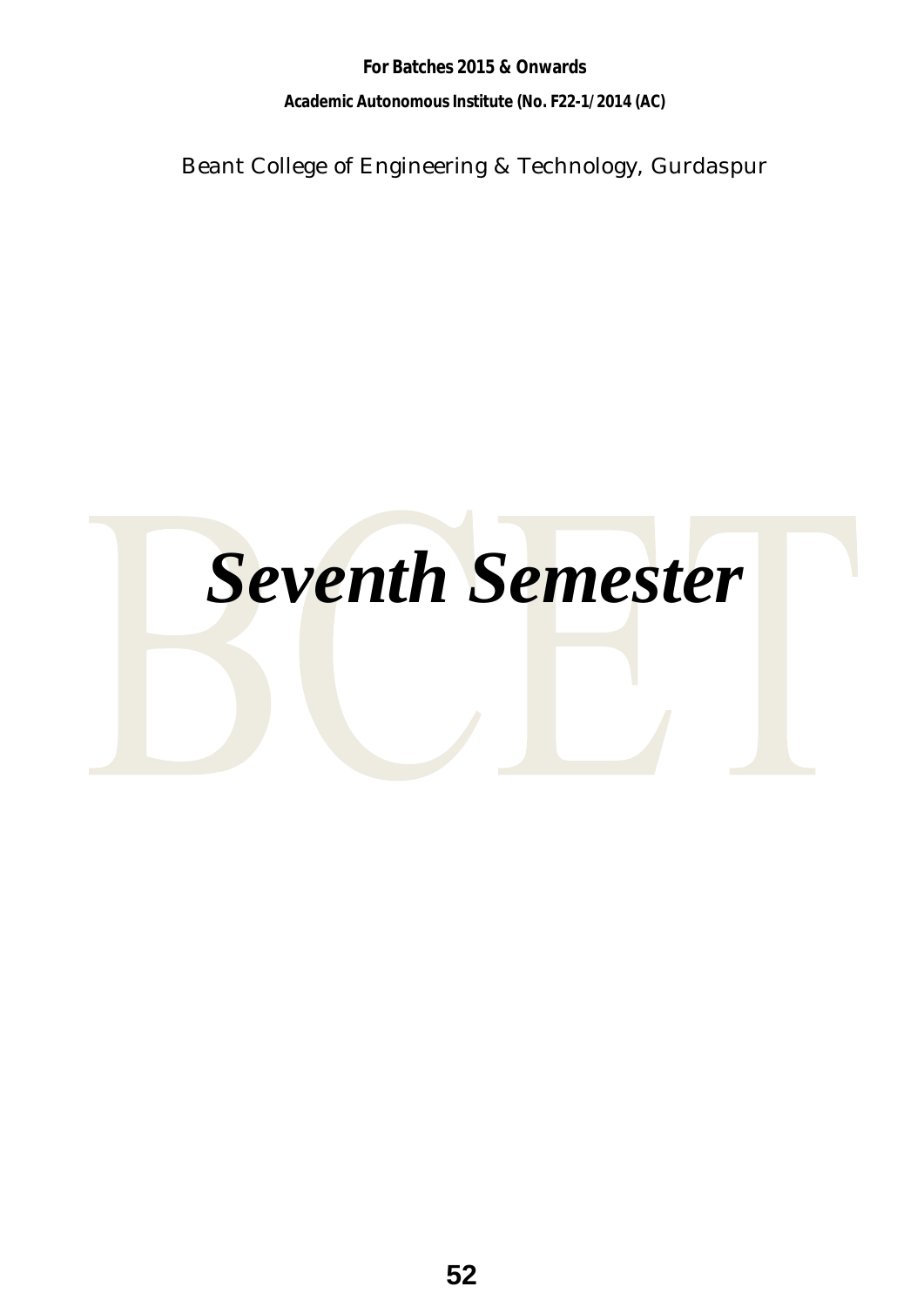# *Seventh Semester*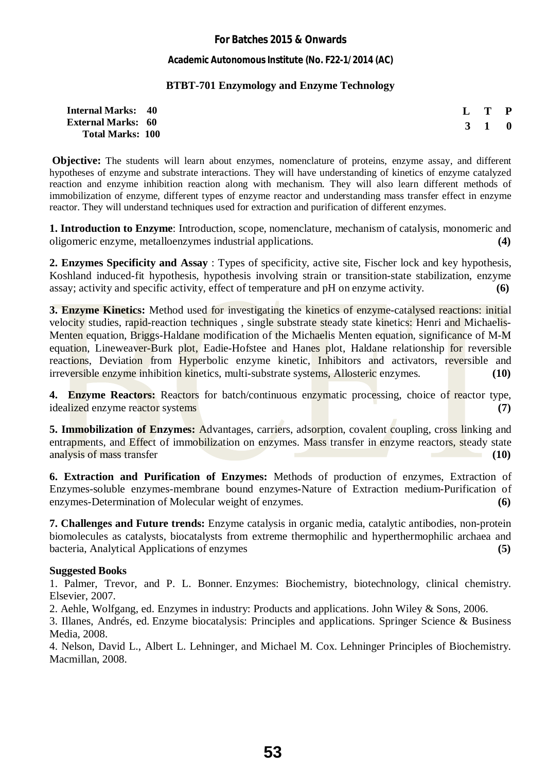**For Batches 2015 & Onwards**

**Academic Autonomous Institute (No. F22-1/2014 (AC)**

## BTBT-701 Enzymology and Enzyme Technology

**Internal Marks: 40**
**External Marks: 60**
**Total Marks: 100**

| L | T | P |
|---|---|---|
| 3 | 1 | 0 |

**Objective:** The students will learn about enzymes, nomenclature of proteins, enzyme assay, and different hypotheses of enzyme and substrate interactions. They will have understanding of kinetics of enzyme catalyzed reaction and enzyme inhibition reaction along with mechanism. They will also learn different methods of immobilization of enzyme, different types of enzyme reactor and understanding mass transfer effect in enzyme reactor. They will understand techniques used for extraction and purification of different enzymes.

**1. Introduction to Enzyme**: Introduction, scope, nomenclature, mechanism of catalysis, monomeric and oligomeric enzyme, metalloenzymes industrial applications. **(4)**

**2. Enzymes Specificity and Assay** : Types of specificity, active site, Fischer lock and key hypothesis, Koshland induced-fit hypothesis, hypothesis involving strain or transition-state stabilization, enzyme assay; activity and specific activity, effect of temperature and pH on enzyme activity. **(6)**

**3. Enzyme Kinetics:** Method used for investigating the kinetics of enzyme-catalysed reactions: initial velocity studies, rapid-reaction techniques , single substrate steady state kinetics: Henri and Michaelis-Menten equation, Briggs-Haldane modification of the Michaelis Menten equation, significance of M-M equation, Lineweaver-Burk plot, Eadie-Hofstee and Hanes plot, Haldane relationship for reversible reactions, Deviation from Hyperbolic enzyme kinetic, Inhibitors and activators, reversible and irreversible enzyme inhibition kinetics, multi-substrate systems, Allosteric enzymes. **(10)**

**4. Enzyme Reactors:** Reactors for batch/continuous enzymatic processing, choice of reactor type, idealized enzyme reactor systems **(7)**

**5. Immobilization of Enzymes:** Advantages, carriers, adsorption, covalent coupling, cross linking and entrapments, and Effect of immobilization on enzymes. Mass transfer in enzyme reactors, steady state analysis of mass transfer **(10)**

**6. Extraction and Purification of Enzymes:** Methods of production of enzymes, Extraction of Enzymes-soluble enzymes-membrane bound enzymes-Nature of Extraction medium-Purification of enzymes-Determination of Molecular weight of enzymes. **(6)**

**7. Challenges and Future trends:** Enzyme catalysis in organic media, catalytic antibodies, non-protein biomolecules as catalysts, biocatalysts from extreme thermophilic and hyperthermophilic archaea and bacteria, Analytical Applications of enzymes **(5)**

**Suggested Books**

1. Palmer, Trevor, and P. L. Bonner. Enzymes: Biochemistry, biotechnology, clinical chemistry. Elsevier, 2007.
2. Aehle, Wolfgang, ed. Enzymes in industry: Products and applications. John Wiley & Sons, 2006.
3. Illanes, Andrés, ed. Enzyme biocatalysis: Principles and applications. Springer Science & Business Media, 2008.
4. Nelson, David L., Albert L. Lehninger, and Michael M. Cox. Lehninger Principles of Biochemistry. Macmillan, 2008.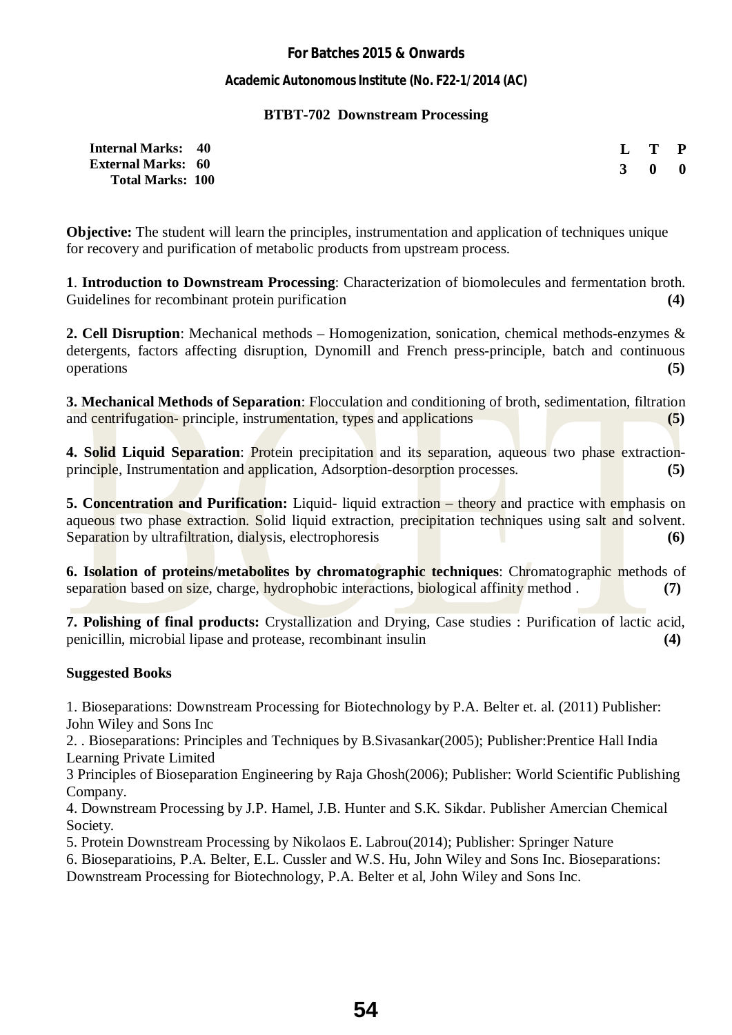**For Batches 2015 & Onwards**

**Academic Autonomous Institute (No. F22-1/2014 (AC)**

## BTBT-702 Downstream Processing

| | | L | T | P |
|---|---|---|---|---|
| **Internal Marks:** | **40** | **3** | **0** | **0** |
| **External Marks:** | **60** | | | |
| **Total Marks:** | **100** | | | |

**Objective:** The student will learn the principles, instrumentation and application of techniques unique for recovery and purification of metabolic products from upstream process.

**1**. **Introduction to Downstream Processing**: Characterization of biomolecules and fermentation broth. Guidelines for recombinant protein purification **(4)**

**2. Cell Disruption**: Mechanical methods – Homogenization, sonication, chemical methods-enzymes & detergents, factors affecting disruption, Dynomill and French press-principle, batch and continuous operations **(5)**

**3. Mechanical Methods of Separation**: Flocculation and conditioning of broth, sedimentation, filtration and centrifugation- principle, instrumentation, types and applications **(5)**

**4. Solid Liquid Separation**: Protein precipitation and its separation, aqueous two phase extraction-principle, Instrumentation and application, Adsorption-desorption processes. **(5)**

**5. Concentration and Purification:** Liquid- liquid extraction – theory and practice with emphasis on aqueous two phase extraction. Solid liquid extraction, precipitation techniques using salt and solvent. Separation by ultrafiltration, dialysis, electrophoresis **(6)**

**6. Isolation of proteins/metabolites by chromatographic techniques**: Chromatographic methods of separation based on size, charge, hydrophobic interactions, biological affinity method . **(7)**

**7. Polishing of final products:** Crystallization and Drying, Case studies : Purification of lactic acid, penicillin, microbial lipase and protease, recombinant insulin **(4)**

**Suggested Books**

1. Bioseparations: Downstream Processing for Biotechnology by P.A. Belter et. al. (2011) Publisher: John Wiley and Sons Inc
2. . Bioseparations: Principles and Techniques by B.Sivasankar(2005); Publisher:Prentice Hall India Learning Private Limited
3 Principles of Bioseparation Engineering by Raja Ghosh(2006); Publisher: World Scientific Publishing Company.
4. Downstream Processing by J.P. Hamel, J.B. Hunter and S.K. Sikdar. Publisher Amercian Chemical Society.
5. Protein Downstream Processing by Nikolaos E. Labrou(2014); Publisher: Springer Nature
6. Bioseparatioins, P.A. Belter, E.L. Cussler and W.S. Hu, John Wiley and Sons Inc. Bioseparations: Downstream Processing for Biotechnology, P.A. Belter et al, John Wiley and Sons Inc.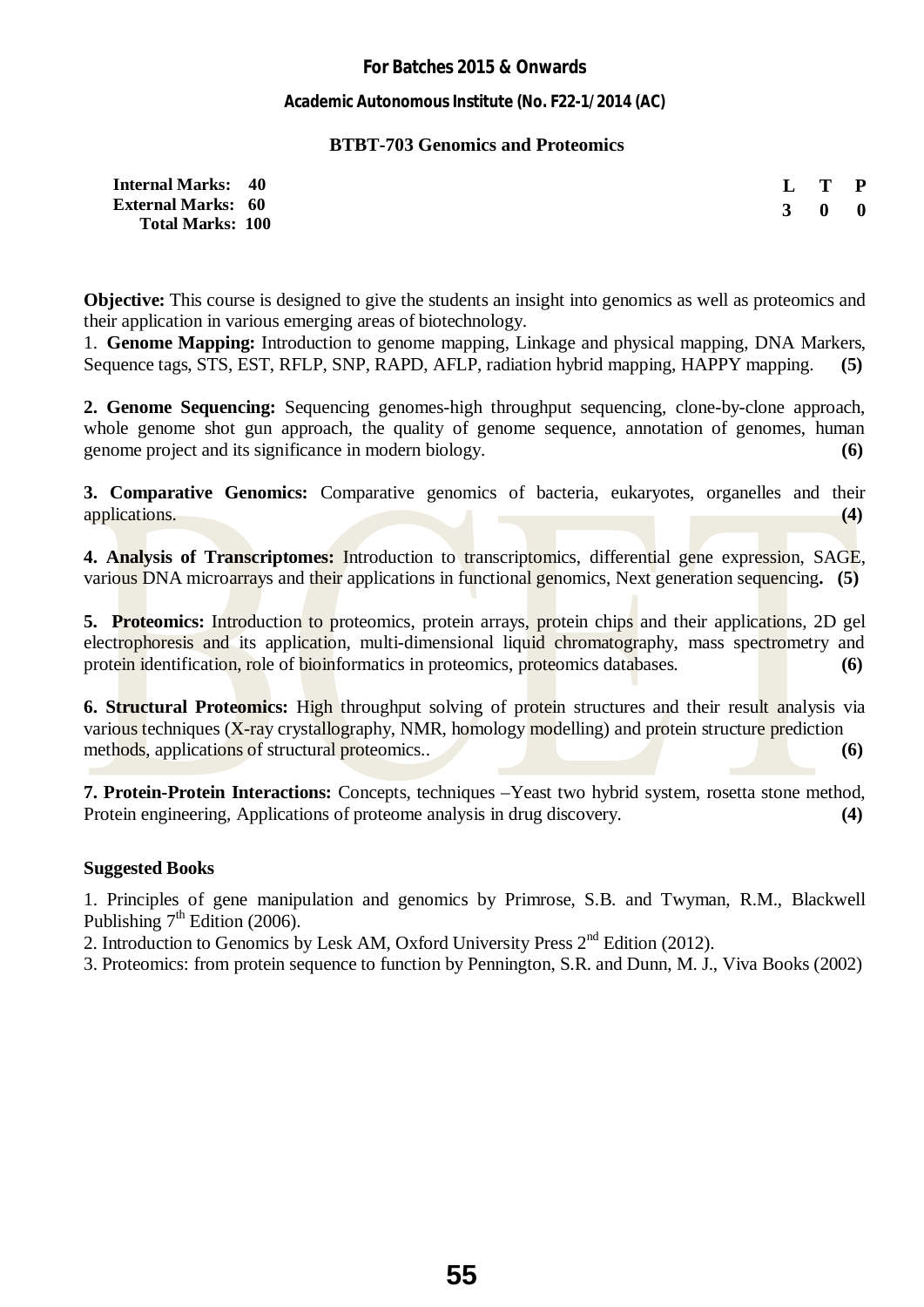**For Batches 2015 & Onwards**

**Academic Autonomous Institute (No. F22-1/2014 (AC)**

## BTBT-703 Genomics and Proteomics

| | | L | T | P |
|---|---|---|---|---|
| **Internal Marks:** | **40** | **3** | **0** | **0** |
| **External Marks:** | **60** | | | |
| **Total Marks:** | **100** | | | |

**Objective:** This course is designed to give the students an insight into genomics as well as proteomics and their application in various emerging areas of biotechnology.

1. **Genome Mapping:** Introduction to genome mapping, Linkage and physical mapping, DNA Markers, Sequence tags, STS, EST, RFLP, SNP, RAPD, AFLP, radiation hybrid mapping, HAPPY mapping. **(5)**

**2. Genome Sequencing:** Sequencing genomes-high throughput sequencing, clone-by-clone approach, whole genome shot gun approach, the quality of genome sequence, annotation of genomes, human genome project and its significance in modern biology. **(6)**

**3. Comparative Genomics:** Comparative genomics of bacteria, eukaryotes, organelles and their applications. **(4)**

**4. Analysis of Transcriptomes:** Introduction to transcriptomics, differential gene expression, SAGE, various DNA microarrays and their applications in functional genomics, Next generation sequencing**. (5)**

**5. Proteomics:** Introduction to proteomics, protein arrays, protein chips and their applications, 2D gel electrophoresis and its application, multi-dimensional liquid chromatography, mass spectrometry and protein identification, role of bioinformatics in proteomics, proteomics databases. **(6)**

**6. Structural Proteomics:** High throughput solving of protein structures and their result analysis via various techniques (X-ray crystallography, NMR, homology modelling) and protein structure prediction methods, applications of structural proteomics.. **(6)**

**7. Protein-Protein Interactions:** Concepts, techniques –Yeast two hybrid system, rosetta stone method, Protein engineering, Applications of proteome analysis in drug discovery. **(4)**

**Suggested Books**

1. Principles of gene manipulation and genomics by Primrose, S.B. and Twyman, R.M., Blackwell Publishing 7th Edition (2006).
2. Introduction to Genomics by Lesk AM, Oxford University Press 2nd Edition (2012).
3. Proteomics: from protein sequence to function by Pennington, S.R. and Dunn, M. J., Viva Books (2002)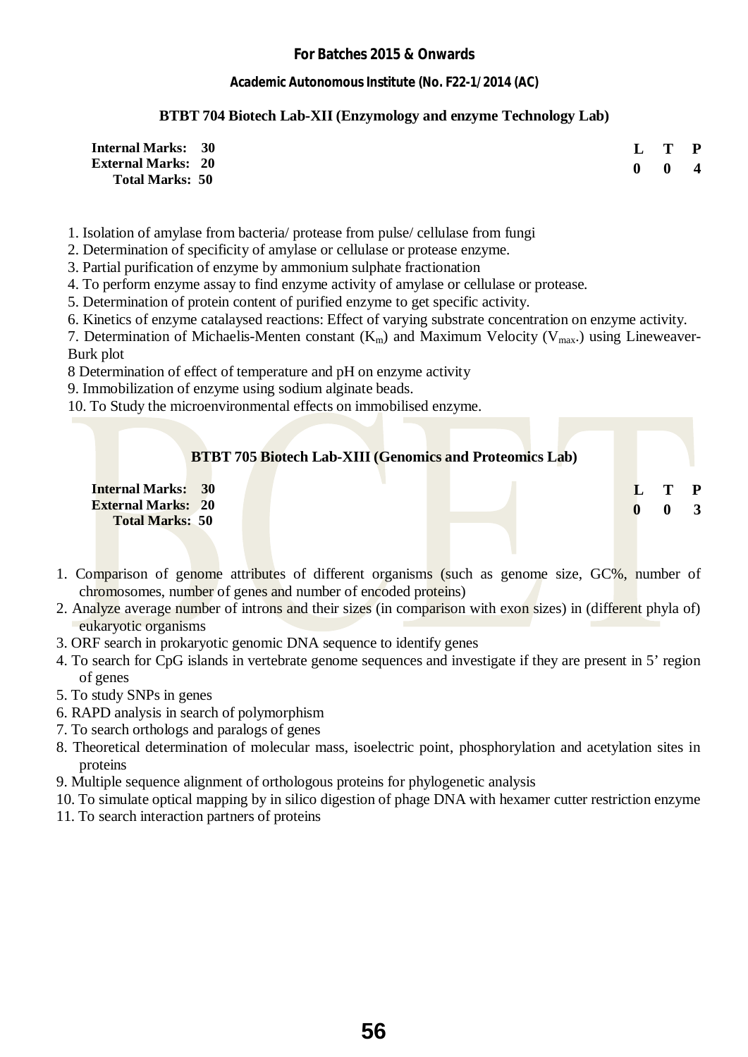**For Batches 2015 & Onwards**

**Academic Autonomous Institute (No. F22-1/2014 (AC)**

## BTBT 704 Biotech Lab-XII (Enzymology and enzyme Technology Lab)

**Internal Marks: 30**
**External Marks: 20**
**Total Marks: 50**

| L | T | P |
|---|---|---|
| 0 | 0 | 4 |

1. Isolation of amylase from bacteria/ protease from pulse/ cellulase from fungi
2. Determination of specificity of amylase or cellulase or protease enzyme.
3. Partial purification of enzyme by ammonium sulphate fractionation
4. To perform enzyme assay to find enzyme activity of amylase or cellulase or protease.
5. Determination of protein content of purified enzyme to get specific activity.
6. Kinetics of enzyme catalysed reactions: Effect of varying substrate concentration on enzyme activity.
7. Determination of Michaelis-Menten constant ($K_m$) and Maximum Velocity ($V_{max}$.) using Lineweaver-Burk plot
8 Determination of effect of temperature and pH on enzyme activity
9. Immobilization of enzyme using sodium alginate beads.
10. To Study the microenvironmental effects on immobilised enzyme.

## BTBT 705 Biotech Lab-XIII (Genomics and Proteomics Lab)

**Internal Marks: 30**
**External Marks: 20**
**Total Marks: 50**

| L | T | P |
|---|---|---|
| 0 | 0 | 3 |

1. Comparison of genome attributes of different organisms (such as genome size, GC%, number of chromosomes, number of genes and number of encoded proteins)
2. Analyze average number of introns and their sizes (in comparison with exon sizes) in (different phyla of) eukaryotic organisms
3. ORF search in prokaryotic genomic DNA sequence to identify genes
4. To search for CpG islands in vertebrate genome sequences and investigate if they are present in 5' region of genes
5. To study SNPs in genes
6. RAPD analysis in search of polymorphism
7. To search orthologs and paralogs of genes
8. Theoretical determination of molecular mass, isoelectric point, phosphorylation and acetylation sites in proteins
9. Multiple sequence alignment of orthologous proteins for phylogenetic analysis
10. To simulate optical mapping by in silico digestion of phage DNA with hexamer cutter restriction enzyme
11. To search interaction partners of proteins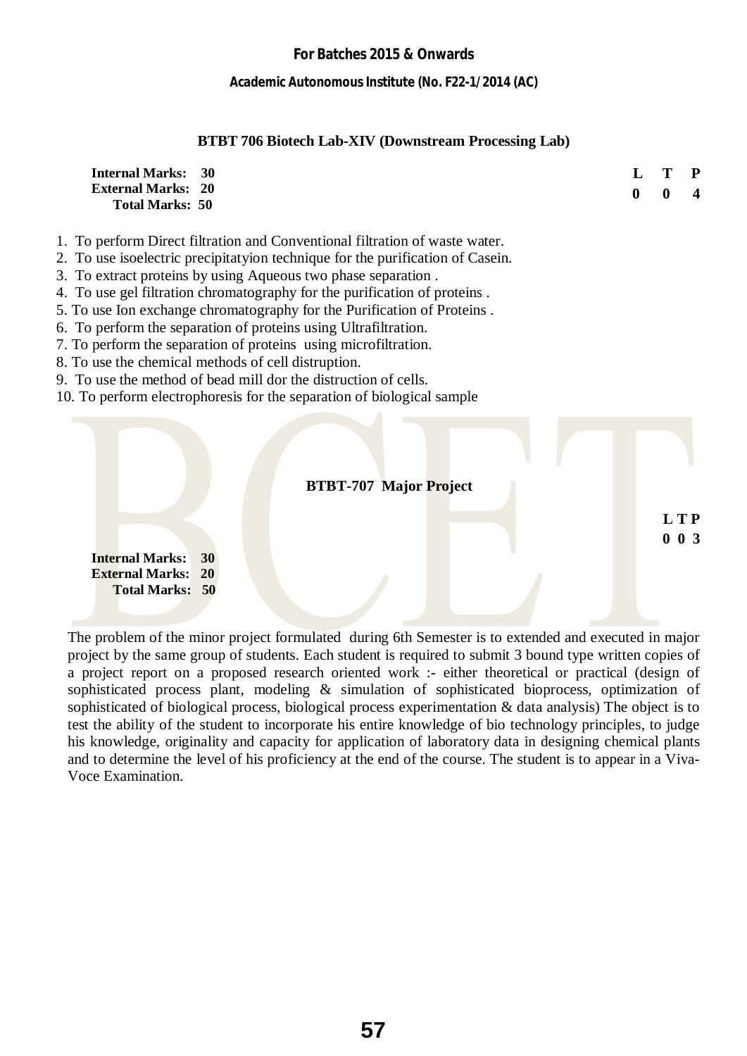## BTBT 706 Biotech Lab-XIV (Downstream Processing Lab)

**Internal Marks: 30**
**External Marks: 20**
**Total Marks: 50**

| L | T | P |
|---|---|---|
| 0 | 0 | 4 |

1. To perform Direct filtration and Conventional filtration of waste water.
2. To use isoelectric precipitatyion technique for the purification of Casein.
3. To extract proteins by using Aqueous two phase separation .
4. To use gel filtration chromatography for the purification of proteins .
5. To use Ion exchange chromatography for the Purification of Proteins .
6. To perform the separation of proteins using Ultrafiltration.
7. To perform the separation of proteins using microfiltration.
8. To use the chemical methods of cell distruption.
9. To use the method of bead mill dor the distruction of cells.
10. To perform electrophoresis for the separation of biological sample

## BTBT-707 Major Project

| L | T | P |
|---|---|---|
| 0 | 0 | 3 |

**Internal Marks: 30**
**External Marks: 20**
**Total Marks: 50**

The problem of the minor project formulated during 6th Semester is to extended and executed in major project by the same group of students. Each student is required to submit 3 bound type written copies of a project report on a proposed research oriented work :- either theoretical or practical (design of sophisticated process plant, modeling & simulation of sophisticated bioprocess, optimization of sophisticated of biological process, biological process experimentation & data analysis) The object is to test the ability of the student to incorporate his entire knowledge of bio technology principles, to judge his knowledge, originality and capacity for application of laboratory data in designing chemical plants and to determine the level of his proficiency at the end of the course. The student is to appear in a Viva-Voce Examination.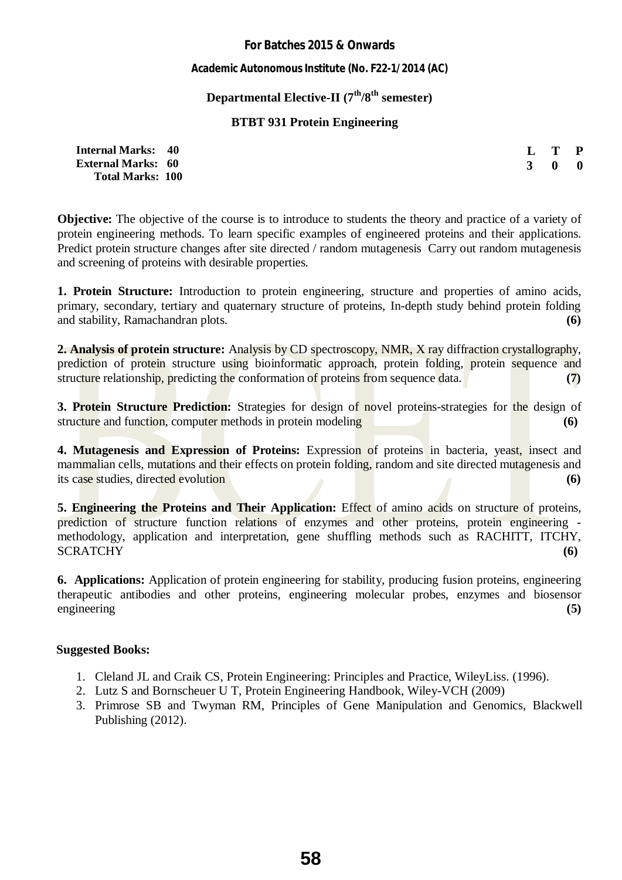**For Batches 2015 & Onwards**

**Academic Autonomous Institute (No. F22-1/2014 (AC)**

## Departmental Elective-II ($7^{th}$/$8^{th}$ semester)

## BTBT 931 Protein Engineering

| | | | |
|---|---|---|---|
| **Internal Marks: 40** | **L** | **T** | **P** |
| **External Marks: 60** | **3** | **0** | **0** |
| **Total Marks: 100** | | | |

**Objective:** The objective of the course is to introduce to students the theory and practice of a variety of protein engineering methods. To learn specific examples of engineered proteins and their applications. Predict protein structure changes after site directed / random mutagenesis Carry out random mutagenesis and screening of proteins with desirable properties.

**1. Protein Structure:** Introduction to protein engineering, structure and properties of amino acids, primary, secondary, tertiary and quaternary structure of proteins, In-depth study behind protein folding and stability, Ramachandran plots. **(6)**

**2. Analysis of protein structure:** Analysis by CD spectroscopy, NMR, X ray diffraction crystallography, prediction of protein structure using bioinformatic approach, protein folding, protein sequence and structure relationship, predicting the conformation of proteins from sequence data. **(7)**

**3. Protein Structure Prediction:** Strategies for design of novel proteins-strategies for the design of structure and function, computer methods in protein modeling **(6)**

**4. Mutagenesis and Expression of Proteins:** Expression of proteins in bacteria, yeast, insect and mammalian cells, mutations and their effects on protein folding, random and site directed mutagenesis and its case studies, directed evolution **(6)**

**5. Engineering the Proteins and Their Application:** Effect of amino acids on structure of proteins, prediction of structure function relations of enzymes and other proteins, protein engineering - methodology, application and interpretation, gene shuffling methods such as RACHITT, ITCHY, SCRATCHY **(6)**

**6. Applications:** Application of protein engineering for stability, producing fusion proteins, engineering therapeutic antibodies and other proteins, engineering molecular probes, enzymes and biosensor engineering **(5)**

**Suggested Books:**

1. Cleland JL and Craik CS, Protein Engineering: Principles and Practice, WileyLiss. (1996).
2. Lutz S and Bornscheuer U T, Protein Engineering Handbook, Wiley-VCH (2009)
3. Primrose SB and Twyman RM, Principles of Gene Manipulation and Genomics, Blackwell Publishing (2012).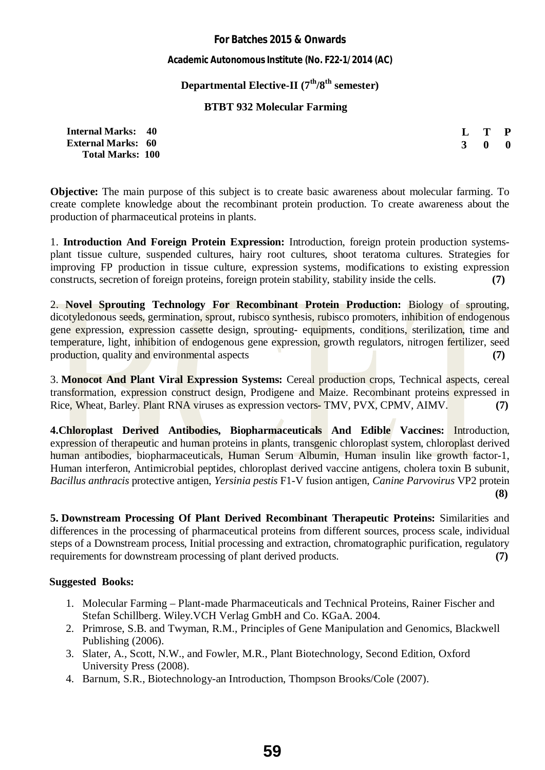**For Batches 2015 & Onwards**

**Academic Autonomous Institute (No. F22-1/2014 (AC)**

## Departmental Elective-II (7th/8th semester)

## BTBT 932 Molecular Farming

| | | | | |
|---|---|---|---|---|
| **Internal Marks: 40** | | **L** | **T** | **P** |
| **External Marks: 60** | | **3** | **0** | **0** |
| **Total Marks: 100** | | | | |

**Objective:** The main purpose of this subject is to create basic awareness about molecular farming. To create complete knowledge about the recombinant protein production. To create awareness about the production of pharmaceutical proteins in plants.

1. **Introduction And Foreign Protein Expression:** Introduction, foreign protein production systems- plant tissue culture, suspended cultures, hairy root cultures, shoot teratoma cultures. Strategies for improving FP production in tissue culture, expression systems, modifications to existing expression constructs, secretion of foreign proteins, foreign protein stability, stability inside the cells. **(7)**

2. **Novel Sprouting Technology For Recombinant Protein Production:** Biology of sprouting, dicotyledonous seeds, germination, sprout, rubisco synthesis, rubisco promoters, inhibition of endogenous gene expression, expression cassette design, sprouting- equipments, conditions, sterilization, time and temperature, light, inhibition of endogenous gene expression, growth regulators, nitrogen fertilizer, seed production, quality and environmental aspects **(7)**

3. **Monocot And Plant Viral Expression Systems:** Cereal production crops, Technical aspects, cereal transformation, expression construct design, Prodigene and Maize. Recombinant proteins expressed in Rice, Wheat, Barley. Plant RNA viruses as expression vectors- TMV, PVX, CPMV, AIMV. **(7)**

4. **Chloroplast Derived Antibodies, Biopharmaceuticals And Edible Vaccines:** Introduction, expression of therapeutic and human proteins in plants, transgenic chloroplast system, chloroplast derived human antibodies, biopharmaceuticals, Human Serum Albumin, Human insulin like growth factor-1, Human interferon, Antimicrobial peptides, chloroplast derived vaccine antigens, cholera toxin B subunit, *Bacillus anthracis* protective antigen, *Yersinia pestis* F1-V fusion antigen, *Canine Parvovirus* VP2 protein **(8)**

5. **Downstream Processing Of Plant Derived Recombinant Therapeutic Proteins:** Similarities and differences in the processing of pharmaceutical proteins from different sources, process scale, individual steps of a Downstream process, Initial processing and extraction, chromatographic purification, regulatory requirements for downstream processing of plant derived products. **(7)**

**Suggested Books:**

1. Molecular Farming – Plant-made Pharmaceuticals and Technical Proteins, Rainer Fischer and Stefan Schillberg. Wiley.VCH Verlag GmbH and Co. KGaA. 2004.
2. Primrose, S.B. and Twyman, R.M., Principles of Gene Manipulation and Genomics, Blackwell Publishing (2006).
3. Slater, A., Scott, N.W., and Fowler, M.R., Plant Biotechnology, Second Edition, Oxford University Press (2008).
4. Barnum, S.R., Biotechnology-an Introduction, Thompson Brooks/Cole (2007).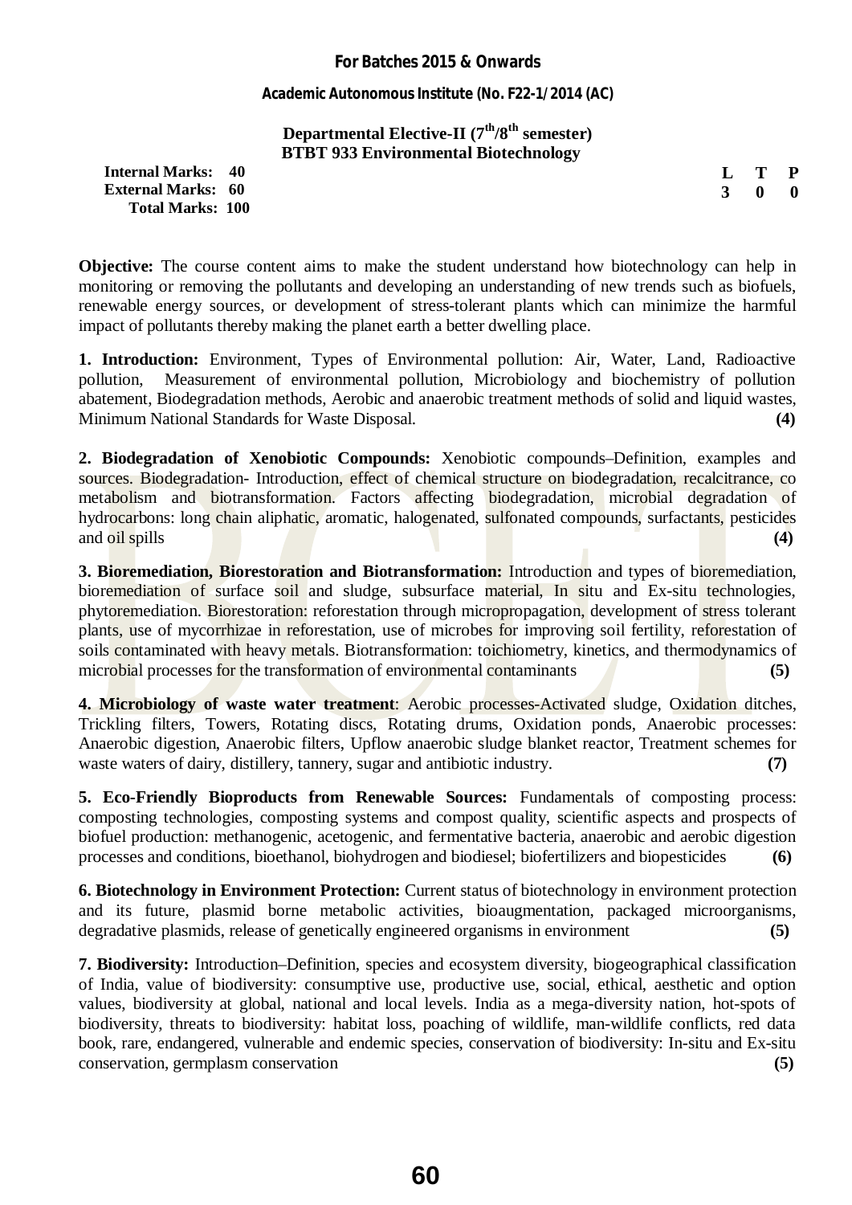**For Batches 2015 & Onwards**

**Academic Autonomous Institute (No. F22-1/2014 (AC)**

## Departmental Elective-II (7th/8th semester)

## BTBT 933 Environmental Biotechnology

**Internal Marks: 40**
**External Marks: 60**
**Total Marks: 100**

| L | T | P |
|---|---|---|
| 3 | 0 | 0 |

**Objective:** The course content aims to make the student understand how biotechnology can help in monitoring or removing the pollutants and developing an understanding of new trends such as biofuels, renewable energy sources, or development of stress-tolerant plants which can minimize the harmful impact of pollutants thereby making the planet earth a better dwelling place.

**1. Introduction:** Environment, Types of Environmental pollution: Air, Water, Land, Radioactive pollution, Measurement of environmental pollution, Microbiology and biochemistry of pollution abatement, Biodegradation methods, Aerobic and anaerobic treatment methods of solid and liquid wastes, Minimum National Standards for Waste Disposal. **(4)**

**2. Biodegradation of Xenobiotic Compounds:** Xenobiotic compounds–Definition, examples and sources. Biodegradation- Introduction, effect of chemical structure on biodegradation, recalcitrance, co metabolism and biotransformation. Factors affecting biodegradation, microbial degradation of hydrocarbons: long chain aliphatic, aromatic, halogenated, sulfonated compounds, surfactants, pesticides and oil spills **(4)**

**3. Bioremediation, Biorestoration and Biotransformation:** Introduction and types of bioremediation, bioremediation of surface soil and sludge, subsurface material, In situ and Ex-situ technologies, phytoremediation. Biorestoration: reforestation through micropropagation, development of stress tolerant plants, use of mycorrhizae in reforestation, use of microbes for improving soil fertility, reforestation of soils contaminated with heavy metals. Biotransformation: toichiometry, kinetics, and thermodynamics of microbial processes for the transformation of environmental contaminants **(5)**

**4. Microbiology of waste water treatment**: Aerobic processes-Activated sludge, Oxidation ditches, Trickling filters, Towers, Rotating discs, Rotating drums, Oxidation ponds, Anaerobic processes: Anaerobic digestion, Anaerobic filters, Upflow anaerobic sludge blanket reactor, Treatment schemes for waste waters of dairy, distillery, tannery, sugar and antibiotic industry. **(7)**

**5. Eco-Friendly Bioproducts from Renewable Sources:** Fundamentals of composting process: composting technologies, composting systems and compost quality, scientific aspects and prospects of biofuel production: methanogenic, acetogenic, and fermentative bacteria, anaerobic and aerobic digestion processes and conditions, bioethanol, biohydrogen and biodiesel; biofertilizers and biopesticides **(6)**

**6. Biotechnology in Environment Protection:** Current status of biotechnology in environment protection and its future, plasmid borne metabolic activities, bioaugmentation, packaged microorganisms, degradative plasmids, release of genetically engineered organisms in environment **(5)**

**7. Biodiversity:** Introduction–Definition, species and ecosystem diversity, biogeographical classification of India, value of biodiversity: consumptive use, productive use, social, ethical, aesthetic and option values, biodiversity at global, national and local levels. India as a mega-diversity nation, hot-spots of biodiversity, threats to biodiversity: habitat loss, poaching of wildlife, man-wildlife conflicts, red data book, rare, endangered, vulnerable and endemic species, conservation of biodiversity: In-situ and Ex-situ conservation, germplasm conservation **(5)**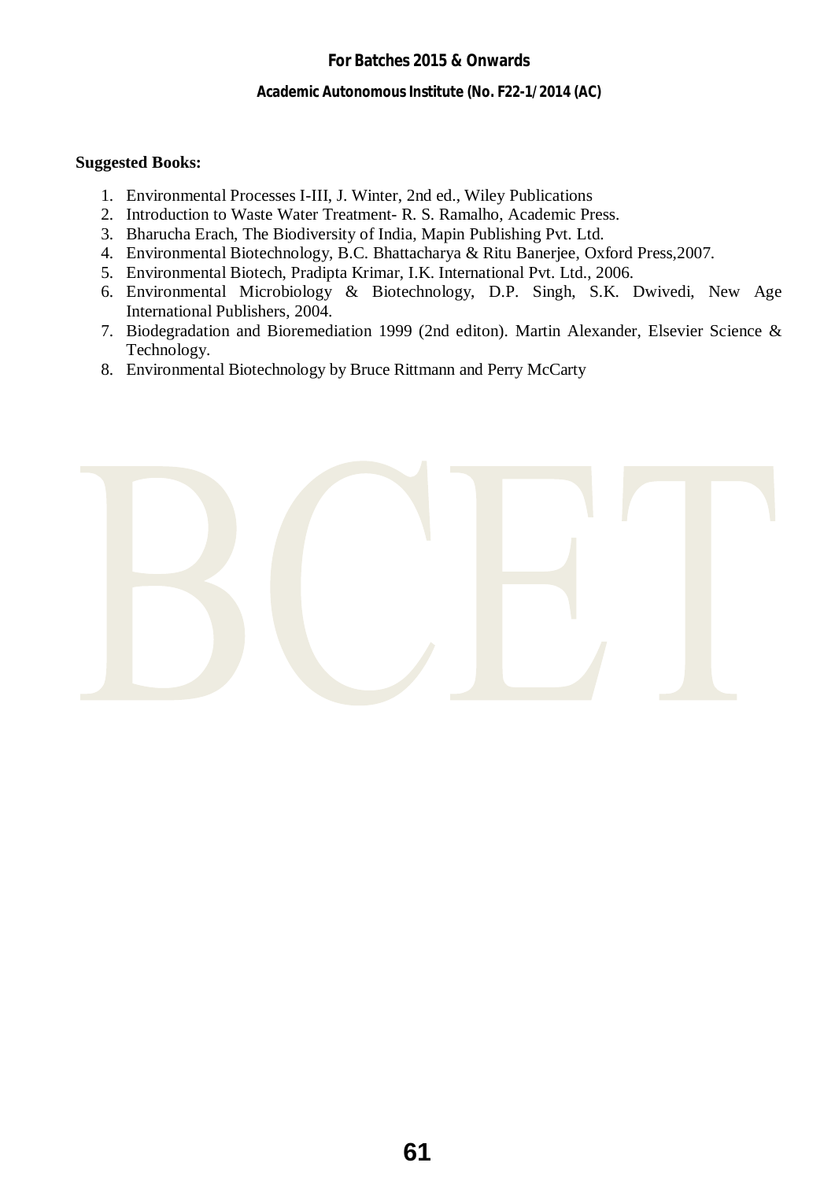**Suggested Books:**

1. Environmental Processes I-III, J. Winter, 2nd ed., Wiley Publications
2. Introduction to Waste Water Treatment- R. S. Ramalho, Academic Press.
3. Bharucha Erach, The Biodiversity of India, Mapin Publishing Pvt. Ltd.
4. Environmental Biotechnology, B.C. Bhattacharya & Ritu Banerjee, Oxford Press,2007.
5. Environmental Biotech, Pradipta Krimar, I.K. International Pvt. Ltd., 2006.
6. Environmental Microbiology & Biotechnology, D.P. Singh, S.K. Dwivedi, New Age International Publishers, 2004.
7. Biodegradation and Bioremediation 1999 (2nd editon). Martin Alexander, Elsevier Science & Technology.
8. Environmental Biotechnology by Bruce Rittmann and Perry McCarty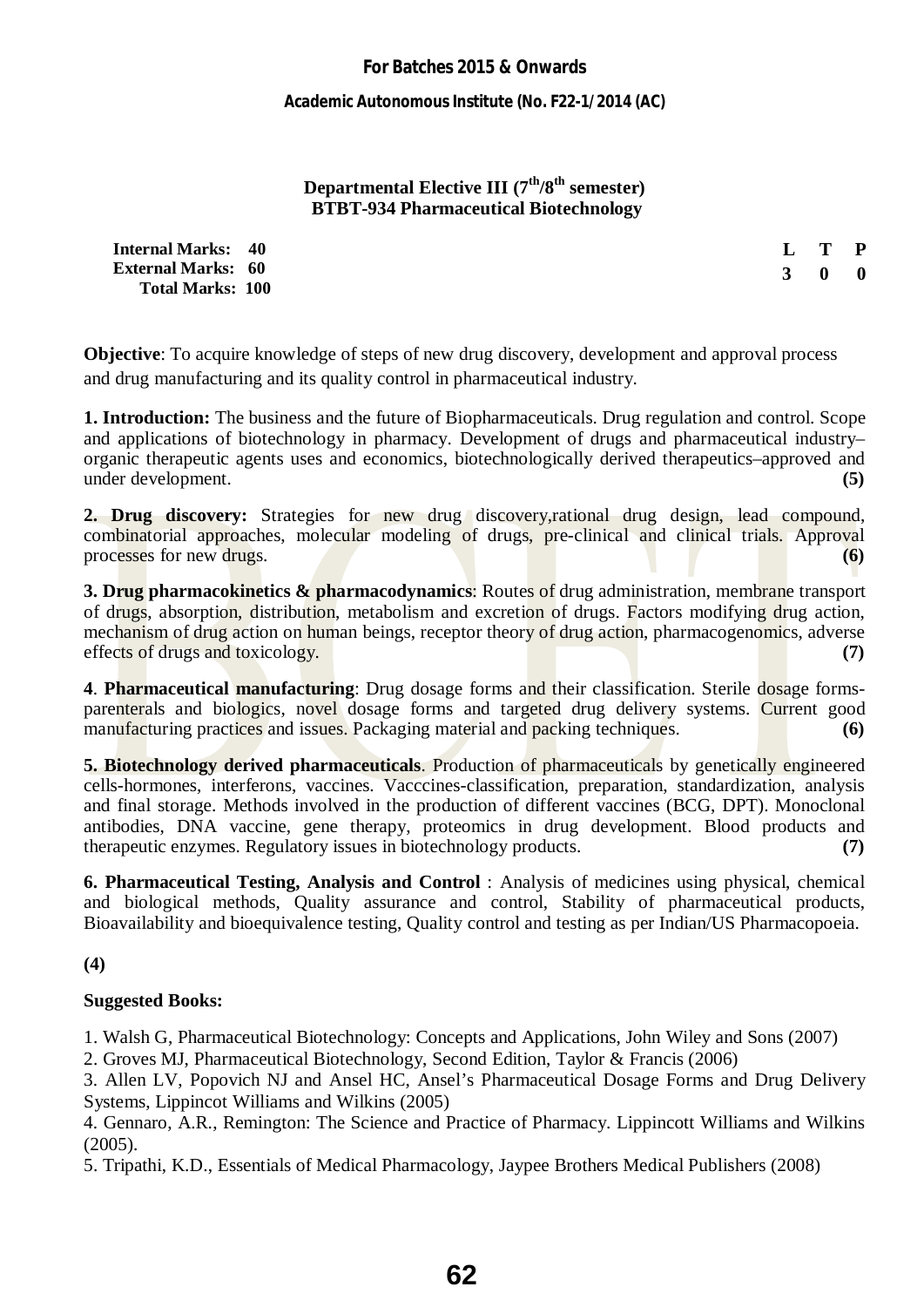### Departmental Elective III (7th/8th semester)
### BTBT-934 Pharmaceutical Biotechnology

**Internal Marks: 40**
**External Marks: 60**
**Total Marks: 100**

| L | T | P |
|---|---|---|
| 3 | 0 | 0 |

**Objective**: To acquire knowledge of steps of new drug discovery, development and approval process and drug manufacturing and its quality control in pharmaceutical industry.

**1. Introduction:** The business and the future of Biopharmaceuticals. Drug regulation and control. Scope and applications of biotechnology in pharmacy. Development of drugs and pharmaceutical industry–organic therapeutic agents uses and economics, biotechnologically derived therapeutics–approved and under development. **(5)**

**2. Drug discovery:** Strategies for new drug discovery,rational drug design, lead compound, combinatorial approaches, molecular modeling of drugs, pre-clinical and clinical trials. Approval processes for new drugs. **(6)**

**3. Drug pharmacokinetics & pharmacodynamics**: Routes of drug administration, membrane transport of drugs, absorption, distribution, metabolism and excretion of drugs. Factors modifying drug action, mechanism of drug action on human beings, receptor theory of drug action, pharmacogenomics, adverse effects of drugs and toxicology. **(7)**

**4**. **Pharmaceutical manufacturing**: Drug dosage forms and their classification. Sterile dosage forms-parenterals and biologics, novel dosage forms and targeted drug delivery systems. Current good manufacturing practices and issues. Packaging material and packing techniques. **(6)**

**5. Biotechnology derived pharmaceuticals**. Production of pharmaceuticals by genetically engineered cells-hormones, interferons, vaccines. Vacccines-classification, preparation, standardization, analysis and final storage. Methods involved in the production of different vaccines (BCG, DPT). Monoclonal antibodies, DNA vaccine, gene therapy, proteomics in drug development. Blood products and therapeutic enzymes. Regulatory issues in biotechnology products. **(7)**

**6. Pharmaceutical Testing, Analysis and Control** : Analysis of medicines using physical, chemical and biological methods, Quality assurance and control, Stability of pharmaceutical products, Bioavailability and bioequivalence testing, Quality control and testing as per Indian/US Pharmacopoeia.

**(4)**

**Suggested Books:**

1. Walsh G, Pharmaceutical Biotechnology: Concepts and Applications, John Wiley and Sons (2007)
2. Groves MJ, Pharmaceutical Biotechnology, Second Edition, Taylor & Francis (2006)
3. Allen LV, Popovich NJ and Ansel HC, Ansel's Pharmaceutical Dosage Forms and Drug Delivery Systems, Lippincot Williams and Wilkins (2005)
4. Gennaro, A.R., Remington: The Science and Practice of Pharmacy. Lippincott Williams and Wilkins (2005).
5. Tripathi, K.D., Essentials of Medical Pharmacology, Jaypee Brothers Medical Publishers (2008)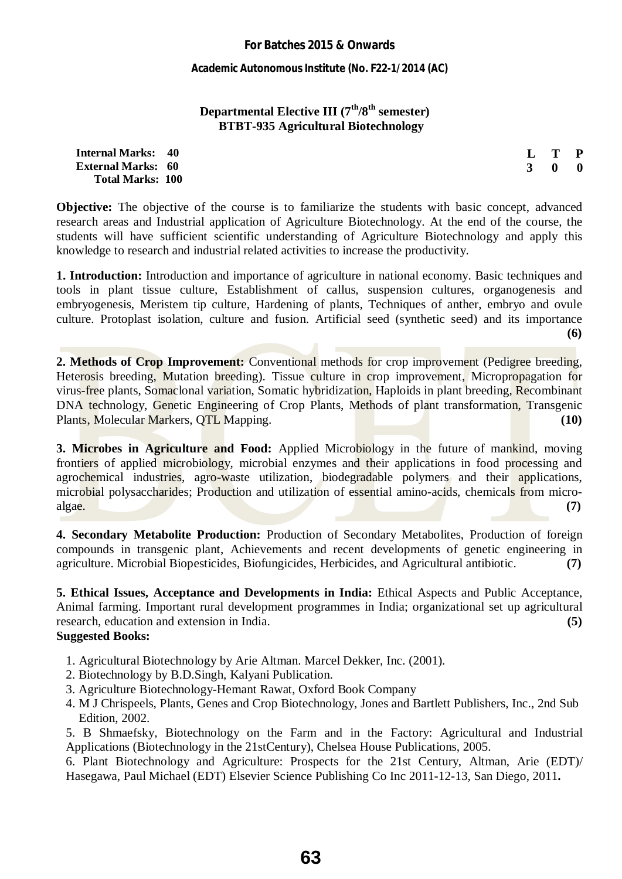**For Batches 2015 & Onwards**

**Academic Autonomous Institute (No. F22-1/2014 (AC)**

## Departmental Elective III (7th/8th semester)
## BTBT-935 Agricultural Biotechnology

| | | L | T | P |
|---|---|---|---|---|
| **Internal Marks:** | **40** | **3** | **0** | **0** |
| **External Marks:** | **60** | | | |
| **Total Marks:** | **100** | | | |

**Objective:** The objective of the course is to familiarize the students with basic concept, advanced research areas and Industrial application of Agriculture Biotechnology. At the end of the course, the students will have sufficient scientific understanding of Agriculture Biotechnology and apply this knowledge to research and industrial related activities to increase the productivity.

**1. Introduction:** Introduction and importance of agriculture in national economy. Basic techniques and tools in plant tissue culture, Establishment of callus, suspension cultures, organogenesis and embryogenesis, Meristem tip culture, Hardening of plants, Techniques of anther, embryo and ovule culture. Protoplast isolation, culture and fusion. Artificial seed (synthetic seed) and its importance **(6)**

**2. Methods of Crop Improvement:** Conventional methods for crop improvement (Pedigree breeding, Heterosis breeding, Mutation breeding). Tissue culture in crop improvement, Micropropagation for virus-free plants, Somaclonal variation, Somatic hybridization, Haploids in plant breeding, Recombinant DNA technology, Genetic Engineering of Crop Plants, Methods of plant transformation, Transgenic Plants, Molecular Markers, QTL Mapping. **(10)**

**3. Microbes in Agriculture and Food:** Applied Microbiology in the future of mankind, moving frontiers of applied microbiology, microbial enzymes and their applications in food processing and agrochemical industries, agro-waste utilization, biodegradable polymers and their applications, microbial polysaccharides; Production and utilization of essential amino-acids, chemicals from micro-algae. **(7)**

**4. Secondary Metabolite Production:** Production of Secondary Metabolites, Production of foreign compounds in transgenic plant, Achievements and recent developments of genetic engineering in agriculture. Microbial Biopesticides, Biofungicides, Herbicides, and Agricultural antibiotic. **(7)**

**5. Ethical Issues, Acceptance and Developments in India:** Ethical Aspects and Public Acceptance, Animal farming. Important rural development programmes in India; organizational set up agricultural research, education and extension in India. **(5)**

**Suggested Books:**

1. Agricultural Biotechnology by Arie Altman. Marcel Dekker, Inc. (2001).
2. Biotechnology by B.D.Singh, Kalyani Publication.
3. Agriculture Biotechnology-Hemant Rawat, Oxford Book Company
4. M J Chrispeels, Plants, Genes and Crop Biotechnology, Jones and Bartlett Publishers, Inc., 2nd Sub Edition, 2002.
5. B Shmaefsky, Biotechnology on the Farm and in the Factory: Agricultural and Industrial Applications (Biotechnology in the 21stCentury), Chelsea House Publications, 2005.
6. Plant Biotechnology and Agriculture: Prospects for the 21st Century, Altman, Arie (EDT)/ Hasegawa, Paul Michael (EDT) Elsevier Science Publishing Co Inc 2011-12-13, San Diego, 2011**.**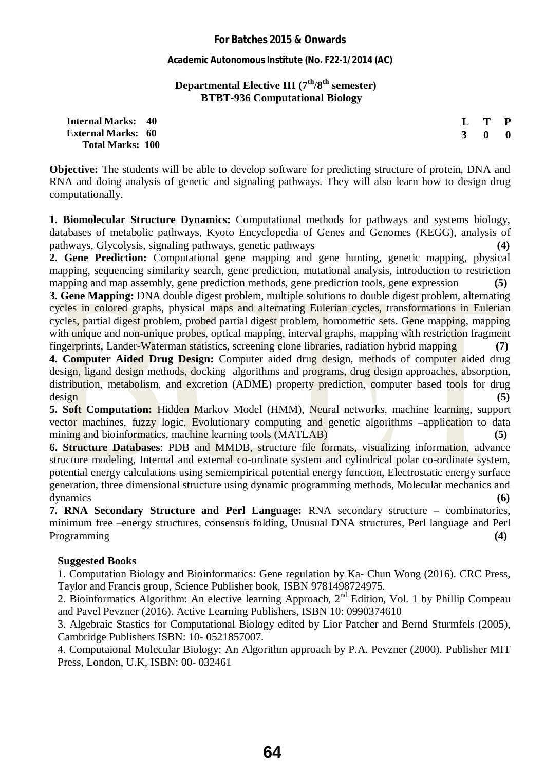**For Batches 2015 & Onwards**

**Academic Autonomous Institute (No. F22-1/2014 (AC)**

## Departmental Elective III ($7^{th}$/$8^{th}$ semester)
## BTBT-936 Computational Biology

| | | L | T | P |
|---|---|---|---|---|
| **Internal Marks:** | **40** | **3** | **0** | **0** |
| **External Marks:** | **60** | | | |
| **Total Marks:** | **100** | | | |

**Objective:** The students will be able to develop software for predicting structure of protein, DNA and RNA and doing analysis of genetic and signaling pathways. They will also learn how to design drug computationally.

**1. Biomolecular Structure Dynamics:** Computational methods for pathways and systems biology, databases of metabolic pathways, Kyoto Encyclopedia of Genes and Genomes (KEGG), analysis of pathways, Glycolysis, signaling pathways, genetic pathways **(4)**

**2. Gene Prediction:** Computational gene mapping and gene hunting, genetic mapping, physical mapping, sequencing similarity search, gene prediction, mutational analysis, introduction to restriction mapping and map assembly, gene prediction methods, gene prediction tools, gene expression **(5)**

**3. Gene Mapping:** DNA double digest problem, multiple solutions to double digest problem, alternating cycles in colored graphs, physical maps and alternating Eulerian cycles, transformations in Eulerian cycles, partial digest problem, probed partial digest problem, homometric sets. Gene mapping, mapping with unique and non-unique probes, optical mapping, interval graphs, mapping with restriction fragment fingerprints, Lander-Waterman statistics, screening clone libraries, radiation hybrid mapping **(7)**

**4. Computer Aided Drug Design:** Computer aided drug design, methods of computer aided drug design, ligand design methods, docking algorithms and programs, drug design approaches, absorption, distribution, metabolism, and excretion (ADME) property prediction, computer based tools for drug design **(5)**

**5. Soft Computation:** Hidden Markov Model (HMM), Neural networks, machine learning, support vector machines, fuzzy logic, Evolutionary computing and genetic algorithms –application to data mining and bioinformatics, machine learning tools (MATLAB) **(5)**

**6. Structure Databases**: PDB and MMDB, structure file formats, visualizing information, advance structure modeling, Internal and external co-ordinate system and cylindrical polar co-ordinate system, potential energy calculations using semiempirical potential energy function, Electrostatic energy surface generation, three dimensional structure using dynamic programming methods, Molecular mechanics and dynamics **(6)**

**7. RNA Secondary Structure and Perl Language:** RNA secondary structure – combinatories, minimum free –energy structures, consensus folding, Unusual DNA structures, Perl language and Perl Programming **(4)**

**Suggested Books**

1. Computation Biology and Bioinformatics: Gene regulation by Ka- Chun Wong (2016). CRC Press, Taylor and Francis group, Science Publisher book, ISBN 9781498724975.
2. Bioinformatics Algorithm: An elective learning Approach, $2^{nd}$ Edition, Vol. 1 by Phillip Compeau and Pavel Pevzner (2016). Active Learning Publishers, ISBN 10: 0990374610
3. Algebraic Stastics for Computational Biology edited by Lior Patcher and Bernd Sturmfels (2005), Cambridge Publishers ISBN: 10- 0521857007.
4. Computaional Molecular Biology: An Algorithm approach by P.A. Pevzner (2000). Publisher MIT Press, London, U.K, ISBN: 00- 032461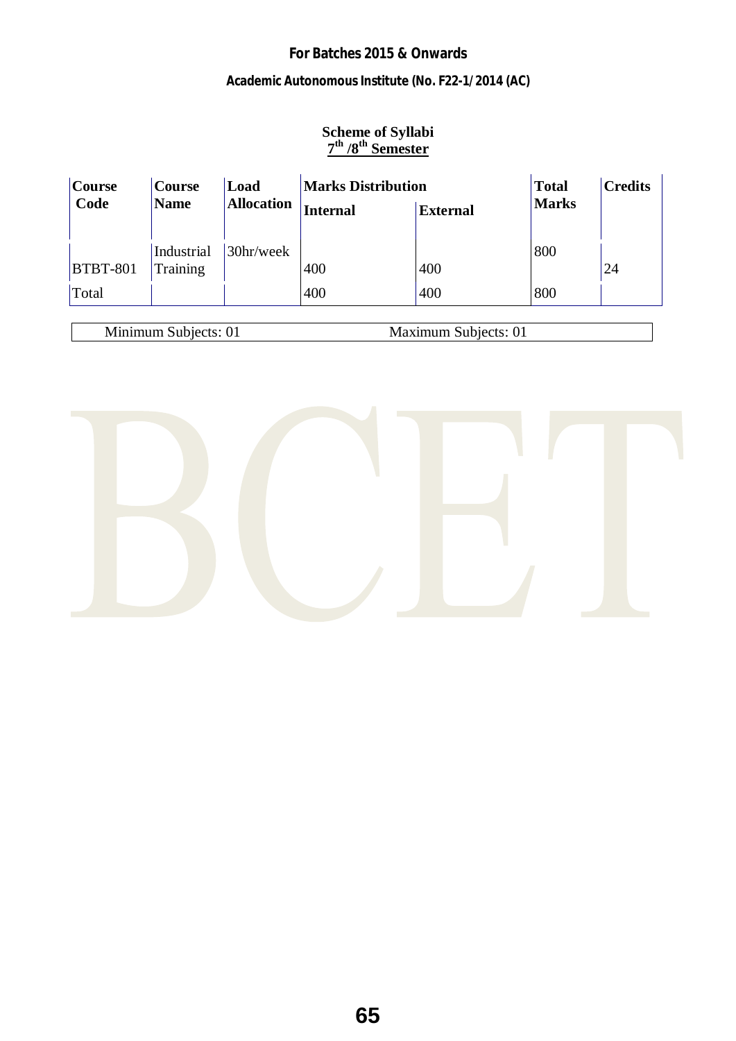**For Batches 2015 & Onwards**

**Academic Autonomous Institute (No. F22-1/2014 (AC)**

**Scheme of Syllabi**
**$7^{th}$ /$8^{th}$ Semester**

| Course Code | Course Name | Load Allocation | Marks Distribution | | Total Marks | Credits |
|---|---|---|---|---|---|---|
| | | | Internal | External | | |
| BTBT-801 | Industrial Training | 30hr/week | 400 | 400 | 800 | 24 |
| Total | | | 400 | 400 | 800 | |

| Minimum Subjects: 01 | Maximum Subjects: 01 |
|---|---|